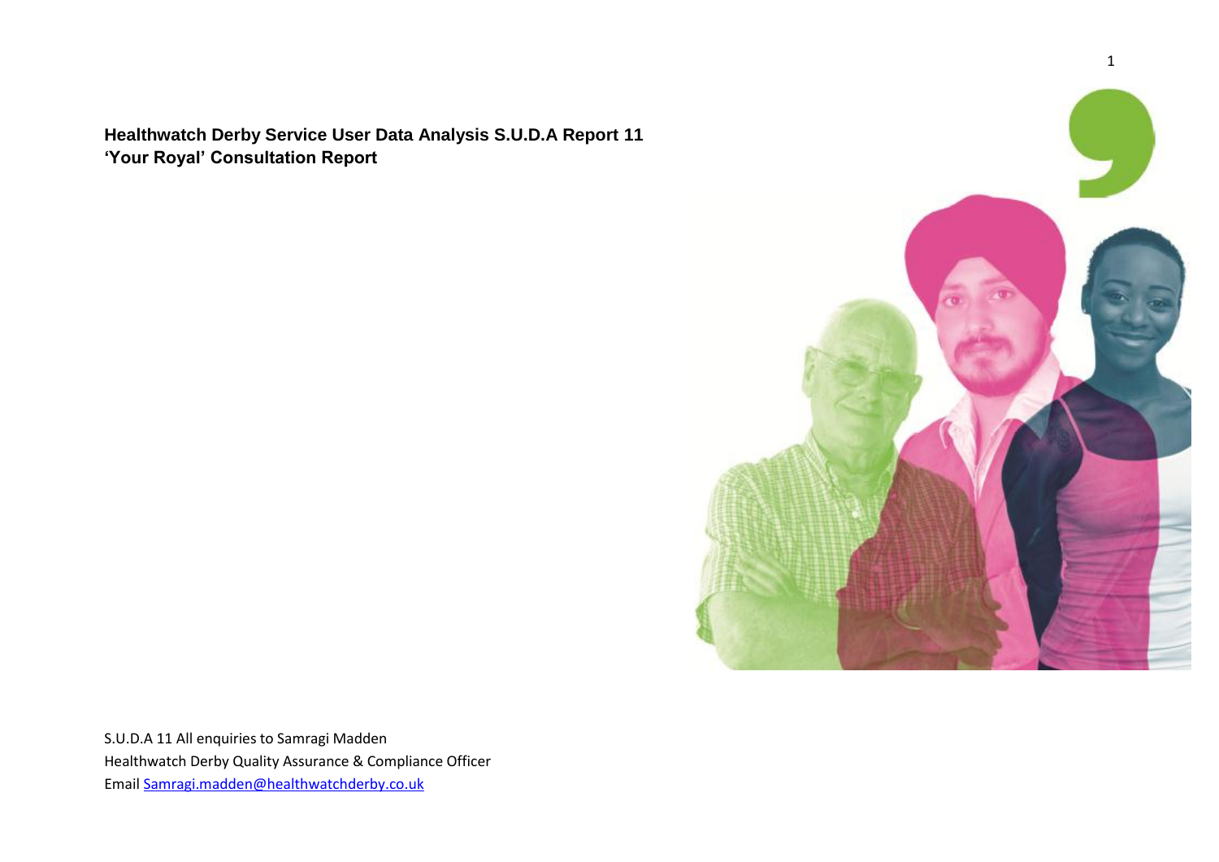# Healthwatch Derby Service User Data Analysis S.U.D.A Report 11
## 'Your Royal' Consultation Report

S.U.D.A 11 All enquiries to Samragi Madden
Healthwatch Derby Quality Assurance & Compliance Officer
Email Samragi.madden@healthwatchderby.co.uk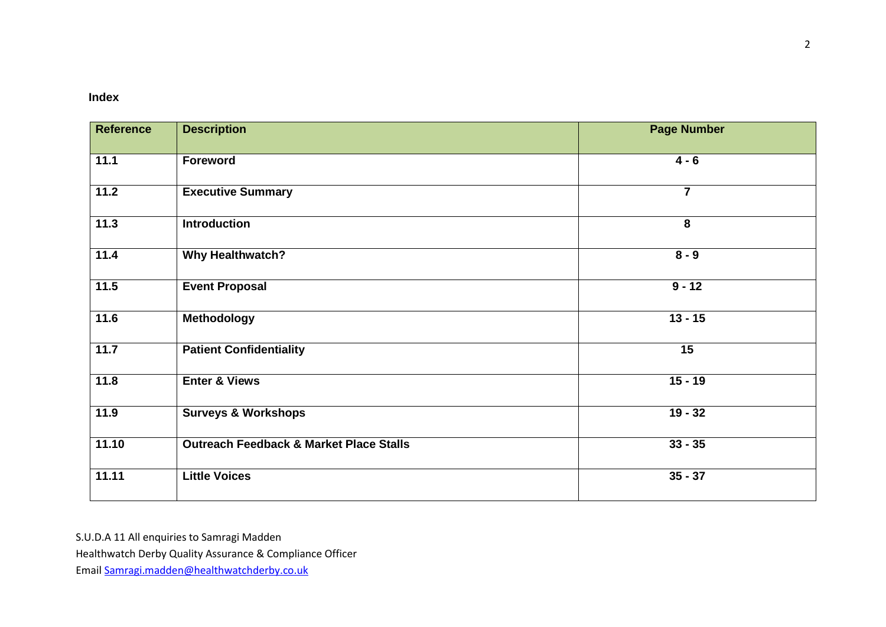**Index**

| Reference | Description | Page Number |
| --- | --- | --- |
| 11.1 | Foreword | 4 - 6 |
| 11.2 | Executive Summary | 7 |
| 11.3 | Introduction | 8 |
| 11.4 | Why Healthwatch? | 8 - 9 |
| 11.5 | Event Proposal | 9 - 12 |
| 11.6 | Methodology | 13 - 15 |
| 11.7 | Patient Confidentiality | 15 |
| 11.8 | Enter & Views | 15 - 19 |
| 11.9 | Surveys & Workshops | 19 - 32 |
| 11.10 | Outreach Feedback & Market Place Stalls | 33 - 35 |
| 11.11 | Little Voices | 35 - 37 |

S.U.D.A 11 All enquiries to Samragi Madden

Healthwatch Derby Quality Assurance & Compliance Officer

Email Samragi.madden@healthwatchderby.co.uk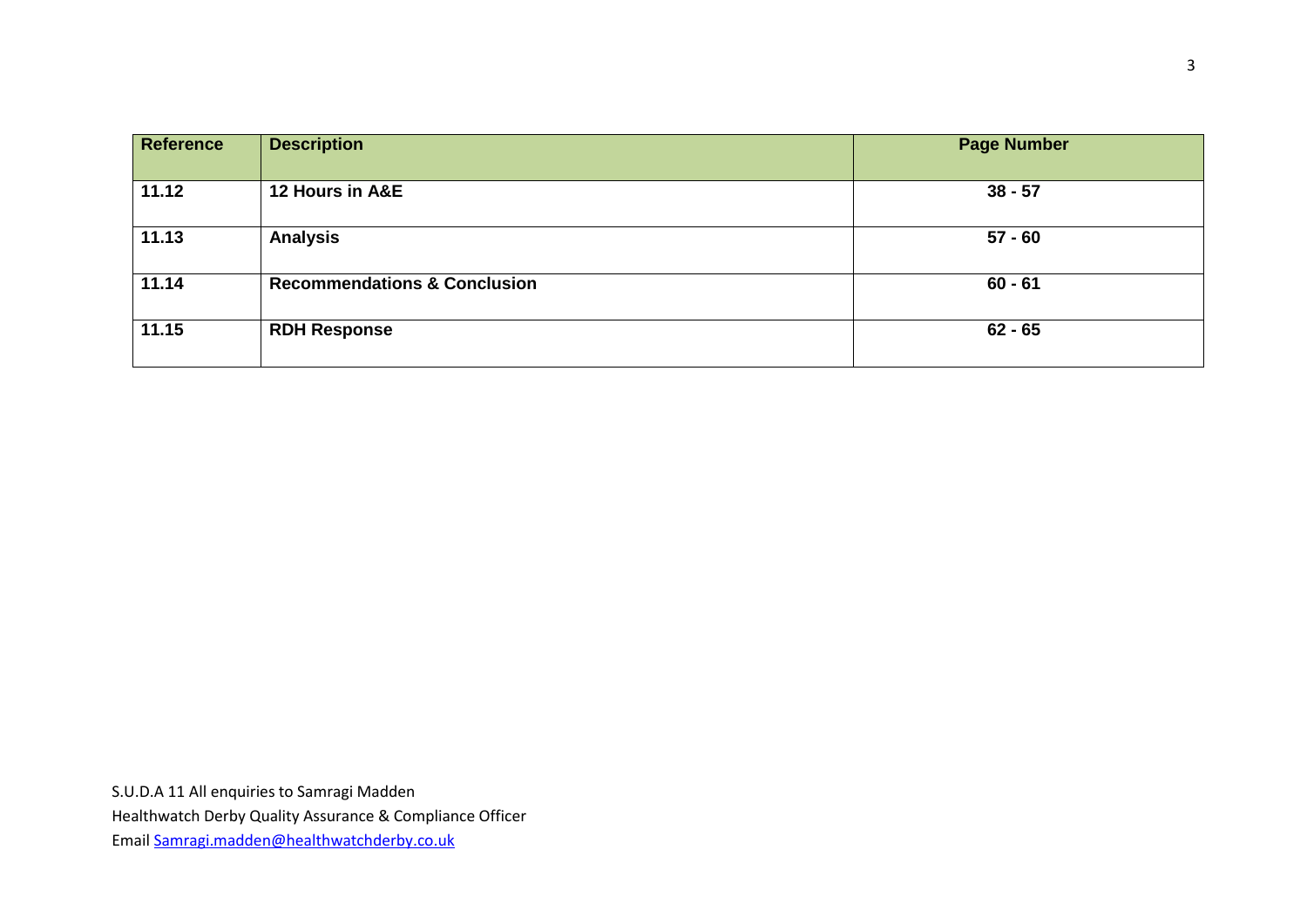| Reference | Description | Page Number |
|---|---|---|
| 11.12 | 12 Hours in A&E | 38 - 57 |
| 11.13 | Analysis | 57 - 60 |
| 11.14 | Recommendations & Conclusion | 60 - 61 |
| 11.15 | RDH Response | 62 - 65 |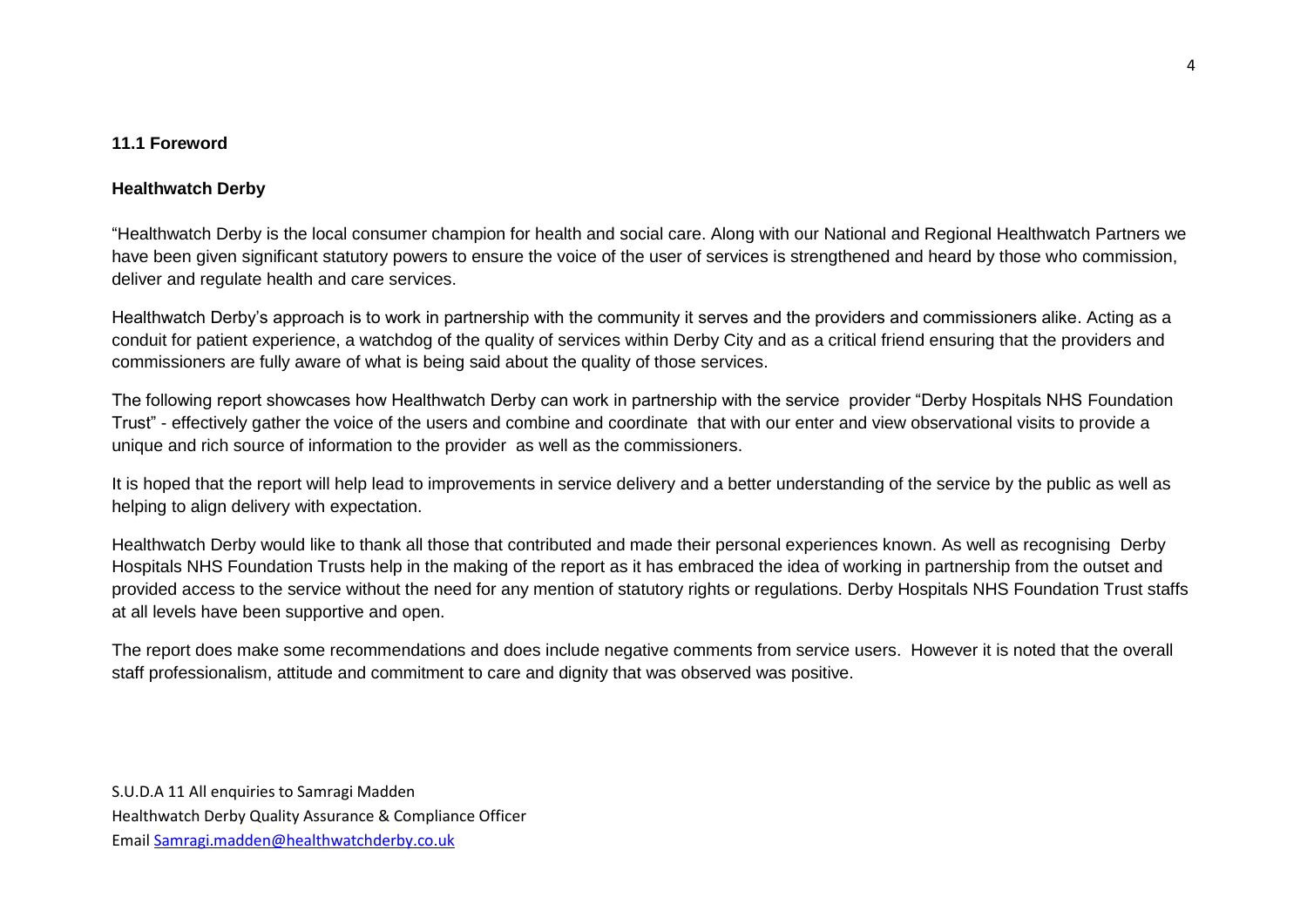**11.1 Foreword**

**Healthwatch Derby**

"Healthwatch Derby is the local consumer champion for health and social care. Along with our National and Regional Healthwatch Partners we have been given significant statutory powers to ensure the voice of the user of services is strengthened and heard by those who commission, deliver and regulate health and care services.

Healthwatch Derby's approach is to work in partnership with the community it serves and the providers and commissioners alike. Acting as a conduit for patient experience, a watchdog of the quality of services within Derby City and as a critical friend ensuring that the providers and commissioners are fully aware of what is being said about the quality of those services.

The following report showcases how Healthwatch Derby can work in partnership with the service provider "Derby Hospitals NHS Foundation Trust" - effectively gather the voice of the users and combine and coordinate that with our enter and view observational visits to provide a unique and rich source of information to the provider as well as the commissioners.

It is hoped that the report will help lead to improvements in service delivery and a better understanding of the service by the public as well as helping to align delivery with expectation.

Healthwatch Derby would like to thank all those that contributed and made their personal experiences known. As well as recognising Derby Hospitals NHS Foundation Trusts help in the making of the report as it has embraced the idea of working in partnership from the outset and provided access to the service without the need for any mention of statutory rights or regulations. Derby Hospitals NHS Foundation Trust staffs at all levels have been supportive and open.

The report does make some recommendations and does include negative comments from service users. However it is noted that the overall staff professionalism, attitude and commitment to care and dignity that was observed was positive.

S.U.D.A 11 All enquiries to Samragi Madden
Healthwatch Derby Quality Assurance & Compliance Officer
Email Samragi.madden@healthwatchderby.co.uk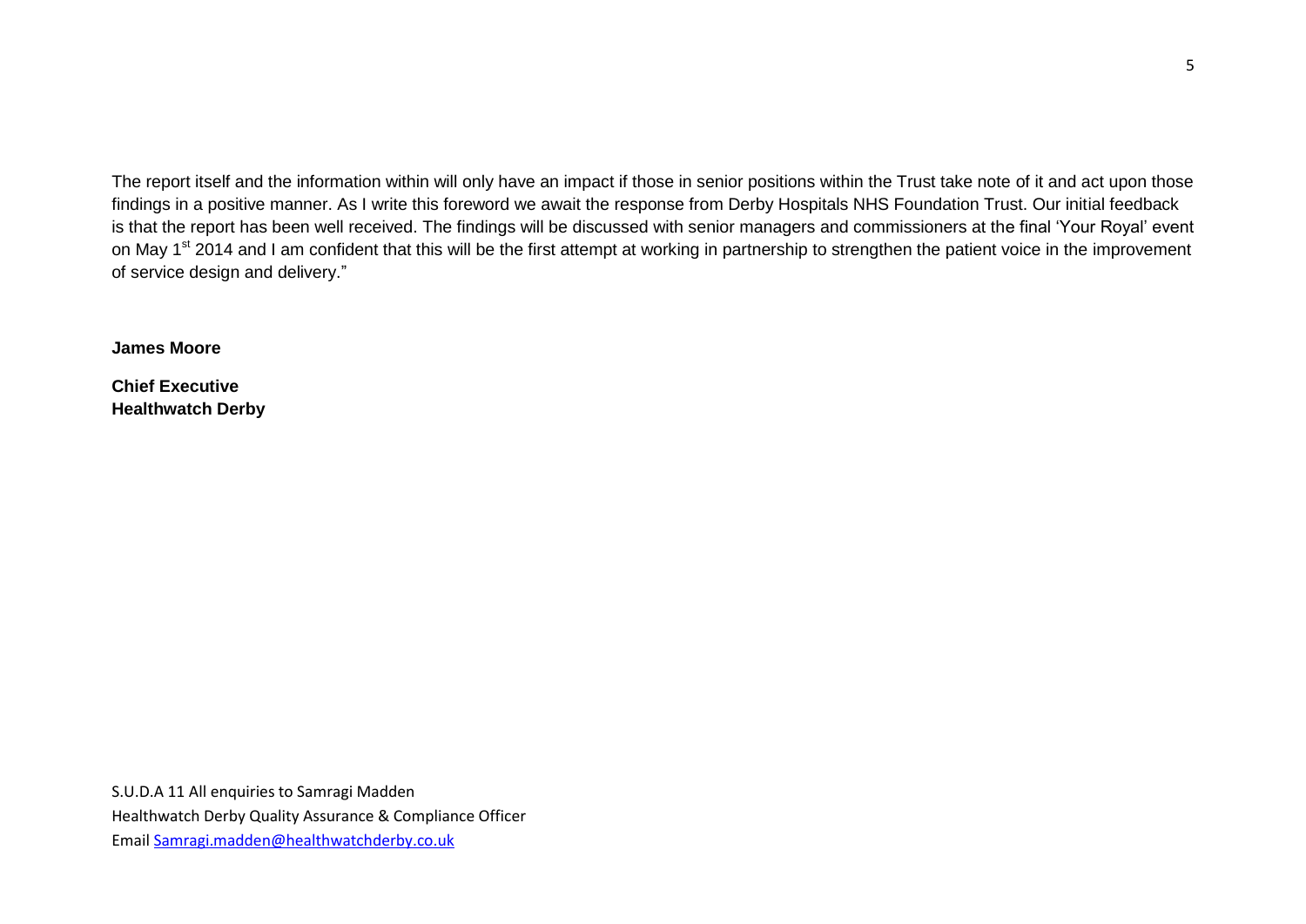The report itself and the information within will only have an impact if those in senior positions within the Trust take note of it and act upon those findings in a positive manner. As I write this foreword we await the response from Derby Hospitals NHS Foundation Trust. Our initial feedback is that the report has been well received. The findings will be discussed with senior managers and commissioners at the final 'Your Royal' event on May 1st 2014 and I am confident that this will be the first attempt at working in partnership to strengthen the patient voice in the improvement of service design and delivery."

**James Moore**

**Chief Executive**
**Healthwatch Derby**

S.U.D.A 11 All enquiries to Samragi Madden
Healthwatch Derby Quality Assurance & Compliance Officer
Email Samragi.madden@healthwatchderby.co.uk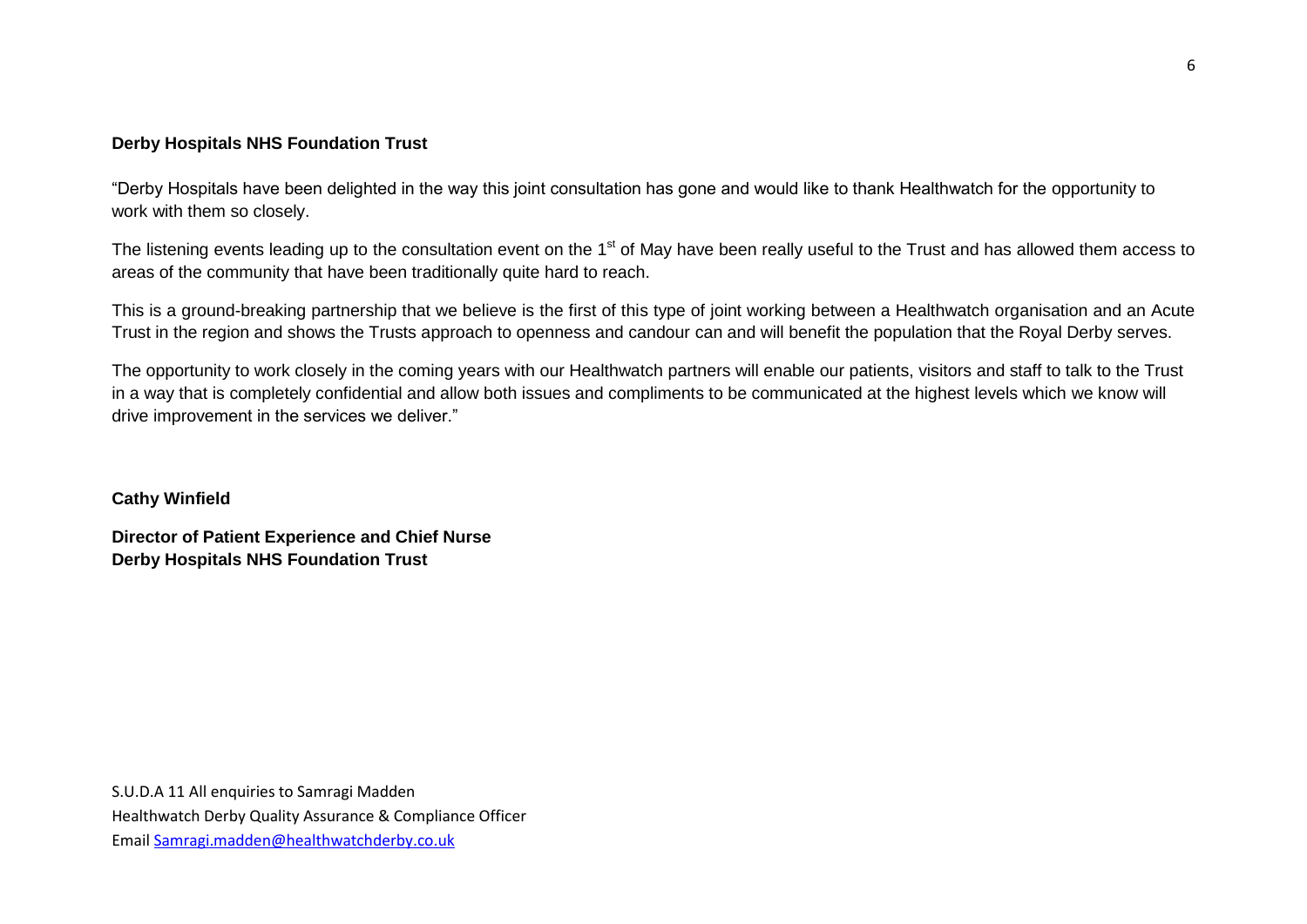**Derby Hospitals NHS Foundation Trust**

"Derby Hospitals have been delighted in the way this joint consultation has gone and would like to thank Healthwatch for the opportunity to work with them so closely.

The listening events leading up to the consultation event on the 1st of May have been really useful to the Trust and has allowed them access to areas of the community that have been traditionally quite hard to reach.

This is a ground-breaking partnership that we believe is the first of this type of joint working between a Healthwatch organisation and an Acute Trust in the region and shows the Trusts approach to openness and candour can and will benefit the population that the Royal Derby serves.

The opportunity to work closely in the coming years with our Healthwatch partners will enable our patients, visitors and staff to talk to the Trust in a way that is completely confidential and allow both issues and compliments to be communicated at the highest levels which we know will drive improvement in the services we deliver."

**Cathy Winfield**

**Director of Patient Experience and Chief Nurse**
**Derby Hospitals NHS Foundation Trust**

S.U.D.A 11 All enquiries to Samragi Madden
Healthwatch Derby Quality Assurance & Compliance Officer
Email Samragi.madden@healthwatchderby.co.uk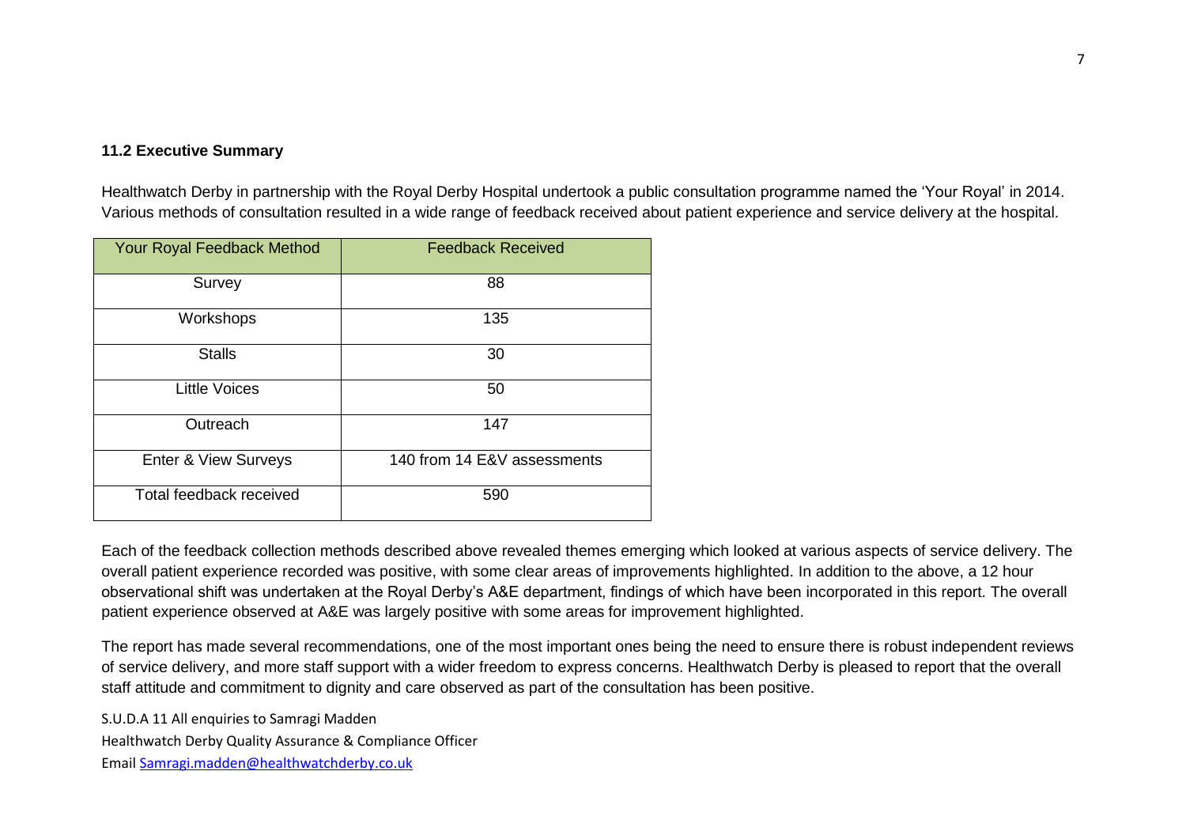**11.2 Executive Summary**

Healthwatch Derby in partnership with the Royal Derby Hospital undertook a public consultation programme named the 'Your Royal' in 2014. Various methods of consultation resulted in a wide range of feedback received about patient experience and service delivery at the hospital.

| Your Royal Feedback Method | Feedback Received |
|---|---|
| Survey | 88 |
| Workshops | 135 |
| Stalls | 30 |
| Little Voices | 50 |
| Outreach | 147 |
| Enter & View Surveys | 140 from 14 E&V assessments |
| Total feedback received | 590 |

Each of the feedback collection methods described above revealed themes emerging which looked at various aspects of service delivery. The overall patient experience recorded was positive, with some clear areas of improvements highlighted. In addition to the above, a 12 hour observational shift was undertaken at the Royal Derby's A&E department, findings of which have been incorporated in this report. The overall patient experience observed at A&E was largely positive with some areas for improvement highlighted.

The report has made several recommendations, one of the most important ones being the need to ensure there is robust independent reviews of service delivery, and more staff support with a wider freedom to express concerns. Healthwatch Derby is pleased to report that the overall staff attitude and commitment to dignity and care observed as part of the consultation has been positive.

S.U.D.A 11 All enquiries to Samragi Madden

Healthwatch Derby Quality Assurance & Compliance Officer

Email Samragi.madden@healthwatchderby.co.uk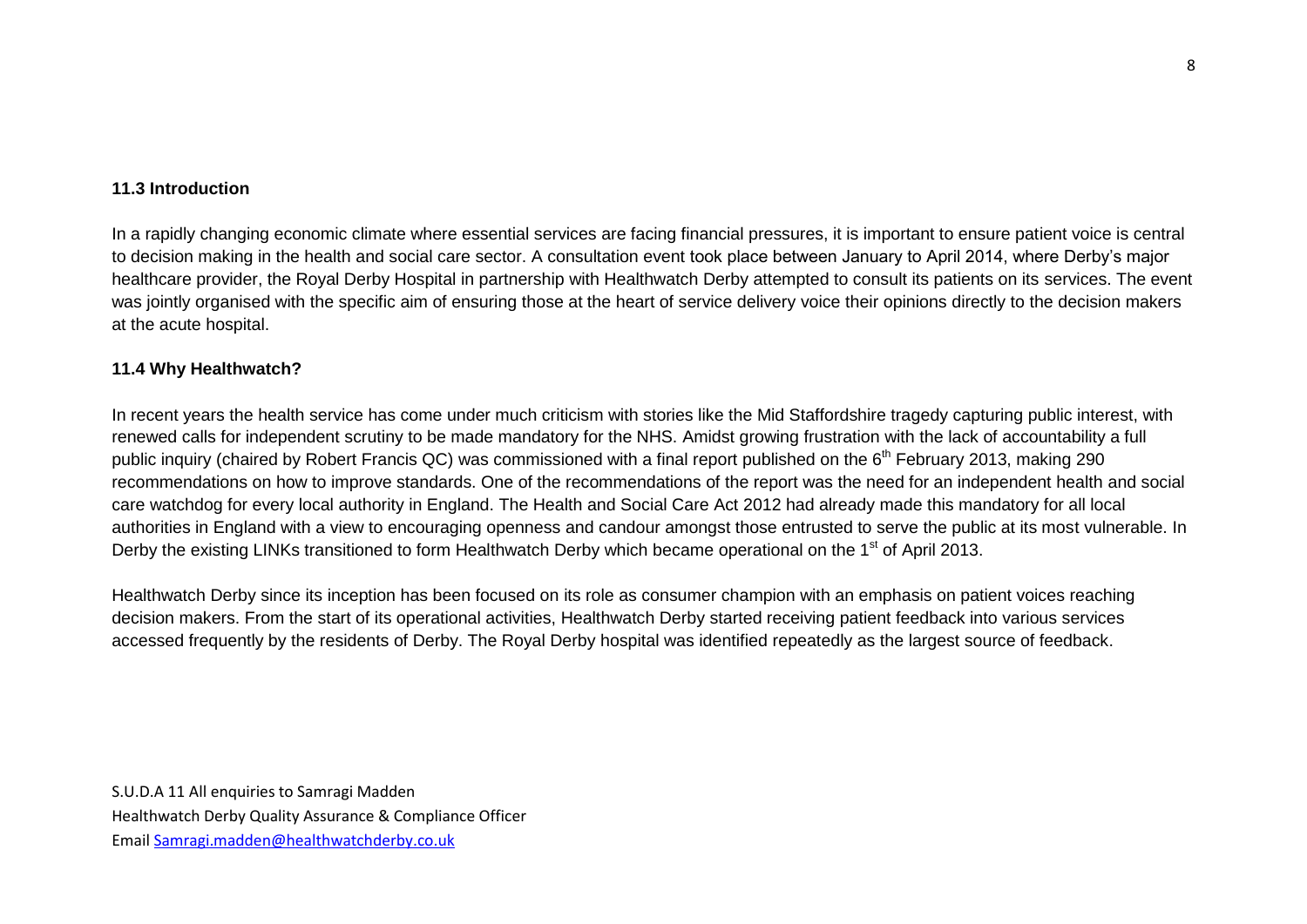**11.3 Introduction**

In a rapidly changing economic climate where essential services are facing financial pressures, it is important to ensure patient voice is central to decision making in the health and social care sector. A consultation event took place between January to April 2014, where Derby's major healthcare provider, the Royal Derby Hospital in partnership with Healthwatch Derby attempted to consult its patients on its services. The event was jointly organised with the specific aim of ensuring those at the heart of service delivery voice their opinions directly to the decision makers at the acute hospital.

**11.4 Why Healthwatch?**

In recent years the health service has come under much criticism with stories like the Mid Staffordshire tragedy capturing public interest, with renewed calls for independent scrutiny to be made mandatory for the NHS. Amidst growing frustration with the lack of accountability a full public inquiry (chaired by Robert Francis QC) was commissioned with a final report published on the 6th February 2013, making 290 recommendations on how to improve standards. One of the recommendations of the report was the need for an independent health and social care watchdog for every local authority in England. The Health and Social Care Act 2012 had already made this mandatory for all local authorities in England with a view to encouraging openness and candour amongst those entrusted to serve the public at its most vulnerable. In Derby the existing LINKs transitioned to form Healthwatch Derby which became operational on the 1st of April 2013.

Healthwatch Derby since its inception has been focused on its role as consumer champion with an emphasis on patient voices reaching decision makers. From the start of its operational activities, Healthwatch Derby started receiving patient feedback into various services accessed frequently by the residents of Derby. The Royal Derby hospital was identified repeatedly as the largest source of feedback.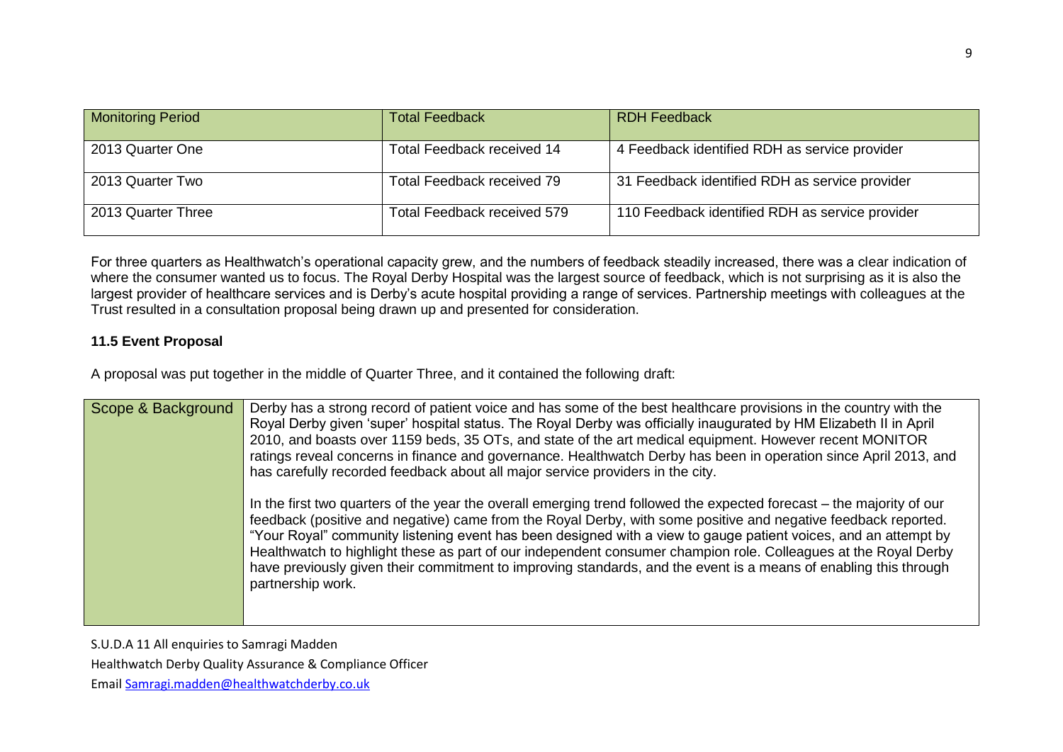| Monitoring Period | Total Feedback | RDH Feedback |
|---|---|---|
| 2013 Quarter One | Total Feedback received 14 | 4 Feedback identified RDH as service provider |
| 2013 Quarter Two | Total Feedback received 79 | 31 Feedback identified RDH as service provider |
| 2013 Quarter Three | Total Feedback received 579 | 110 Feedback identified RDH as service provider |

For three quarters as Healthwatch's operational capacity grew, and the numbers of feedback steadily increased, there was a clear indication of where the consumer wanted us to focus. The Royal Derby Hospital was the largest source of feedback, which is not surprising as it is also the largest provider of healthcare services and is Derby's acute hospital providing a range of services. Partnership meetings with colleagues at the Trust resulted in a consultation proposal being drawn up and presented for consideration.

**11.5 Event Proposal**

A proposal was put together in the middle of Quarter Three, and it contained the following draft:

| | |
|---|---|
| Scope & Background | Derby has a strong record of patient voice and has some of the best healthcare provisions in the country with the Royal Derby given 'super' hospital status. The Royal Derby was officially inaugurated by HM Elizabeth II in April 2010, and boasts over 1159 beds, 35 OTs, and state of the art medical equipment. However recent MONITOR ratings reveal concerns in finance and governance. Healthwatch Derby has been in operation since April 2013, and has carefully recorded feedback about all major service providers in the city.<br><br>In the first two quarters of the year the overall emerging trend followed the expected forecast – the majority of our feedback (positive and negative) came from the Royal Derby, with some positive and negative feedback reported. "Your Royal" community listening event has been designed with a view to gauge patient voices, and an attempt by Healthwatch to highlight these as part of our independent consumer champion role. Colleagues at the Royal Derby have previously given their commitment to improving standards, and the event is a means of enabling this through partnership work. |

S.U.D.A 11 All enquiries to Samragi Madden

Healthwatch Derby Quality Assurance & Compliance Officer

Email Samragi.madden@healthwatchderby.co.uk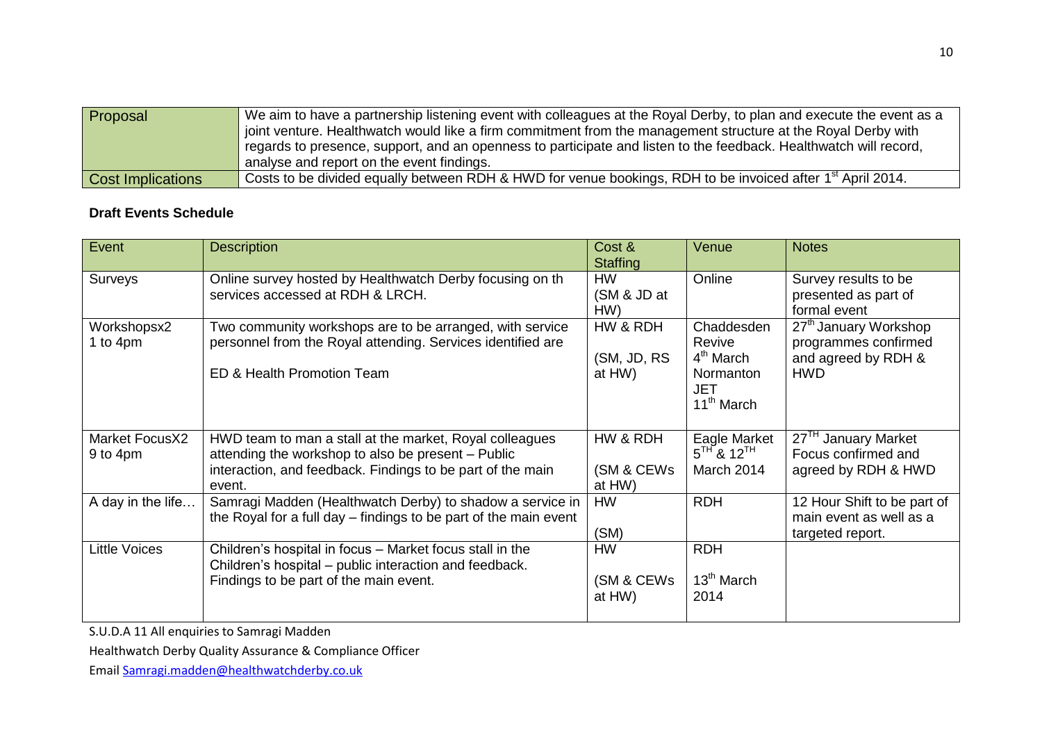| Proposal | We aim to have a partnership listening event with colleagues at the Royal Derby, to plan and execute the event as a joint venture. Healthwatch would like a firm commitment from the management structure at the Royal Derby with regards to presence, support, and an openness to participate and listen to the feedback. Healthwatch will record, analyse and report on the event findings. |
|---|---|
| Cost Implications | Costs to be divided equally between RDH & HWD for venue bookings, RDH to be invoiced after 1st April 2014. |

**Draft Events Schedule**

| Event | Description | Cost & Staffing | Venue | Notes |
|---|---|---|---|---|
| Surveys | Online survey hosted by Healthwatch Derby focusing on th services accessed at RDH & LRCH. | HW (SM & JD at HW) | Online | Survey results to be presented as part of formal event |
| Workshopsx2 1 to 4pm | Two community workshops are to be arranged, with service personnel from the Royal attending. Services identified are ED & Health Promotion Team | HW & RDH (SM, JD, RS at HW) | Chaddesden Revive 4th March Normanton JET 11th March | 27th January Workshop programmes confirmed and agreed by RDH & HWD |
| Market FocusX2 9 to 4pm | HWD team to man a stall at the market, Royal colleagues attending the workshop to also be present – Public interaction, and feedback. Findings to be part of the main event. | HW & RDH (SM & CEWs at HW) | Eagle Market 5TH & 12TH March 2014 | 27TH January Market Focus confirmed and agreed by RDH & HWD |
| A day in the life… | Samragi Madden (Healthwatch Derby) to shadow a service in the Royal for a full day – findings to be part of the main event | HW (SM) | RDH | 12 Hour Shift to be part of main event as well as a targeted report. |
| Little Voices | Children's hospital in focus – Market focus stall in the Children's hospital – public interaction and feedback. Findings to be part of the main event. | HW (SM & CEWs at HW) | RDH 13th March 2014 | |

S.U.D.A 11 All enquiries to Samragi Madden

Healthwatch Derby Quality Assurance & Compliance Officer

Email Samragi.madden@healthwatchderby.co.uk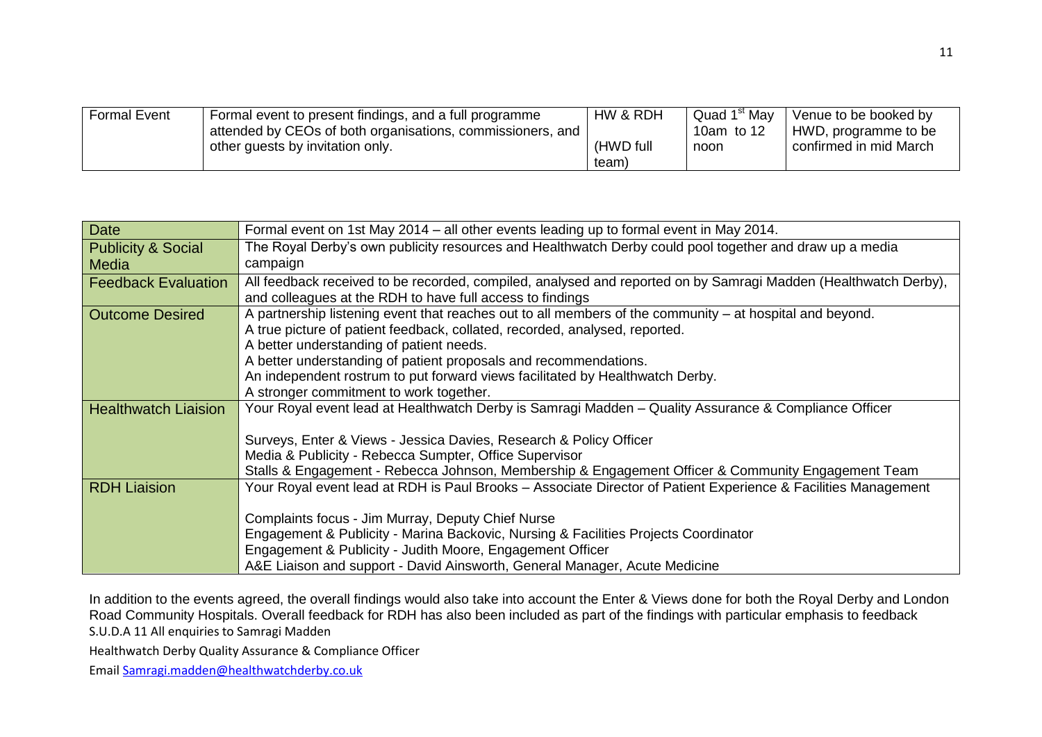| Formal Event | Formal event to present findings, and a full programme attended by CEOs of both organisations, commissioners, and other guests by invitation only. | HW & RDH<br><br>(HWD full team) | Quad 1st May 10am to 12 noon | Venue to be booked by HWD, programme to be confirmed in mid March |
|---|---|---|---|---|

| Date | Formal event on 1st May 2014 – all other events leading up to formal event in May 2014. |
|---|---|
| Publicity & Social Media | The Royal Derby's own publicity resources and Healthwatch Derby could pool together and draw up a media campaign |
| Feedback Evaluation | All feedback received to be recorded, compiled, analysed and reported on by Samragi Madden (Healthwatch Derby), and colleagues at the RDH to have full access to findings |
| Outcome Desired | A partnership listening event that reaches out to all members of the community – at hospital and beyond.<br>A true picture of patient feedback, collated, recorded, analysed, reported.<br>A better understanding of patient needs.<br>A better understanding of patient proposals and recommendations.<br>An independent rostrum to put forward views facilitated by Healthwatch Derby.<br>A stronger commitment to work together. |
| Healthwatch Liaision | Your Royal event lead at Healthwatch Derby is Samragi Madden – Quality Assurance & Compliance Officer<br><br>Surveys, Enter & Views - Jessica Davies, Research & Policy Officer<br>Media & Publicity - Rebecca Sumpter, Office Supervisor<br>Stalls & Engagement - Rebecca Johnson, Membership & Engagement Officer & Community Engagement Team |
| RDH Liaision | Your Royal event lead at RDH is Paul Brooks – Associate Director of Patient Experience & Facilities Management<br><br>Complaints focus - Jim Murray, Deputy Chief Nurse<br>Engagement & Publicity - Marina Backovic, Nursing & Facilities Projects Coordinator<br>Engagement & Publicity - Judith Moore, Engagement Officer<br>A&E Liaison and support - David Ainsworth, General Manager, Acute Medicine |

In addition to the events agreed, the overall findings would also take into account the Enter & Views done for both the Royal Derby and London Road Community Hospitals. Overall feedback for RDH has also been included as part of the findings with particular emphasis to feedback

S.U.D.A 11 All enquiries to Samragi Madden

Healthwatch Derby Quality Assurance & Compliance Officer

Email Samragi.madden@healthwatchderby.co.uk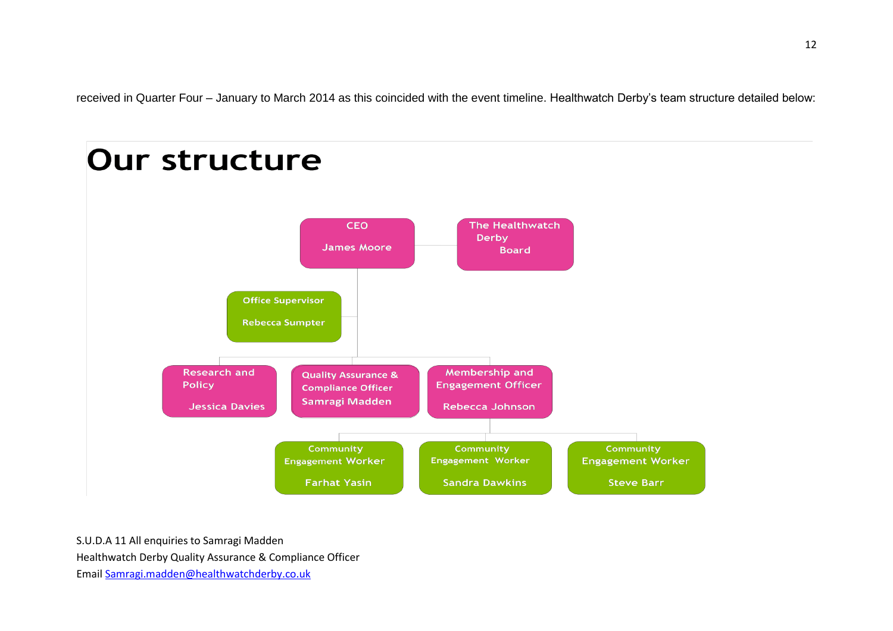received in Quarter Four – January to March 2014 as this coincided with the event timeline. Healthwatch Derby's team structure detailed below:

# Our structure

CEO

James Moore

The Healthwatch Derby Board

Office Supervisor

Rebecca Sumpter

Research and Policy

Jessica Davies

Quality Assurance & Compliance Officer

Samragi Madden

Membership and Engagement Officer

Rebecca Johnson

Community Engagement Worker

Farhat Yasin

Community Engagement Worker

Sandra Dawkins

Community Engagement Worker

Steve Barr

S.U.D.A 11 All enquiries to Samragi Madden
Healthwatch Derby Quality Assurance & Compliance Officer
Email [Samragi.madden@healthwatchderby.co.uk](mailto:Samragi.madden@healthwatchderby.co.uk)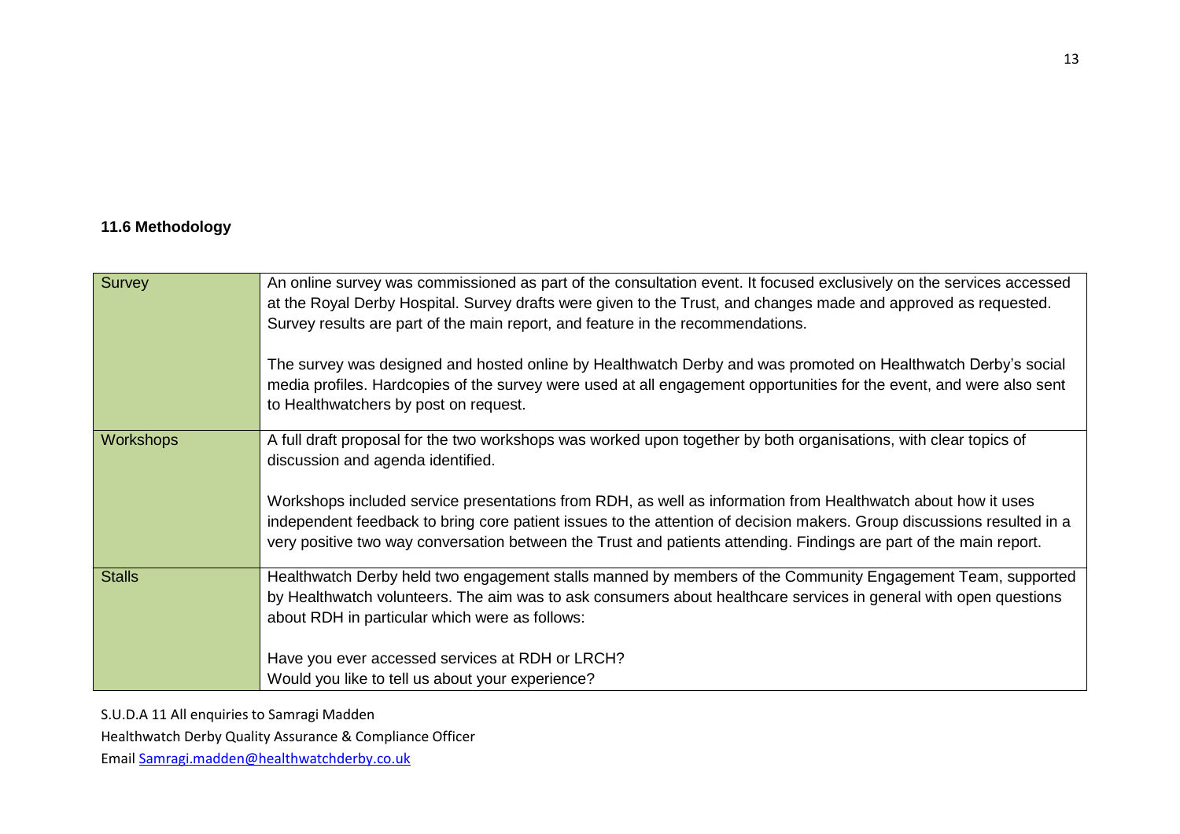**11.6 Methodology**

| | |
|---|---|
| Survey | An online survey was commissioned as part of the consultation event. It focused exclusively on the services accessed at the Royal Derby Hospital. Survey drafts were given to the Trust, and changes made and approved as requested. Survey results are part of the main report, and feature in the recommendations.<br><br>The survey was designed and hosted online by Healthwatch Derby and was promoted on Healthwatch Derby's social media profiles. Hardcopies of the survey were used at all engagement opportunities for the event, and were also sent to Healthwatchers by post on request. |
| Workshops | A full draft proposal for the two workshops was worked upon together by both organisations, with clear topics of discussion and agenda identified.<br><br>Workshops included service presentations from RDH, as well as information from Healthwatch about how it uses independent feedback to bring core patient issues to the attention of decision makers. Group discussions resulted in a very positive two way conversation between the Trust and patients attending. Findings are part of the main report. |
| Stalls | Healthwatch Derby held two engagement stalls manned by members of the Community Engagement Team, supported by Healthwatch volunteers. The aim was to ask consumers about healthcare services in general with open questions about RDH in particular which were as follows:<br><br>Have you ever accessed services at RDH or LRCH?<br>Would you like to tell us about your experience? |

S.U.D.A 11 All enquiries to Samragi Madden

Healthwatch Derby Quality Assurance & Compliance Officer

Email Samragi.madden@healthwatchderby.co.uk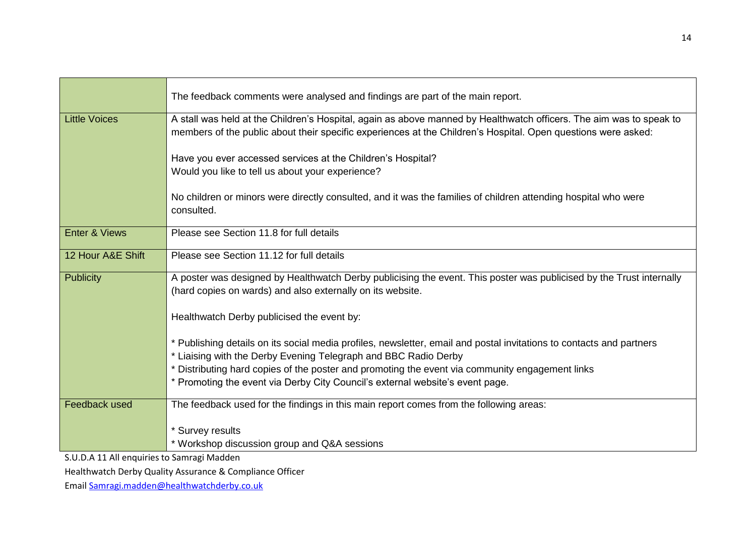| | |
|---|---|
| | The feedback comments were analysed and findings are part of the main report. |
| Little Voices | A stall was held at the Children's Hospital, again as above manned by Healthwatch officers. The aim was to speak to members of the public about their specific experiences at the Children's Hospital. Open questions were asked:<br><br>Have you ever accessed services at the Children's Hospital?<br>Would you like to tell us about your experience?<br><br>No children or minors were directly consulted, and it was the families of children attending hospital who were consulted. |
| Enter & Views | Please see Section 11.8 for full details |
| 12 Hour A&E Shift | Please see Section 11.12 for full details |
| Publicity | A poster was designed by Healthwatch Derby publicising the event. This poster was publicised by the Trust internally (hard copies on wards) and also externally on its website.<br><br>Healthwatch Derby publicised the event by:<br><br>* Publishing details on its social media profiles, newsletter, email and postal invitations to contacts and partners<br>* Liaising with the Derby Evening Telegraph and BBC Radio Derby<br>* Distributing hard copies of the poster and promoting the event via community engagement links<br>* Promoting the event via Derby City Council's external website's event page. |
| Feedback used | The feedback used for the findings in this main report comes from the following areas:<br><br>* Survey results<br>* Workshop discussion group and Q&A sessions |

S.U.D.A 11 All enquiries to Samragi Madden

Healthwatch Derby Quality Assurance & Compliance Officer

Email [Samragi.madden@healthwatchderby.co.uk](mailto:Samragi.madden@healthwatchderby.co.uk)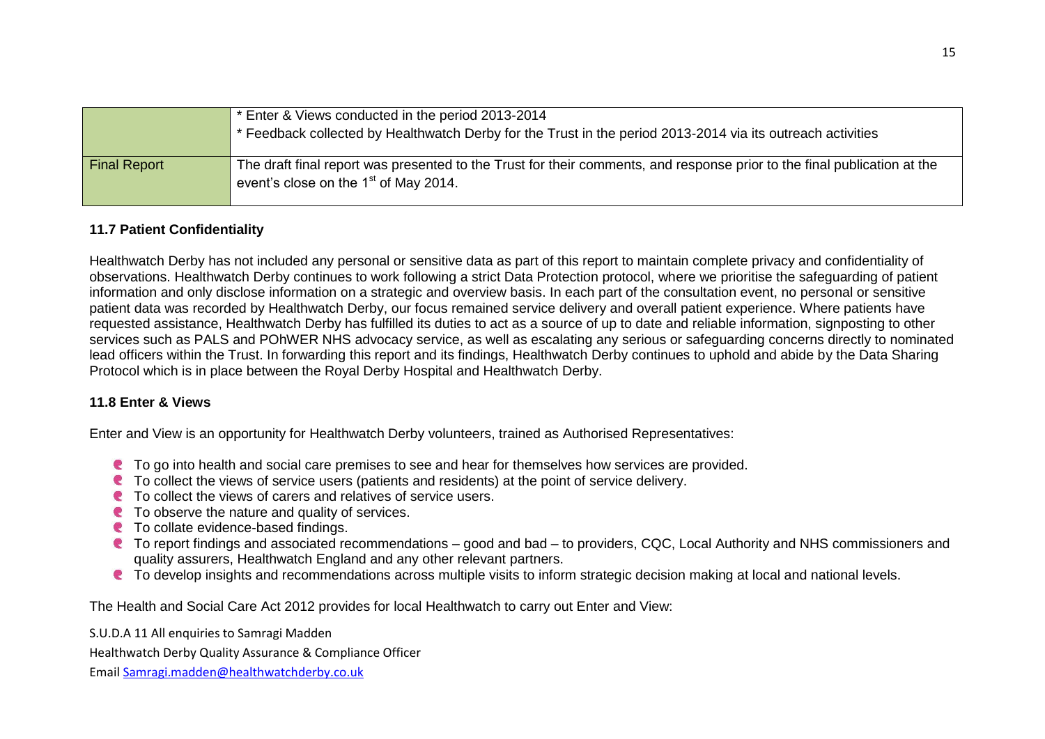| | |
|---|---|
| | * Enter & Views conducted in the period 2013-2014<br>* Feedback collected by Healthwatch Derby for the Trust in the period 2013-2014 via its outreach activities |
| Final Report | The draft final report was presented to the Trust for their comments, and response prior to the final publication at the event's close on the 1st of May 2014. |

### 11.7 Patient Confidentiality

Healthwatch Derby has not included any personal or sensitive data as part of this report to maintain complete privacy and confidentiality of observations. Healthwatch Derby continues to work following a strict Data Protection protocol, where we prioritise the safeguarding of patient information and only disclose information on a strategic and overview basis. In each part of the consultation event, no personal or sensitive patient data was recorded by Healthwatch Derby, our focus remained service delivery and overall patient experience. Where patients have requested assistance, Healthwatch Derby has fulfilled its duties to act as a source of up to date and reliable information, signposting to other services such as PALS and POhWER NHS advocacy service, as well as escalating any serious or safeguarding concerns directly to nominated lead officers within the Trust. In forwarding this report and its findings, Healthwatch Derby continues to uphold and abide by the Data Sharing Protocol which is in place between the Royal Derby Hospital and Healthwatch Derby.

### 11.8 Enter & Views

Enter and View is an opportunity for Healthwatch Derby volunteers, trained as Authorised Representatives:

- To go into health and social care premises to see and hear for themselves how services are provided.
- To collect the views of service users (patients and residents) at the point of service delivery.
- To collect the views of carers and relatives of service users.
- To observe the nature and quality of services.
- To collate evidence-based findings.
- To report findings and associated recommendations – good and bad – to providers, CQC, Local Authority and NHS commissioners and quality assurers, Healthwatch England and any other relevant partners.
- To develop insights and recommendations across multiple visits to inform strategic decision making at local and national levels.

The Health and Social Care Act 2012 provides for local Healthwatch to carry out Enter and View:

S.U.D.A 11 All enquiries to Samragi Madden

Healthwatch Derby Quality Assurance & Compliance Officer

Email Samragi.madden@healthwatchderby.co.uk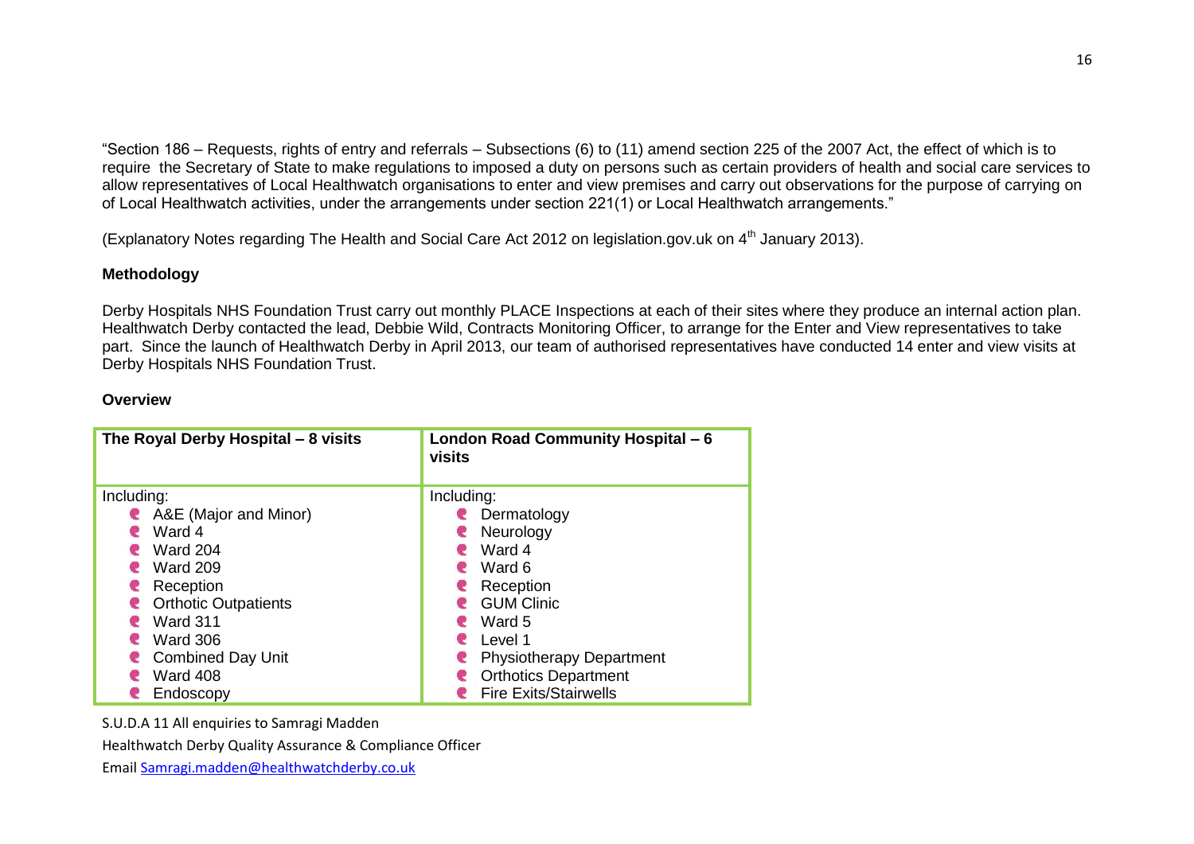"Section 186 – Requests, rights of entry and referrals – Subsections (6) to (11) amend section 225 of the 2007 Act, the effect of which is to require the Secretary of State to make regulations to imposed a duty on persons such as certain providers of health and social care services to allow representatives of Local Healthwatch organisations to enter and view premises and carry out observations for the purpose of carrying on of Local Healthwatch activities, under the arrangements under section 221(1) or Local Healthwatch arrangements."

(Explanatory Notes regarding The Health and Social Care Act 2012 on legislation.gov.uk on 4th January 2013).

**Methodology**

Derby Hospitals NHS Foundation Trust carry out monthly PLACE Inspections at each of their sites where they produce an internal action plan. Healthwatch Derby contacted the lead, Debbie Wild, Contracts Monitoring Officer, to arrange for the Enter and View representatives to take part. Since the launch of Healthwatch Derby in April 2013, our team of authorised representatives have conducted 14 enter and view visits at Derby Hospitals NHS Foundation Trust.

**Overview**

| **The Royal Derby Hospital – 8 visits** | **London Road Community Hospital – 6 visits** |
|---|---|
| Including:<br>• A&E (Major and Minor)<br>• Ward 4<br>• Ward 204<br>• Ward 209<br>• Reception<br>• Orthotic Outpatients<br>• Ward 311<br>• Ward 306<br>• Combined Day Unit<br>• Ward 408<br>• Endoscopy | Including:<br>• Dermatology<br>• Neurology<br>• Ward 4<br>• Ward 6<br>• Reception<br>• GUM Clinic<br>• Ward 5<br>• Level 1<br>• Physiotherapy Department<br>• Orthotics Department<br>• Fire Exits/Stairwells |

S.U.D.A 11 All enquiries to Samragi Madden

Healthwatch Derby Quality Assurance & Compliance Officer

Email Samragi.madden@healthwatchderby.co.uk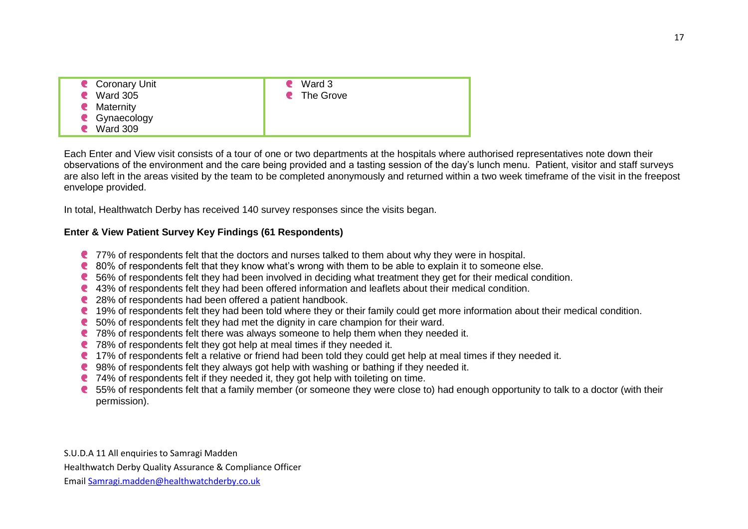| | |
|---|---|
| - Coronary Unit<br>- Ward 305<br>- Maternity<br>- Gynaecology<br>- Ward 309 | - Ward 3<br>- The Grove |

Each Enter and View visit consists of a tour of one or two departments at the hospitals where authorised representatives note down their observations of the environment and the care being provided and a tasting session of the day's lunch menu. Patient, visitor and staff surveys are also left in the areas visited by the team to be completed anonymously and returned within a two week timeframe of the visit in the freepost envelope provided.

In total, Healthwatch Derby has received 140 survey responses since the visits began.

**Enter & View Patient Survey Key Findings (61 Respondents)**

- 77% of respondents felt that the doctors and nurses talked to them about why they were in hospital.
- 80% of respondents felt that they know what's wrong with them to be able to explain it to someone else.
- 56% of respondents felt they had been involved in deciding what treatment they get for their medical condition.
- 43% of respondents felt they had been offered information and leaflets about their medical condition.
- 28% of respondents had been offered a patient handbook.
- 19% of respondents felt they had been told where they or their family could get more information about their medical condition.
- 50% of respondents felt they had met the dignity in care champion for their ward.
- 78% of respondents felt there was always someone to help them when they needed it.
- 78% of respondents felt they got help at meal times if they needed it.
- 17% of respondents felt a relative or friend had been told they could get help at meal times if they needed it.
- 98% of respondents felt they always got help with washing or bathing if they needed it.
- 74% of respondents felt if they needed it, they got help with toileting on time.
- 55% of respondents felt that a family member (or someone they were close to) had enough opportunity to talk to a doctor (with their permission).

S.U.D.A 11 All enquiries to Samragi Madden

Healthwatch Derby Quality Assurance & Compliance Officer

Email Samragi.madden@healthwatchderby.co.uk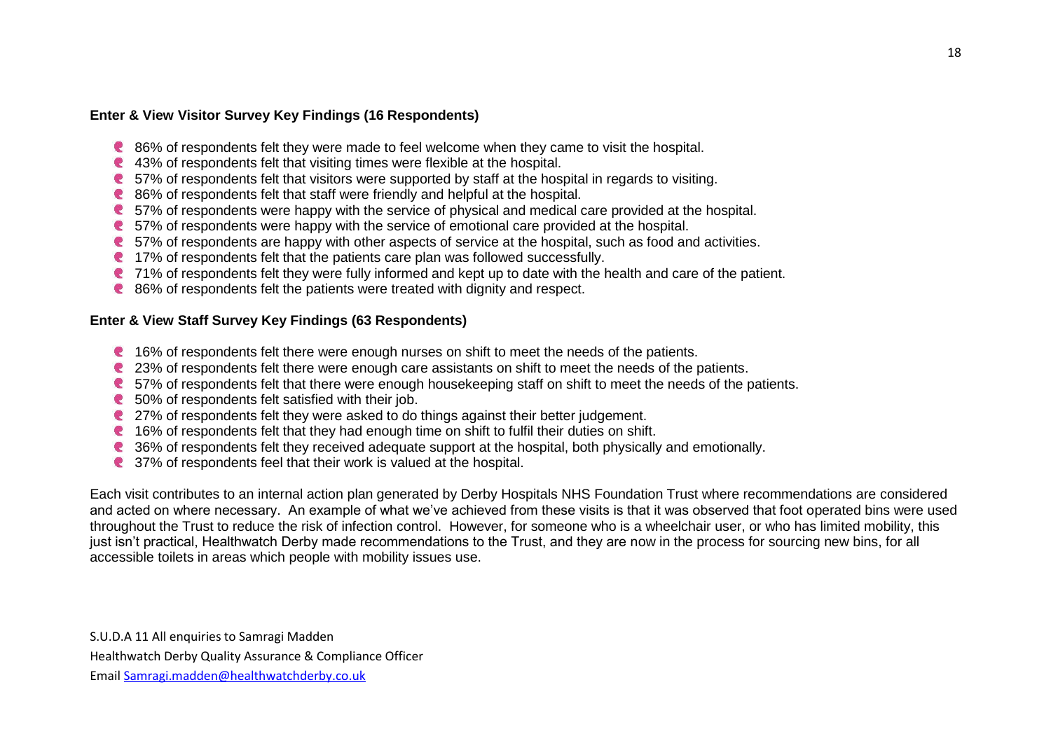**Enter & View Visitor Survey Key Findings (16 Respondents)**

- 86% of respondents felt they were made to feel welcome when they came to visit the hospital.
- 43% of respondents felt that visiting times were flexible at the hospital.
- 57% of respondents felt that visitors were supported by staff at the hospital in regards to visiting.
- 86% of respondents felt that staff were friendly and helpful at the hospital.
- 57% of respondents were happy with the service of physical and medical care provided at the hospital.
- 57% of respondents were happy with the service of emotional care provided at the hospital.
- 57% of respondents are happy with other aspects of service at the hospital, such as food and activities.
- 17% of respondents felt that the patients care plan was followed successfully.
- 71% of respondents felt they were fully informed and kept up to date with the health and care of the patient.
- 86% of respondents felt the patients were treated with dignity and respect.

**Enter & View Staff Survey Key Findings (63 Respondents)**

- 16% of respondents felt there were enough nurses on shift to meet the needs of the patients.
- 23% of respondents felt there were enough care assistants on shift to meet the needs of the patients.
- 57% of respondents felt that there were enough housekeeping staff on shift to meet the needs of the patients.
- 50% of respondents felt satisfied with their job.
- 27% of respondents felt they were asked to do things against their better judgement.
- 16% of respondents felt that they had enough time on shift to fulfil their duties on shift.
- 36% of respondents felt they received adequate support at the hospital, both physically and emotionally.
- 37% of respondents feel that their work is valued at the hospital.

Each visit contributes to an internal action plan generated by Derby Hospitals NHS Foundation Trust where recommendations are considered and acted on where necessary. An example of what we've achieved from these visits is that it was observed that foot operated bins were used throughout the Trust to reduce the risk of infection control. However, for someone who is a wheelchair user, or who has limited mobility, this just isn't practical, Healthwatch Derby made recommendations to the Trust, and they are now in the process for sourcing new bins, for all accessible toilets in areas which people with mobility issues use.

S.U.D.A 11 All enquiries to Samragi Madden
Healthwatch Derby Quality Assurance & Compliance Officer
Email [Samragi.madden@healthwatchderby.co.uk](mailto:Samragi.madden@healthwatchderby.co.uk)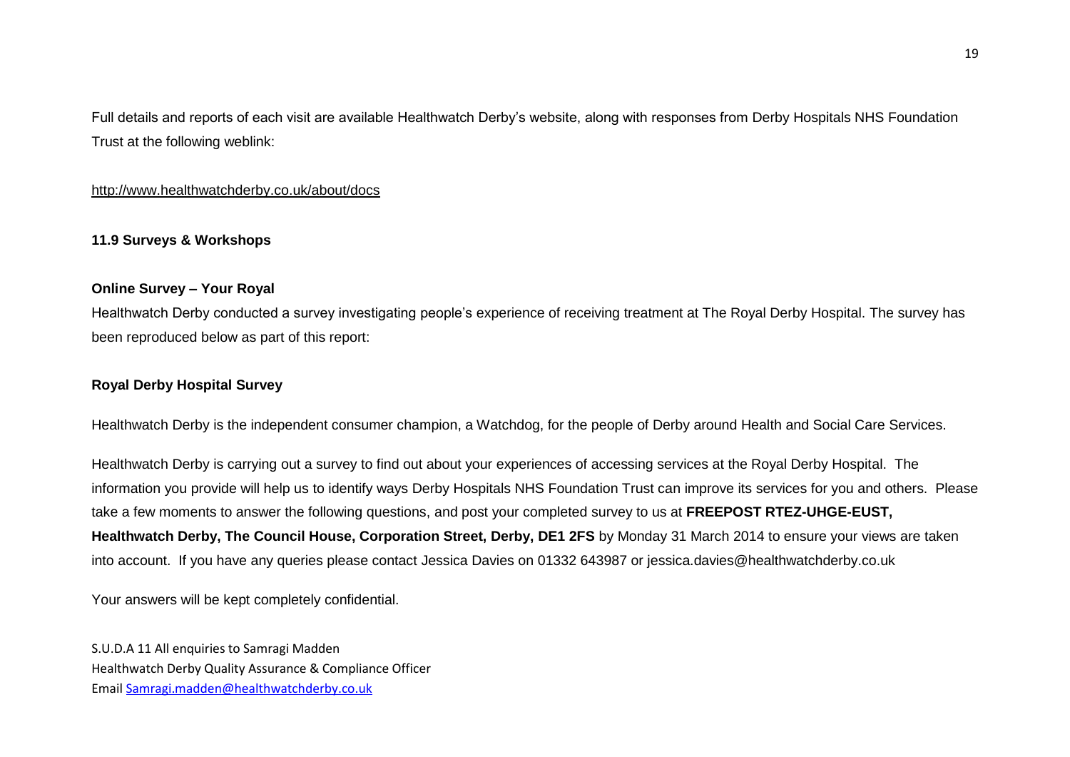Full details and reports of each visit are available Healthwatch Derby's website, along with responses from Derby Hospitals NHS Foundation Trust at the following weblink:

http://www.healthwatchderby.co.uk/about/docs

**11.9 Surveys & Workshops**

**Online Survey – Your Royal**

Healthwatch Derby conducted a survey investigating people's experience of receiving treatment at The Royal Derby Hospital. The survey has been reproduced below as part of this report:

**Royal Derby Hospital Survey**

Healthwatch Derby is the independent consumer champion, a Watchdog, for the people of Derby around Health and Social Care Services.

Healthwatch Derby is carrying out a survey to find out about your experiences of accessing services at the Royal Derby Hospital. The information you provide will help us to identify ways Derby Hospitals NHS Foundation Trust can improve its services for you and others. Please take a few moments to answer the following questions, and post your completed survey to us at **FREEPOST RTEZ-UHGE-EUST, Healthwatch Derby, The Council House, Corporation Street, Derby, DE1 2FS** by Monday 31 March 2014 to ensure your views are taken into account. If you have any queries please contact Jessica Davies on 01332 643987 or jessica.davies@healthwatchderby.co.uk

Your answers will be kept completely confidential.

S.U.D.A 11 All enquiries to Samragi Madden
Healthwatch Derby Quality Assurance & Compliance Officer
Email Samragi.madden@healthwatchderby.co.uk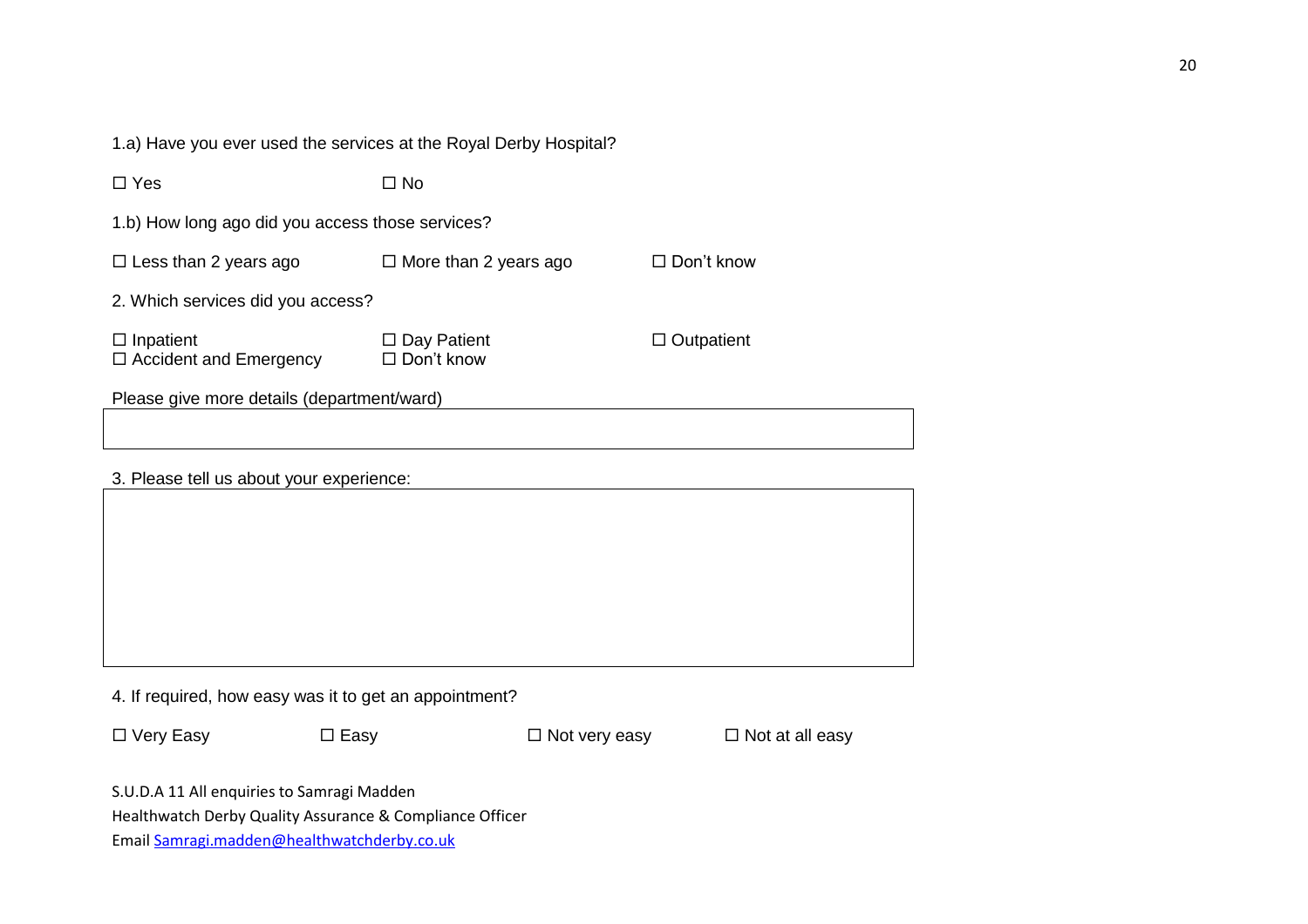1.a) Have you ever used the services at the Royal Derby Hospital?

☐ Yes ☐ No

1.b) How long ago did you access those services?

☐ Less than 2 years ago ☐ More than 2 years ago ☐ Don't know

2. Which services did you access?

☐ Inpatient ☐ Day Patient ☐ Outpatient
☐ Accident and Emergency ☐ Don't know

Please give more details (department/ward)

| |
|---|
| |

3. Please tell us about your experience:

| |
|---|
| |

4. If required, how easy was it to get an appointment?

☐ Very Easy ☐ Easy ☐ Not very easy ☐ Not at all easy

S.U.D.A 11 All enquiries to Samragi Madden
Healthwatch Derby Quality Assurance & Compliance Officer
Email Samragi.madden@healthwatchderby.co.uk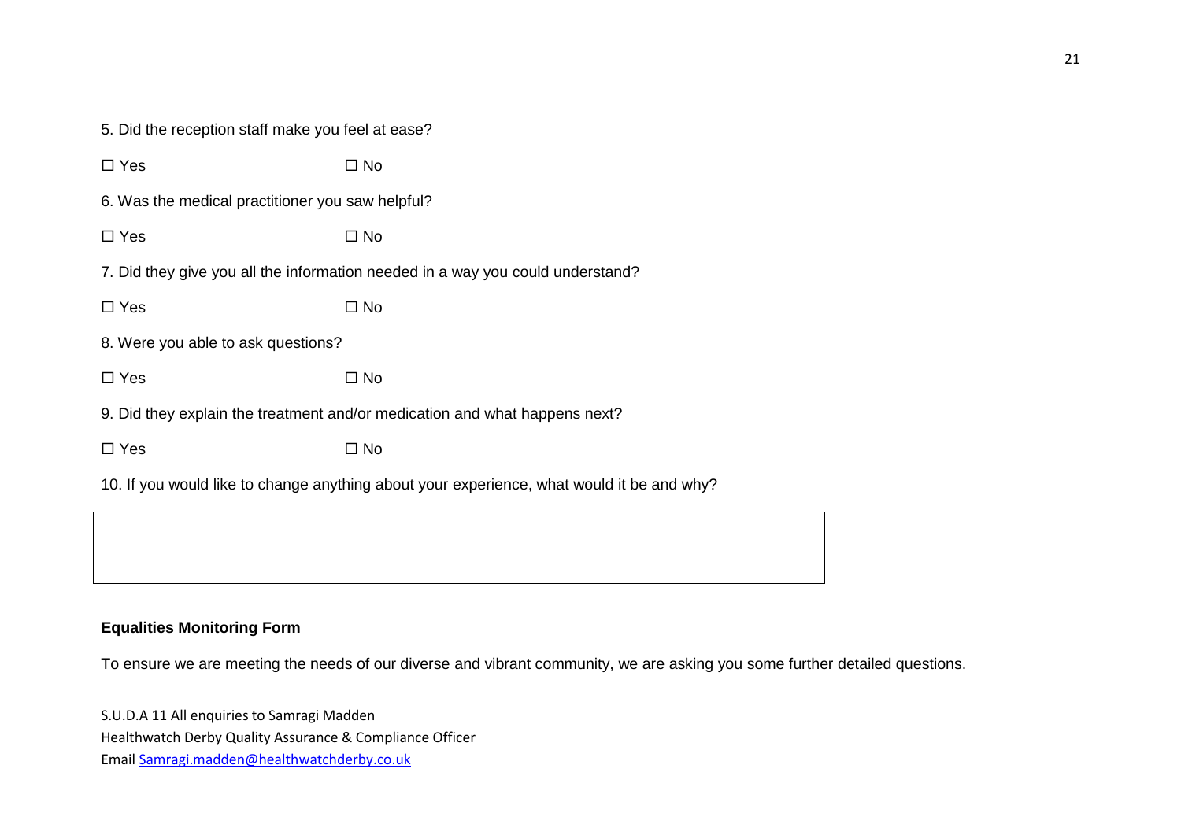5. Did the reception staff make you feel at ease?

☐ Yes ☐ No

6. Was the medical practitioner you saw helpful?

☐ Yes ☐ No

7. Did they give you all the information needed in a way you could understand?

☐ Yes ☐ No

8. Were you able to ask questions?

☐ Yes ☐ No

9. Did they explain the treatment and/or medication and what happens next?

☐ Yes ☐ No

10. If you would like to change anything about your experience, what would it be and why?

| |
|---|
| |

**Equalities Monitoring Form**

To ensure we are meeting the needs of our diverse and vibrant community, we are asking you some further detailed questions.

S.U.D.A 11 All enquiries to Samragi Madden
Healthwatch Derby Quality Assurance & Compliance Officer
Email Samragi.madden@healthwatchderby.co.uk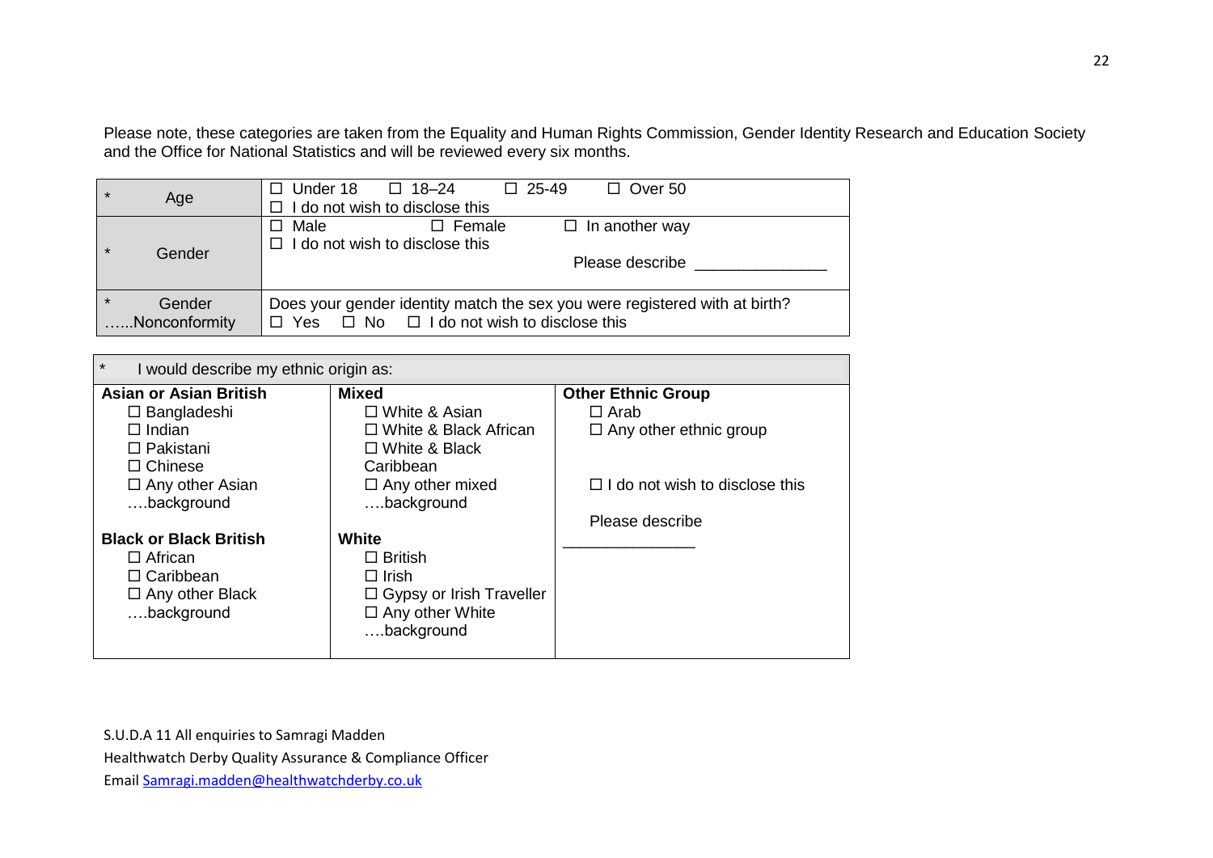Please note, these categories are taken from the Equality and Human Rights Commission, Gender Identity Research and Education Society and the Office for National Statistics and will be reviewed every six months.

| * Age | ☐ Under 18 ☐ 18–24 ☐ 25-49 ☐ Over 50<br>☐ I do not wish to disclose this |
|---|---|
| * Gender | ☐ Male ☐ Female ☐ In another way<br>☐ I do not wish to disclose this<br>Please describe _______________ |
| * Gender …...Nonconformity | Does your gender identity match the sex you were registered with at birth?<br>☐ Yes ☐ No ☐ I do not wish to disclose this |

| * I would describe my ethnic origin as: | | |
|---|---|---|
| **Asian or Asian British**<br>☐ Bangladeshi<br>☐ Indian<br>☐ Pakistani<br>☐ Chinese<br>☐ Any other Asian ….background<br><br>**Black or Black British**<br>☐ African<br>☐ Caribbean<br>☐ Any other Black ….background | **Mixed**<br>☐ White & Asian<br>☐ White & Black African<br>☐ White & Black Caribbean<br>☐ Any other mixed ….background<br><br>**White**<br>☐ British<br>☐ Irish<br>☐ Gypsy or Irish Traveller<br>☐ Any other White ….background | **Other Ethnic Group**<br>☐ Arab<br>☐ Any other ethnic group<br><br>☐ I do not wish to disclose this<br><br>Please describe _______________ |

S.U.D.A 11 All enquiries to Samragi Madden

Healthwatch Derby Quality Assurance & Compliance Officer

Email Samragi.madden@healthwatchderby.co.uk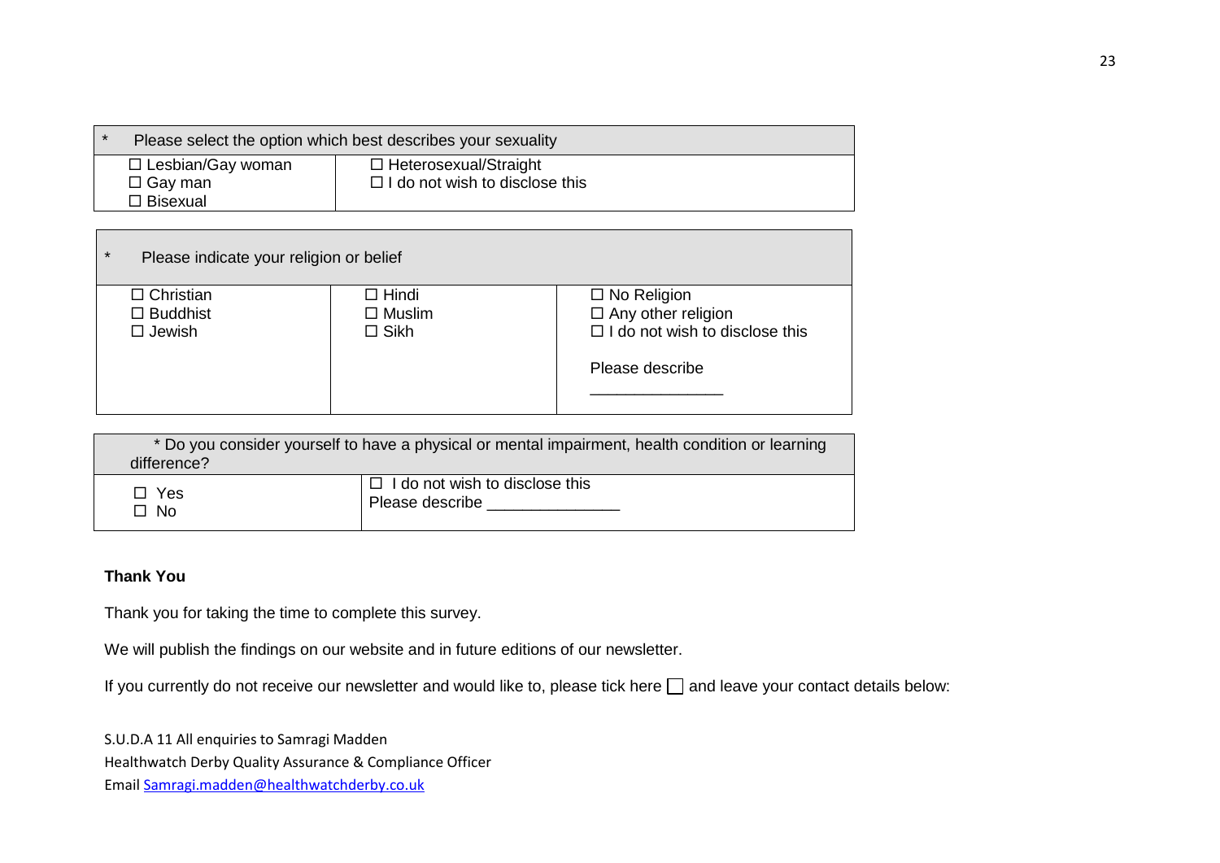| * Please select the option which best describes your sexuality | |
|---|---|
| ☐ Lesbian/Gay woman<br>☐ Gay man<br>☐ Bisexual | ☐ Heterosexual/Straight<br>☐ I do not wish to disclose this |

| * Please indicate your religion or belief | | |
|---|---|---|
| ☐ Christian<br>☐ Buddhist<br>☐ Jewish | ☐ Hindi<br>☐ Muslim<br>☐ Sikh | ☐ No Religion<br>☐ Any other religion<br>☐ I do not wish to disclose this<br><br>Please describe<br>_______________ |

| * Do you consider yourself to have a physical or mental impairment, health condition or learning difference? | |
|---|---|
| ☐ Yes<br>☐ No | ☐ I do not wish to disclose this<br>Please describe ______________ |

**Thank You**

Thank you for taking the time to complete this survey.

We will publish the findings on our website and in future editions of our newsletter.

If you currently do not receive our newsletter and would like to, please tick here ☐ and leave your contact details below:

S.U.D.A 11 All enquiries to Samragi Madden
Healthwatch Derby Quality Assurance & Compliance Officer
Email Samragi.madden@healthwatchderby.co.uk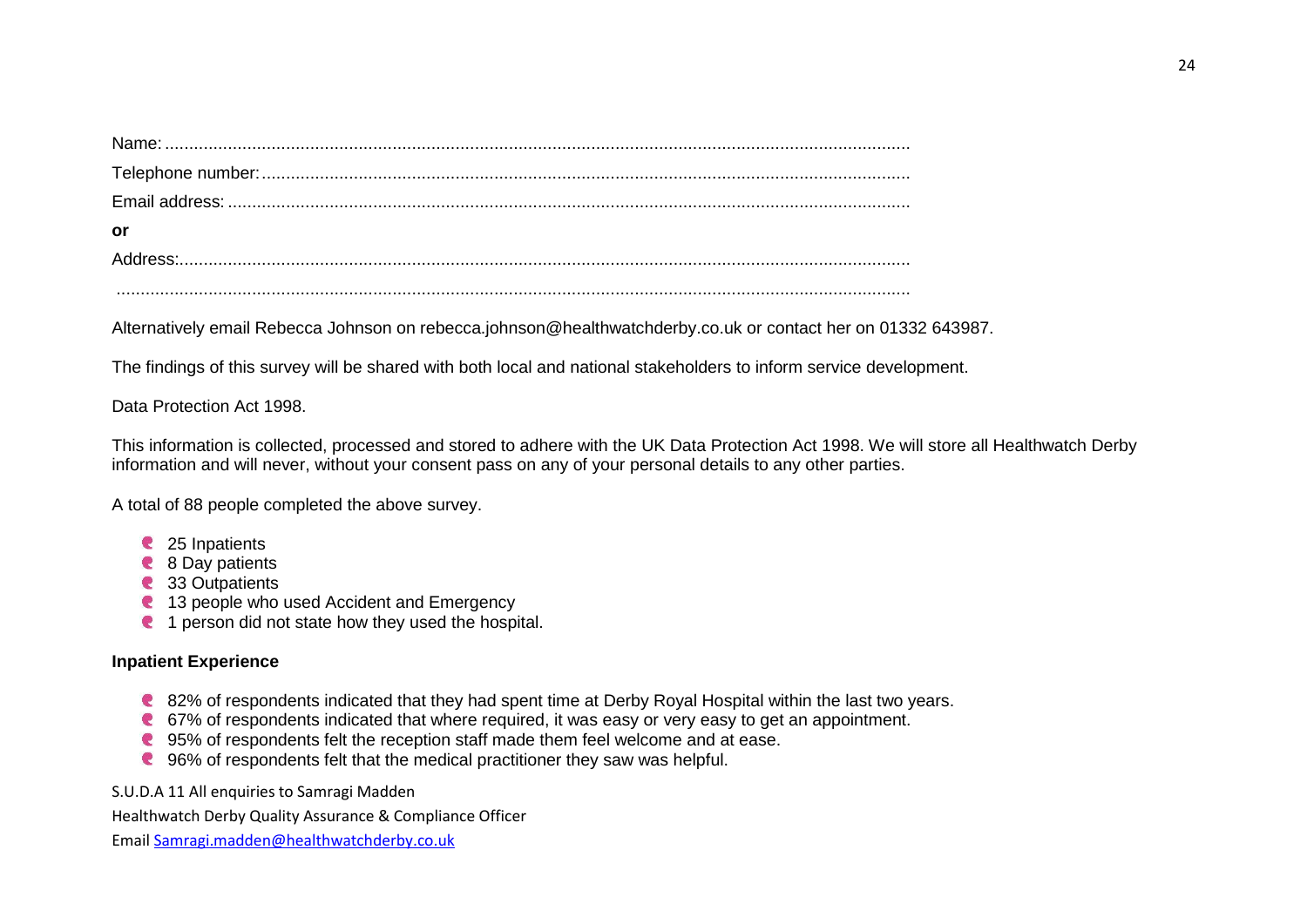Name: ...........................................................................................................................................................

Telephone number: ..........................................................................................................................................

Email address: ................................................................................................................................................

**or**

Address:...........................................................................................................................................................

...........................................................................................................................................................................

Alternatively email Rebecca Johnson on rebecca.johnson@healthwatchderby.co.uk or contact her on 01332 643987.

The findings of this survey will be shared with both local and national stakeholders to inform service development.

Data Protection Act 1998.

This information is collected, processed and stored to adhere with the UK Data Protection Act 1998. We will store all Healthwatch Derby information and will never, without your consent pass on any of your personal details to any other parties.

A total of 88 people completed the above survey.

- 25 Inpatients
- 8 Day patients
- 33 Outpatients
- 13 people who used Accident and Emergency
- 1 person did not state how they used the hospital.

**Inpatient Experience**

- 82% of respondents indicated that they had spent time at Derby Royal Hospital within the last two years.
- 67% of respondents indicated that where required, it was easy or very easy to get an appointment.
- 95% of respondents felt the reception staff made them feel welcome and at ease.
- 96% of respondents felt that the medical practitioner they saw was helpful.

S.U.D.A 11 All enquiries to Samragi Madden

Healthwatch Derby Quality Assurance & Compliance Officer

Email Samragi.madden@healthwatchderby.co.uk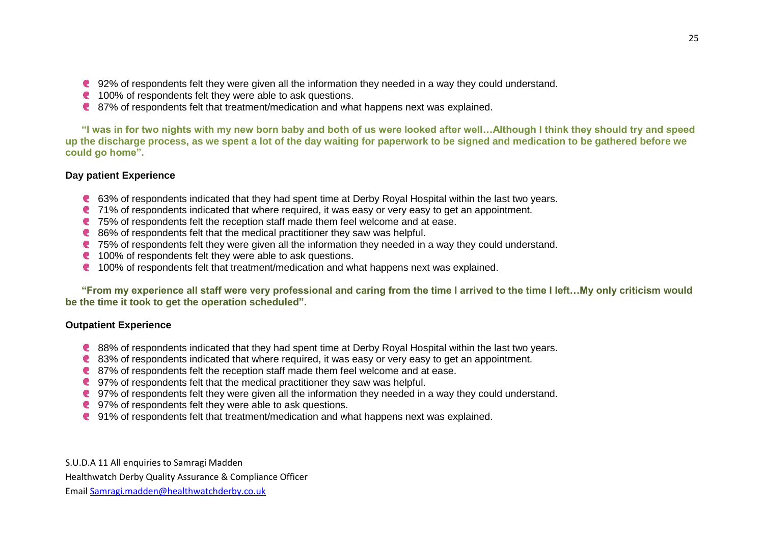- 92% of respondents felt they were given all the information they needed in a way they could understand.
- 100% of respondents felt they were able to ask questions.
- 87% of respondents felt that treatment/medication and what happens next was explained.

**"I was in for two nights with my new born baby and both of us were looked after well…Although I think they should try and speed up the discharge process, as we spent a lot of the day waiting for paperwork to be signed and medication to be gathered before we could go home".**

**Day patient Experience**

- 63% of respondents indicated that they had spent time at Derby Royal Hospital within the last two years.
- 71% of respondents indicated that where required, it was easy or very easy to get an appointment.
- 75% of respondents felt the reception staff made them feel welcome and at ease.
- 86% of respondents felt that the medical practitioner they saw was helpful.
- 75% of respondents felt they were given all the information they needed in a way they could understand.
- 100% of respondents felt they were able to ask questions.
- 100% of respondents felt that treatment/medication and what happens next was explained.

**"From my experience all staff were very professional and caring from the time I arrived to the time I left…My only criticism would be the time it took to get the operation scheduled".**

**Outpatient Experience**

- 88% of respondents indicated that they had spent time at Derby Royal Hospital within the last two years.
- 83% of respondents indicated that where required, it was easy or very easy to get an appointment.
- 87% of respondents felt the reception staff made them feel welcome and at ease.
- 97% of respondents felt that the medical practitioner they saw was helpful.
- 97% of respondents felt they were given all the information they needed in a way they could understand.
- 97% of respondents felt they were able to ask questions.
- 91% of respondents felt that treatment/medication and what happens next was explained.

S.U.D.A 11 All enquiries to Samragi Madden

Healthwatch Derby Quality Assurance & Compliance Officer

Email Samragi.madden@healthwatchderby.co.uk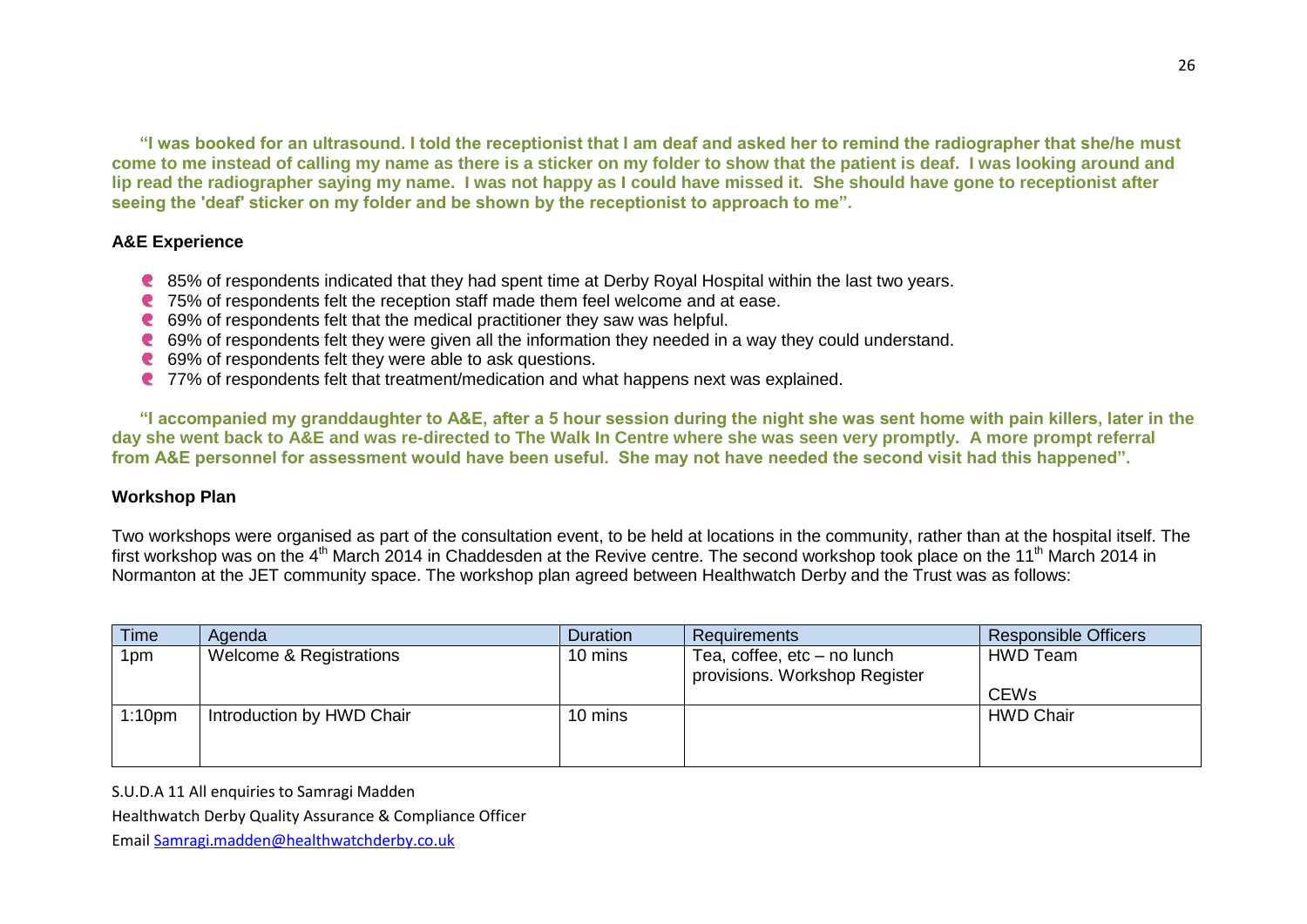**"I was booked for an ultrasound. I told the receptionist that I am deaf and asked her to remind the radiographer that she/he must come to me instead of calling my name as there is a sticker on my folder to show that the patient is deaf. I was looking around and lip read the radiographer saying my name. I was not happy as I could have missed it. She should have gone to receptionist after seeing the 'deaf' sticker on my folder and be shown by the receptionist to approach to me".**

**A&E Experience**

- 85% of respondents indicated that they had spent time at Derby Royal Hospital within the last two years.
- 75% of respondents felt the reception staff made them feel welcome and at ease.
- 69% of respondents felt that the medical practitioner they saw was helpful.
- 69% of respondents felt they were given all the information they needed in a way they could understand.
- 69% of respondents felt they were able to ask questions.
- 77% of respondents felt that treatment/medication and what happens next was explained.

**"I accompanied my granddaughter to A&E, after a 5 hour session during the night she was sent home with pain killers, later in the day she went back to A&E and was re-directed to The Walk In Centre where she was seen very promptly. A more prompt referral from A&E personnel for assessment would have been useful. She may not have needed the second visit had this happened".**

**Workshop Plan**

Two workshops were organised as part of the consultation event, to be held at locations in the community, rather than at the hospital itself. The first workshop was on the 4th March 2014 in Chaddesden at the Revive centre. The second workshop took place on the 11th March 2014 in Normanton at the JET community space. The workshop plan agreed between Healthwatch Derby and the Trust was as follows:

| Time | Agenda | Duration | Requirements | Responsible Officers |
|---|---|---|---|---|
| 1pm | Welcome & Registrations | 10 mins | Tea, coffee, etc – no lunch provisions. Workshop Register | HWD Team<br>CEWs |
| 1:10pm | Introduction by HWD Chair | 10 mins | | HWD Chair |

S.U.D.A 11 All enquiries to Samragi Madden

Healthwatch Derby Quality Assurance & Compliance Officer

Email Samragi.madden@healthwatchderby.co.uk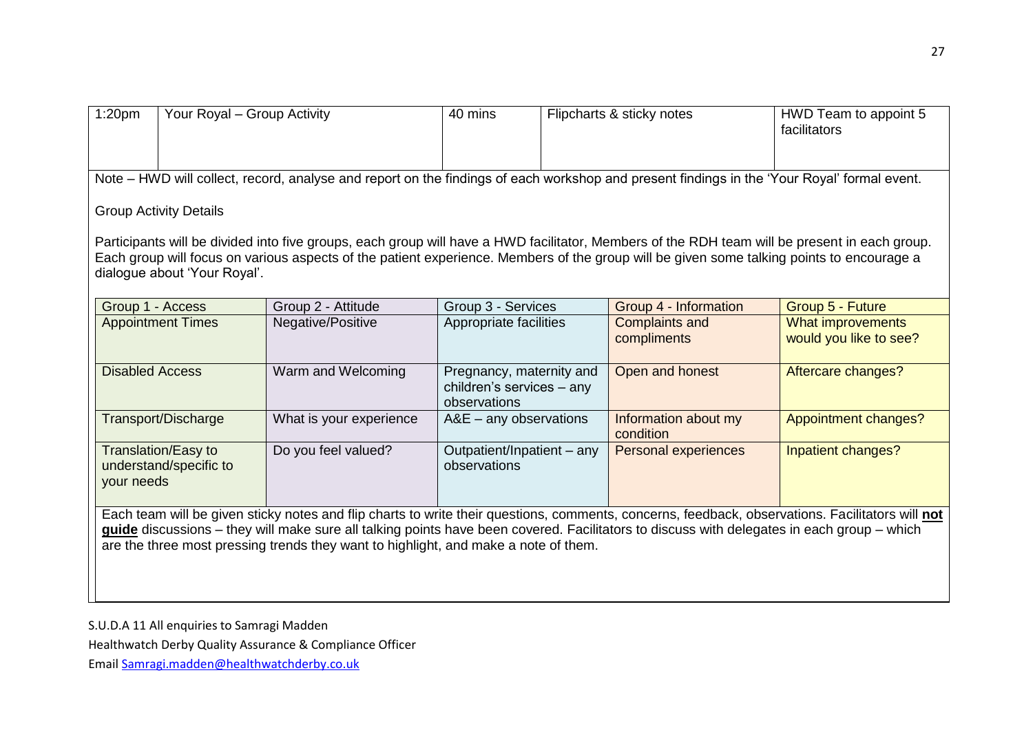| 1:20pm | Your Royal – Group Activity | 40 mins | Flipcharts & sticky notes | HWD Team to appoint 5 facilitators |
|---|---|---|---|---|

Note – HWD will collect, record, analyse and report on the findings of each workshop and present findings in the 'Your Royal' formal event.

Group Activity Details

Participants will be divided into five groups, each group will have a HWD facilitator, Members of the RDH team will be present in each group. Each group will focus on various aspects of the patient experience. Members of the group will be given some talking points to encourage a dialogue about 'Your Royal'.

| Group 1 - Access | Group 2 - Attitude | Group 3 - Services | Group 4 - Information | Group 5 - Future |
|---|---|---|---|---|
| Appointment Times | Negative/Positive | Appropriate facilities | Complaints and compliments | What improvements would you like to see? |
| Disabled Access | Warm and Welcoming | Pregnancy, maternity and children's services – any observations | Open and honest | Aftercare changes? |
| Transport/Discharge | What is your experience | A&E – any observations | Information about my condition | Appointment changes? |
| Translation/Easy to understand/specific to your needs | Do you feel valued? | Outpatient/Inpatient – any observations | Personal experiences | Inpatient changes? |

Each team will be given sticky notes and flip charts to write their questions, comments, concerns, feedback, observations. Facilitators will **<u>not guide</u>** discussions – they will make sure all talking points have been covered. Facilitators to discuss with delegates in each group – which are the three most pressing trends they want to highlight, and make a note of them.

S.U.D.A 11 All enquiries to Samragi Madden

Healthwatch Derby Quality Assurance & Compliance Officer

Email Samragi.madden@healthwatchderby.co.uk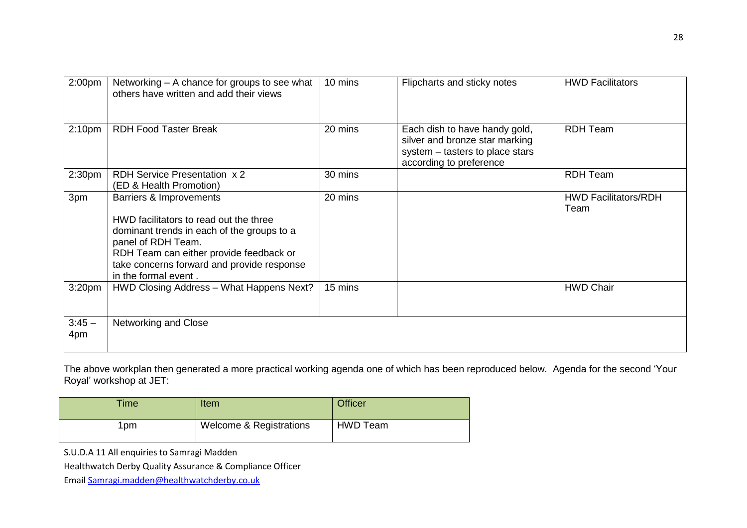| | | | | |
|---|---|---|---|---|
| 2:00pm | Networking – A chance for groups to see what others have written and add their views | 10 mins | Flipcharts and sticky notes | HWD Facilitators |
| 2:10pm | RDH Food Taster Break | 20 mins | Each dish to have handy gold, silver and bronze star marking system – tasters to place stars according to preference | RDH Team |
| 2:30pm | RDH Service Presentation x 2 (ED & Health Promotion) | 30 mins | | RDH Team |
| 3pm | Barriers & Improvements<br><br>HWD facilitators to read out the three dominant trends in each of the groups to a panel of RDH Team.<br>RDH Team can either provide feedback or take concerns forward and provide response in the formal event . | 20 mins | | HWD Facilitators/RDH Team |
| 3:20pm | HWD Closing Address – What Happens Next? | 15 mins | | HWD Chair |
| 3:45 – 4pm | Networking and Close | | | |

The above workplan then generated a more practical working agenda one of which has been reproduced below. Agenda for the second 'Your Royal' workshop at JET:

| Time | Item | Officer |
|---|---|---|
| 1pm | Welcome & Registrations | HWD Team |

S.U.D.A 11 All enquiries to Samragi Madden

Healthwatch Derby Quality Assurance & Compliance Officer

Email Samragi.madden@healthwatchderby.co.uk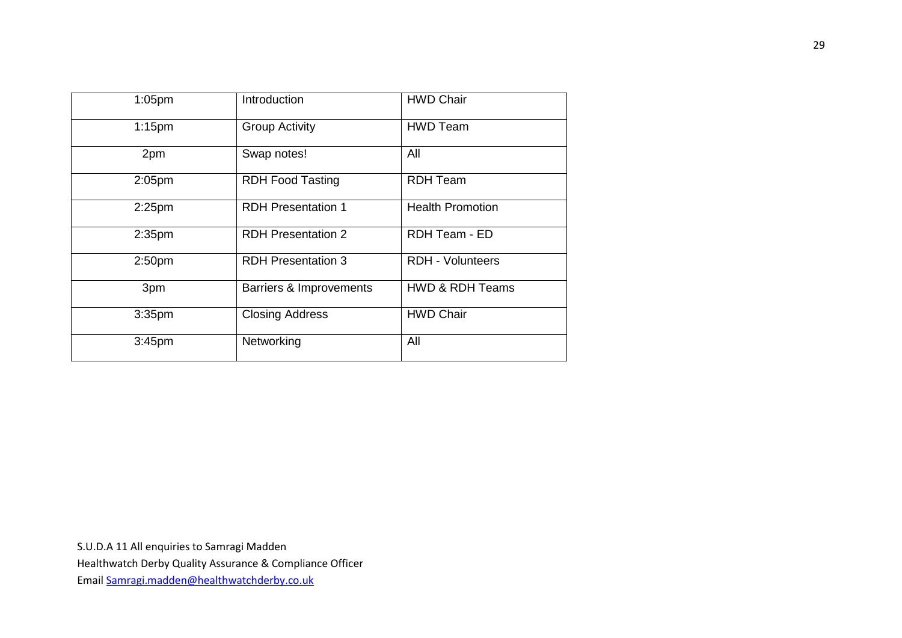| 1:05pm | Introduction | HWD Chair |
|---|---|---|
| 1:15pm | Group Activity | HWD Team |
| 2pm | Swap notes! | All |
| 2:05pm | RDH Food Tasting | RDH Team |
| 2:25pm | RDH Presentation 1 | Health Promotion |
| 2:35pm | RDH Presentation 2 | RDH Team - ED |
| 2:50pm | RDH Presentation 3 | RDH - Volunteers |
| 3pm | Barriers & Improvements | HWD & RDH Teams |
| 3:35pm | Closing Address | HWD Chair |
| 3:45pm | Networking | All |

S.U.D.A 11 All enquiries to Samragi Madden
Healthwatch Derby Quality Assurance & Compliance Officer
Email Samragi.madden@healthwatchderby.co.uk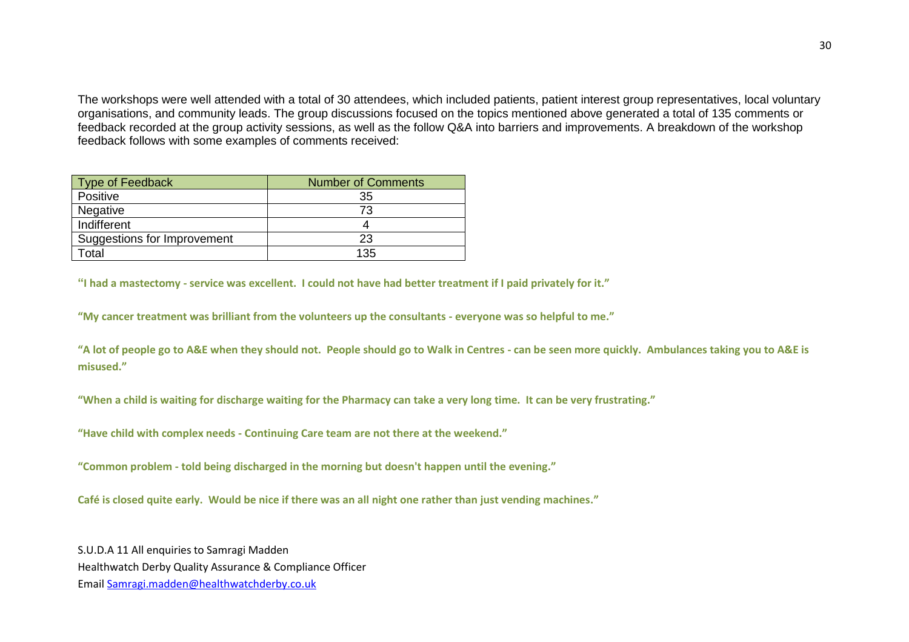The workshops were well attended with a total of 30 attendees, which included patients, patient interest group representatives, local voluntary organisations, and community leads. The group discussions focused on the topics mentioned above generated a total of 135 comments or feedback recorded at the group activity sessions, as well as the follow Q&A into barriers and improvements. A breakdown of the workshop feedback follows with some examples of comments received:

| Type of Feedback | Number of Comments |
|---|---|
| Positive | 35 |
| Negative | 73 |
| Indifferent | 4 |
| Suggestions for Improvement | 23 |
| Total | 135 |

**"I had a mastectomy - service was excellent. I could not have had better treatment if I paid privately for it."**

**"My cancer treatment was brilliant from the volunteers up the consultants - everyone was so helpful to me."**

**"A lot of people go to A&E when they should not. People should go to Walk in Centres - can be seen more quickly. Ambulances taking you to A&E is misused."**

**"When a child is waiting for discharge waiting for the Pharmacy can take a very long time. It can be very frustrating."**

**"Have child with complex needs - Continuing Care team are not there at the weekend."**

**"Common problem - told being discharged in the morning but doesn't happen until the evening."**

**Café is closed quite early. Would be nice if there was an all night one rather than just vending machines."**

S.U.D.A 11 All enquiries to Samragi Madden
Healthwatch Derby Quality Assurance & Compliance Officer
Email Samragi.madden@healthwatchderby.co.uk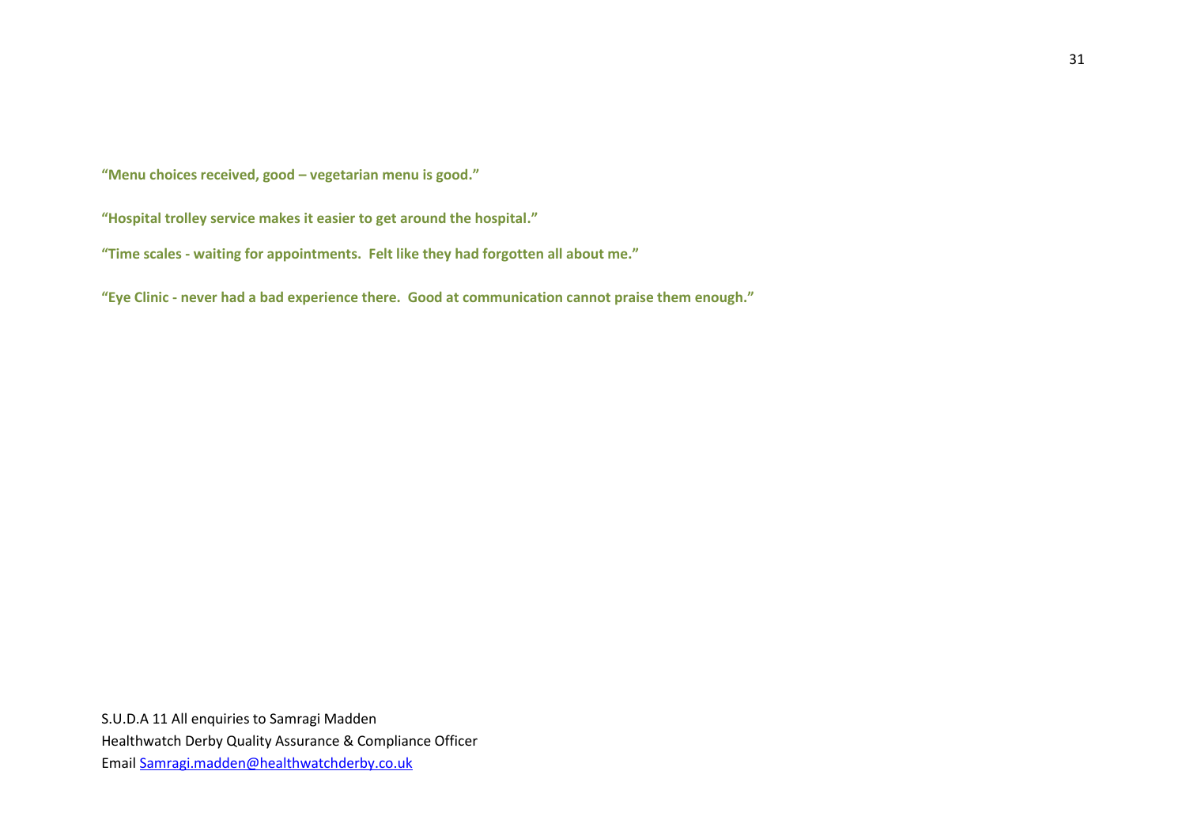**"Menu choices received, good – vegetarian menu is good."**

**"Hospital trolley service makes it easier to get around the hospital."**

**"Time scales - waiting for appointments.  Felt like they had forgotten all about me."**

**"Eye Clinic - never had a bad experience there.  Good at communication cannot praise them enough."**

S.U.D.A 11 All enquiries to Samragi Madden
Healthwatch Derby Quality Assurance & Compliance Officer
Email Samragi.madden@healthwatchderby.co.uk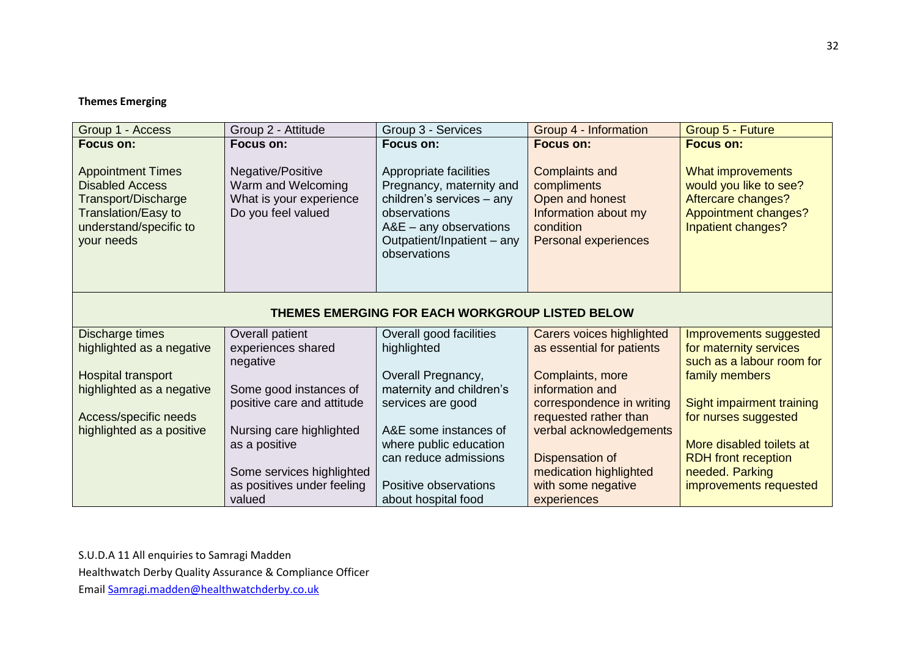**Themes Emerging**

| Group 1 - Access | Group 2 - Attitude | Group 3 - Services | Group 4 - Information | Group 5 - Future |
|---|---|---|---|---|
| **Focus on:**<br><br>Appointment Times<br>Disabled Access<br>Transport/Discharge<br>Translation/Easy to understand/specific to your needs | **Focus on:**<br><br>Negative/Positive<br>Warm and Welcoming<br>What is your experience<br>Do you feel valued | **Focus on:**<br><br>Appropriate facilities<br>Pregnancy, maternity and children's services – any observations<br>A&E – any observations<br>Outpatient/Inpatient – any observations | **Focus on:**<br><br>Complaints and compliments<br>Open and honest<br>Information about my condition<br>Personal experiences | **Focus on:**<br><br>What improvements would you like to see?<br>Aftercare changes?<br>Appointment changes?<br>Inpatient changes? |
| **THEMES EMERGING FOR EACH WORKGROUP LISTED BELOW** | | | | |
| Discharge times highlighted as a negative<br><br>Hospital transport highlighted as a negative<br><br>Access/specific needs highlighted as a positive | Overall patient experiences shared negative<br><br>Some good instances of positive care and attitude<br><br>Nursing care highlighted as a positive<br><br>Some services highlighted as positives under feeling valued | Overall good facilities highlighted<br><br>Overall Pregnancy, maternity and children's services are good<br><br>A&E some instances of where public education can reduce admissions<br><br>Positive observations about hospital food | Carers voices highlighted as essential for patients<br><br>Complaints, more information and correspondence in writing requested rather than verbal acknowledgements<br><br>Dispensation of medication highlighted with some negative experiences | Improvements suggested for maternity services such as a labour room for family members<br><br>Sight impairment training for nurses suggested<br><br>More disabled toilets at RDH front reception needed. Parking improvements requested |

S.U.D.A 11 All enquiries to Samragi Madden
Healthwatch Derby Quality Assurance & Compliance Officer
Email Samragi.madden@healthwatchderby.co.uk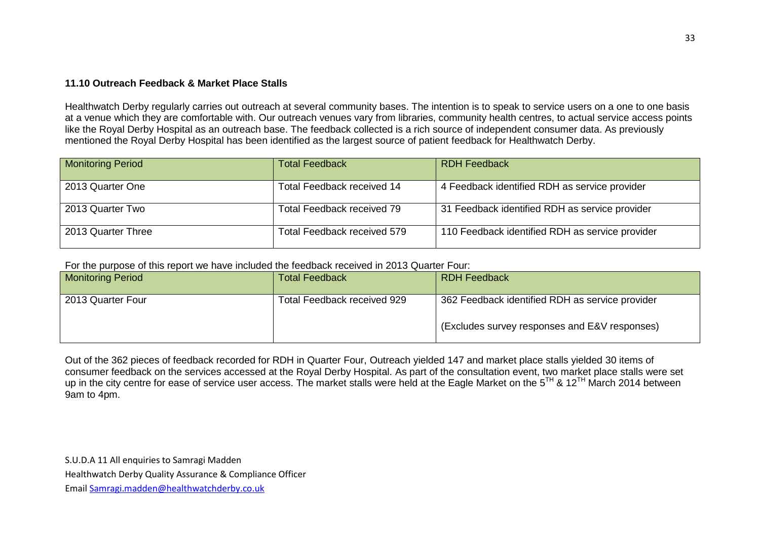**11.10 Outreach Feedback & Market Place Stalls**

Healthwatch Derby regularly carries out outreach at several community bases. The intention is to speak to service users on a one to one basis at a venue which they are comfortable with. Our outreach venues vary from libraries, community health centres, to actual service access points like the Royal Derby Hospital as an outreach base. The feedback collected is a rich source of independent consumer data. As previously mentioned the Royal Derby Hospital has been identified as the largest source of patient feedback for Healthwatch Derby.

| Monitoring Period | Total Feedback | RDH Feedback |
| --- | --- | --- |
| 2013 Quarter One | Total Feedback received 14 | 4 Feedback identified RDH as service provider |
| 2013 Quarter Two | Total Feedback received 79 | 31 Feedback identified RDH as service provider |
| 2013 Quarter Three | Total Feedback received 579 | 110 Feedback identified RDH as service provider |

For the purpose of this report we have included the feedback received in 2013 Quarter Four:

| Monitoring Period | Total Feedback | RDH Feedback |
| --- | --- | --- |
| 2013 Quarter Four | Total Feedback received 929 | 362 Feedback identified RDH as service provider<br><br>(Excludes survey responses and E&V responses) |

Out of the 362 pieces of feedback recorded for RDH in Quarter Four, Outreach yielded 147 and market place stalls yielded 30 items of consumer feedback on the services accessed at the Royal Derby Hospital. As part of the consultation event, two market place stalls were set up in the city centre for ease of service user access. The market stalls were held at the Eagle Market on the 5TH & 12TH March 2014 between 9am to 4pm.

S.U.D.A 11 All enquiries to Samragi Madden
Healthwatch Derby Quality Assurance & Compliance Officer
Email Samragi.madden@healthwatchderby.co.uk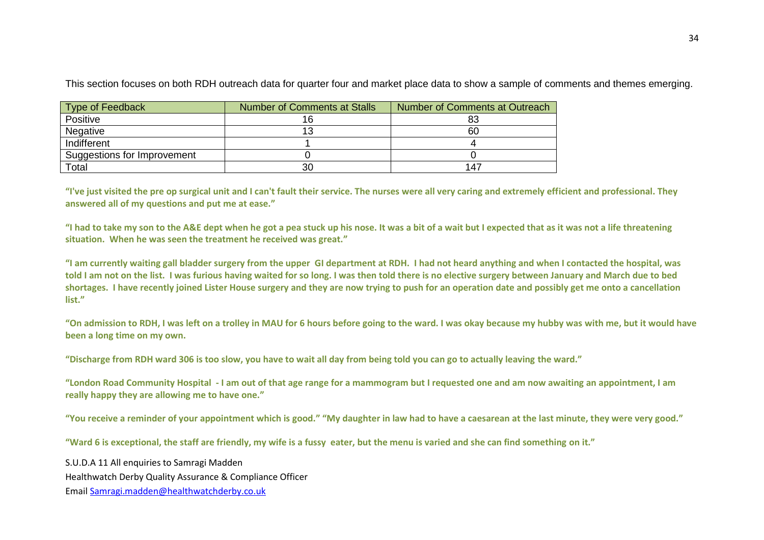This section focuses on both RDH outreach data for quarter four and market place data to show a sample of comments and themes emerging.

| Type of Feedback | Number of Comments at Stalls | Number of Comments at Outreach |
|---|---|---|
| Positive | 16 | 83 |
| Negative | 13 | 60 |
| Indifferent | 1 | 4 |
| Suggestions for Improvement | 0 | 0 |
| Total | 30 | 147 |

**"I've just visited the pre op surgical unit and I can't fault their service. The nurses were all very caring and extremely efficient and professional. They answered all of my questions and put me at ease."**

**"I had to take my son to the A&E dept when he got a pea stuck up his nose. It was a bit of a wait but I expected that as it was not a life threatening situation. When he was seen the treatment he received was great."**

**"I am currently waiting gall bladder surgery from the upper GI department at RDH. I had not heard anything and when I contacted the hospital, was told I am not on the list. I was furious having waited for so long. I was then told there is no elective surgery between January and March due to bed shortages. I have recently joined Lister House surgery and they are now trying to push for an operation date and possibly get me onto a cancellation list."**

**"On admission to RDH, I was left on a trolley in MAU for 6 hours before going to the ward. I was okay because my hubby was with me, but it would have been a long time on my own.**

**"Discharge from RDH ward 306 is too slow, you have to wait all day from being told you can go to actually leaving the ward."**

**"London Road Community Hospital - I am out of that age range for a mammogram but I requested one and am now awaiting an appointment, I am really happy they are allowing me to have one."**

**"You receive a reminder of your appointment which is good." "My daughter in law had to have a caesarean at the last minute, they were very good."**

**"Ward 6 is exceptional, the staff are friendly, my wife is a fussy eater, but the menu is varied and she can find something on it."**

S.U.D.A 11 All enquiries to Samragi Madden

Healthwatch Derby Quality Assurance & Compliance Officer

Email Samragi.madden@healthwatchderby.co.uk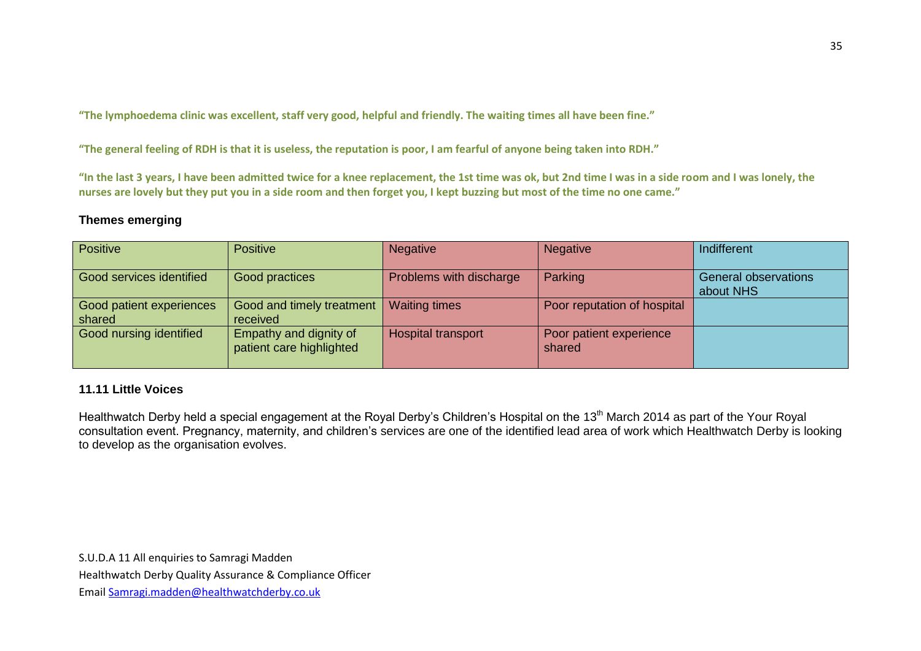**"The lymphoedema clinic was excellent, staff very good, helpful and friendly. The waiting times all have been fine."**

**"The general feeling of RDH is that it is useless, the reputation is poor, I am fearful of anyone being taken into RDH."**

**"In the last 3 years, I have been admitted twice for a knee replacement, the 1st time was ok, but 2nd time I was in a side room and I was lonely, the nurses are lovely but they put you in a side room and then forget you, I kept buzzing but most of the time no one came."**

**Themes emerging**

| Positive | Positive | Negative | Negative | Indifferent |
|---|---|---|---|---|
| Good services identified | Good practices | Problems with discharge | Parking | General observations about NHS |
| Good patient experiences shared | Good and timely treatment received | Waiting times | Poor reputation of hospital | |
| Good nursing identified | Empathy and dignity of patient care highlighted | Hospital transport | Poor patient experience shared | |

**11.11 Little Voices**

Healthwatch Derby held a special engagement at the Royal Derby's Children's Hospital on the 13th March 2014 as part of the Your Royal consultation event. Pregnancy, maternity, and children's services are one of the identified lead area of work which Healthwatch Derby is looking to develop as the organisation evolves.

S.U.D.A 11 All enquiries to Samragi Madden
Healthwatch Derby Quality Assurance & Compliance Officer
Email Samragi.madden@healthwatchderby.co.uk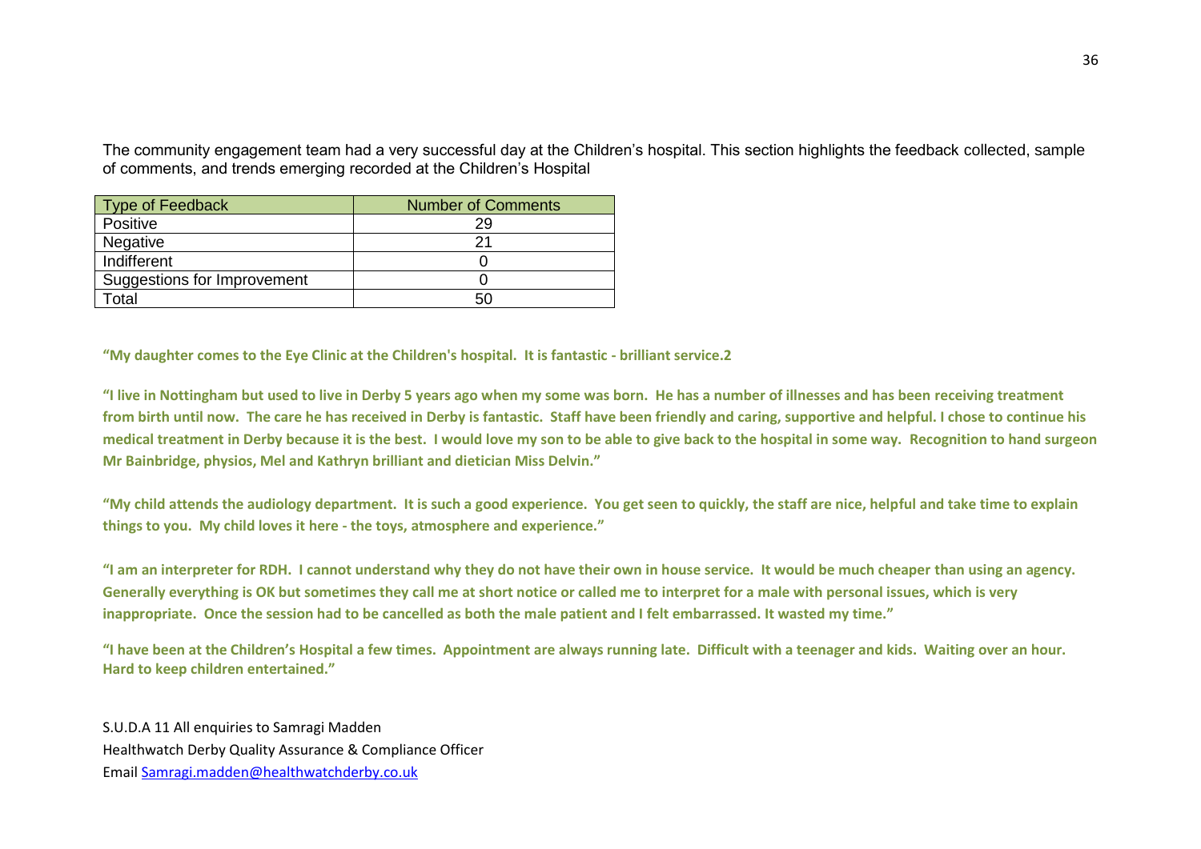The community engagement team had a very successful day at the Children's hospital. This section highlights the feedback collected, sample of comments, and trends emerging recorded at the Children's Hospital

| Type of Feedback | Number of Comments |
| --- | --- |
| Positive | 29 |
| Negative | 21 |
| Indifferent | 0 |
| Suggestions for Improvement | 0 |
| Total | 50 |

**"My daughter comes to the Eye Clinic at the Children's hospital. It is fantastic - brilliant service.2**

**"I live in Nottingham but used to live in Derby 5 years ago when my some was born. He has a number of illnesses and has been receiving treatment from birth until now. The care he has received in Derby is fantastic. Staff have been friendly and caring, supportive and helpful. I chose to continue his medical treatment in Derby because it is the best. I would love my son to be able to give back to the hospital in some way. Recognition to hand surgeon Mr Bainbridge, physios, Mel and Kathryn brilliant and dietician Miss Delvin."**

**"My child attends the audiology department. It is such a good experience. You get seen to quickly, the staff are nice, helpful and take time to explain things to you. My child loves it here - the toys, atmosphere and experience."**

**"I am an interpreter for RDH. I cannot understand why they do not have their own in house service. It would be much cheaper than using an agency. Generally everything is OK but sometimes they call me at short notice or called me to interpret for a male with personal issues, which is very inappropriate. Once the session had to be cancelled as both the male patient and I felt embarrassed. It wasted my time."**

**"I have been at the Children's Hospital a few times. Appointment are always running late. Difficult with a teenager and kids. Waiting over an hour. Hard to keep children entertained."**

S.U.D.A 11 All enquiries to Samragi Madden
Healthwatch Derby Quality Assurance & Compliance Officer
Email Samragi.madden@healthwatchderby.co.uk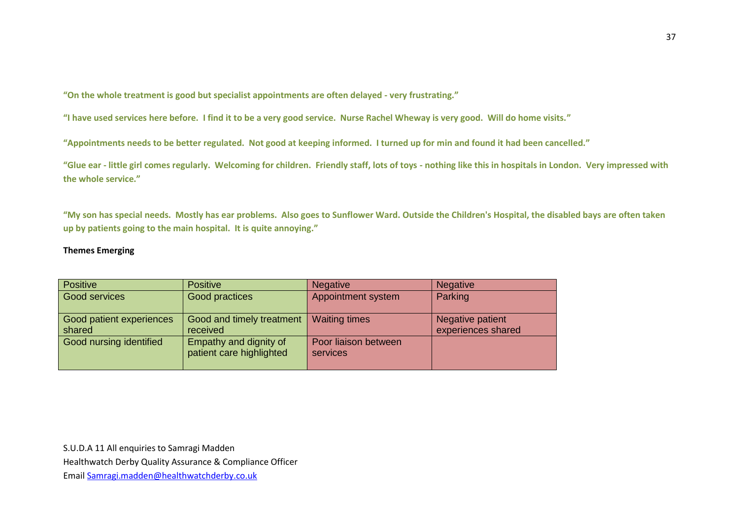**"On the whole treatment is good but specialist appointments are often delayed - very frustrating."**

**"I have used services here before. I find it to be a very good service. Nurse Rachel Wheway is very good. Will do home visits."**

**"Appointments needs to be better regulated. Not good at keeping informed. I turned up for min and found it had been cancelled."**

**"Glue ear - little girl comes regularly. Welcoming for children. Friendly staff, lots of toys - nothing like this in hospitals in London. Very impressed with the whole service."**

**"My son has special needs. Mostly has ear problems. Also goes to Sunflower Ward. Outside the Children's Hospital, the disabled bays are often taken up by patients going to the main hospital. It is quite annoying."**

**Themes Emerging**

| Positive | Positive | Negative | Negative |
|---|---|---|---|
| Good services | Good practices | Appointment system | Parking |
| Good patient experiences shared | Good and timely treatment received | Waiting times | Negative patient experiences shared |
| Good nursing identified | Empathy and dignity of patient care highlighted | Poor liaison between services | |

S.U.D.A 11 All enquiries to Samragi Madden
Healthwatch Derby Quality Assurance & Compliance Officer
Email Samragi.madden@healthwatchderby.co.uk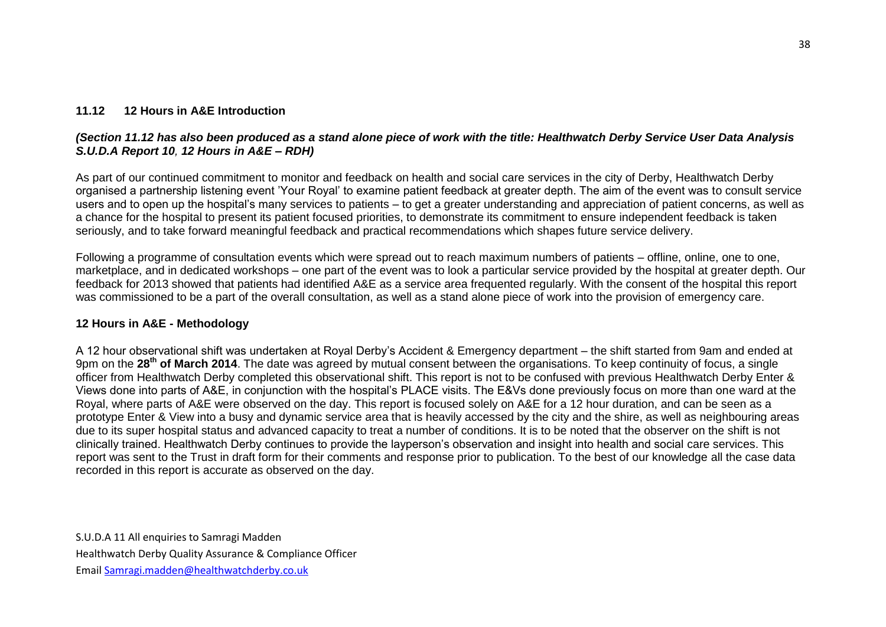### 11.12 12 Hours in A&E Introduction

***(Section 11.12 has also been produced as a stand alone piece of work with the title: Healthwatch Derby Service User Data Analysis S.U.D.A Report 10, 12 Hours in A&E – RDH)***

As part of our continued commitment to monitor and feedback on health and social care services in the city of Derby, Healthwatch Derby organised a partnership listening event 'Your Royal' to examine patient feedback at greater depth. The aim of the event was to consult service users and to open up the hospital's many services to patients – to get a greater understanding and appreciation of patient concerns, as well as a chance for the hospital to present its patient focused priorities, to demonstrate its commitment to ensure independent feedback is taken seriously, and to take forward meaningful feedback and practical recommendations which shapes future service delivery.

Following a programme of consultation events which were spread out to reach maximum numbers of patients – offline, online, one to one, marketplace, and in dedicated workshops – one part of the event was to look a particular service provided by the hospital at greater depth. Our feedback for 2013 showed that patients had identified A&E as a service area frequented regularly. With the consent of the hospital this report was commissioned to be a part of the overall consultation, as well as a stand alone piece of work into the provision of emergency care.

### 12 Hours in A&E - Methodology

A 12 hour observational shift was undertaken at Royal Derby's Accident & Emergency department – the shift started from 9am and ended at 9pm on the **28th of March 2014**. The date was agreed by mutual consent between the organisations. To keep continuity of focus, a single officer from Healthwatch Derby completed this observational shift. This report is not to be confused with previous Healthwatch Derby Enter & Views done into parts of A&E, in conjunction with the hospital's PLACE visits. The E&Vs done previously focus on more than one ward at the Royal, where parts of A&E were observed on the day. This report is focused solely on A&E for a 12 hour duration, and can be seen as a prototype Enter & View into a busy and dynamic service area that is heavily accessed by the city and the shire, as well as neighbouring areas due to its super hospital status and advanced capacity to treat a number of conditions. It is to be noted that the observer on the shift is not clinically trained. Healthwatch Derby continues to provide the layperson's observation and insight into health and social care services. This report was sent to the Trust in draft form for their comments and response prior to publication. To the best of our knowledge all the case data recorded in this report is accurate as observed on the day.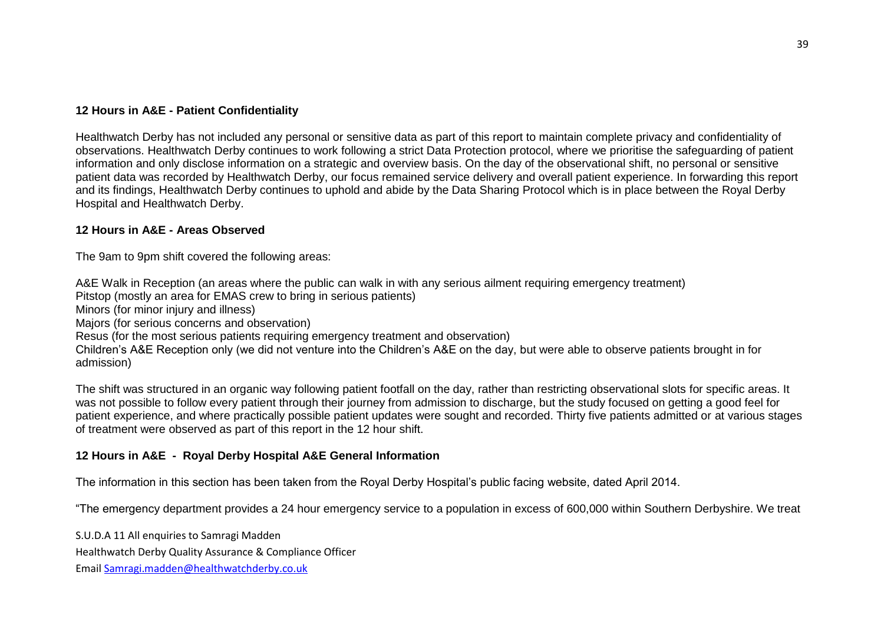**12 Hours in A&E - Patient Confidentiality**

Healthwatch Derby has not included any personal or sensitive data as part of this report to maintain complete privacy and confidentiality of observations. Healthwatch Derby continues to work following a strict Data Protection protocol, where we prioritise the safeguarding of patient information and only disclose information on a strategic and overview basis. On the day of the observational shift, no personal or sensitive patient data was recorded by Healthwatch Derby, our focus remained service delivery and overall patient experience. In forwarding this report and its findings, Healthwatch Derby continues to uphold and abide by the Data Sharing Protocol which is in place between the Royal Derby Hospital and Healthwatch Derby.

**12 Hours in A&E - Areas Observed**

The 9am to 9pm shift covered the following areas:

A&E Walk in Reception (an areas where the public can walk in with any serious ailment requiring emergency treatment)
Pitstop (mostly an area for EMAS crew to bring in serious patients)
Minors (for minor injury and illness)
Majors (for serious concerns and observation)
Resus (for the most serious patients requiring emergency treatment and observation)
Children's A&E Reception only (we did not venture into the Children's A&E on the day, but were able to observe patients brought in for admission)

The shift was structured in an organic way following patient footfall on the day, rather than restricting observational slots for specific areas. It was not possible to follow every patient through their journey from admission to discharge, but the study focused on getting a good feel for patient experience, and where practically possible patient updates were sought and recorded. Thirty five patients admitted or at various stages of treatment were observed as part of this report in the 12 hour shift.

**12 Hours in A&E - Royal Derby Hospital A&E General Information**

The information in this section has been taken from the Royal Derby Hospital's public facing website, dated April 2014.

"The emergency department provides a 24 hour emergency service to a population in excess of 600,000 within Southern Derbyshire. We treat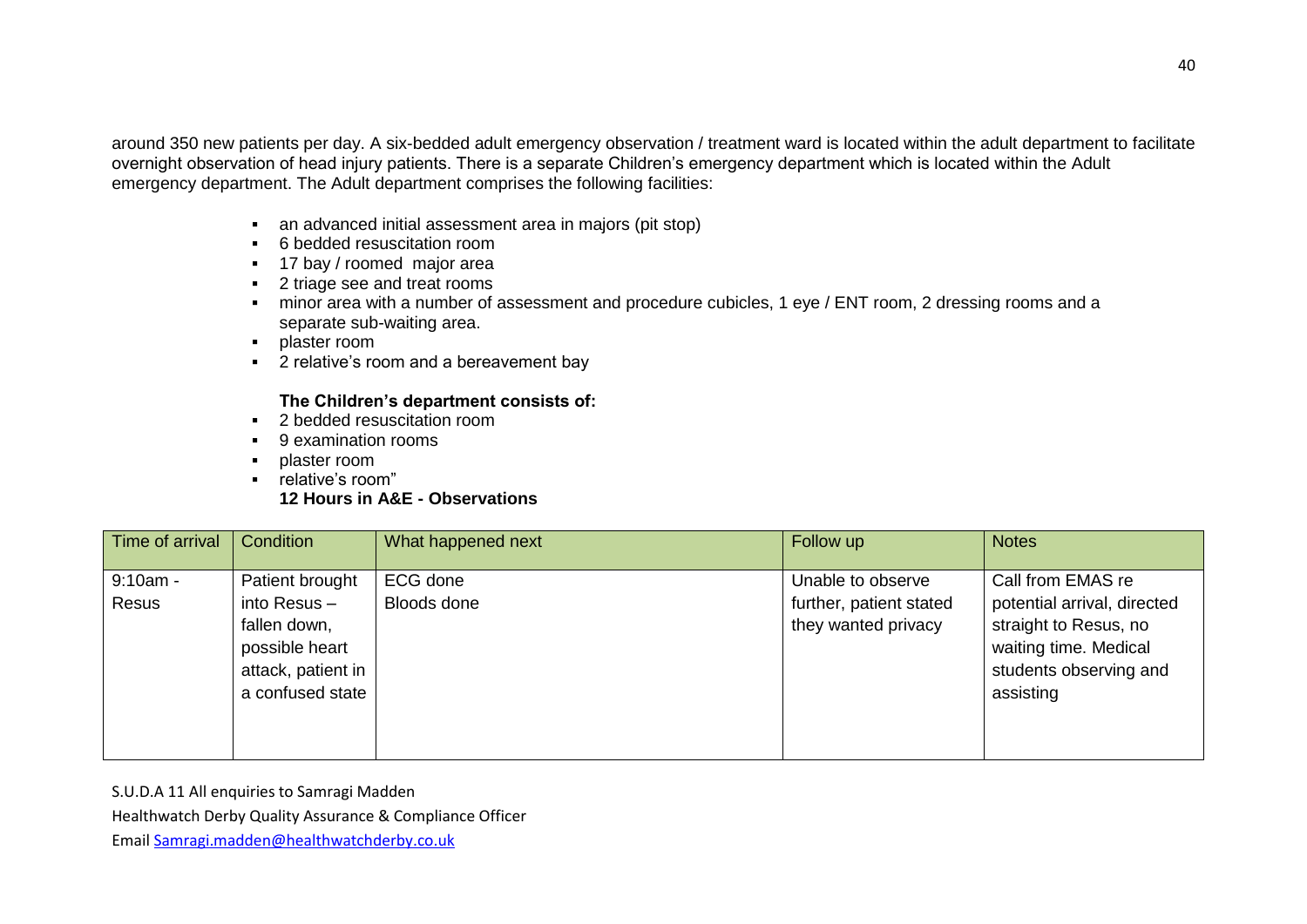around 350 new patients per day. A six-bedded adult emergency observation / treatment ward is located within the adult department to facilitate overnight observation of head injury patients. There is a separate Children's emergency department which is located within the Adult emergency department. The Adult department comprises the following facilities:

- an advanced initial assessment area in majors (pit stop)
- 6 bedded resuscitation room
- 17 bay / roomed major area
- 2 triage see and treat rooms
- minor area with a number of assessment and procedure cubicles, 1 eye / ENT room, 2 dressing rooms and a separate sub-waiting area.
- plaster room
- 2 relative's room and a bereavement bay

**The Children's department consists of:**

- 2 bedded resuscitation room
- 9 examination rooms
- plaster room
- relative's room"

**12 Hours in A&E - Observations**

| Time of arrival | Condition | What happened next | Follow up | Notes |
|---|---|---|---|---|
| 9:10am - Resus | Patient brought into Resus – fallen down, possible heart attack, patient in a confused state | ECG done<br>Bloods done | Unable to observe further, patient stated they wanted privacy | Call from EMAS re potential arrival, directed straight to Resus, no waiting time. Medical students observing and assisting |

S.U.D.A 11 All enquiries to Samragi Madden
Healthwatch Derby Quality Assurance & Compliance Officer
Email Samragi.madden@healthwatchderby.co.uk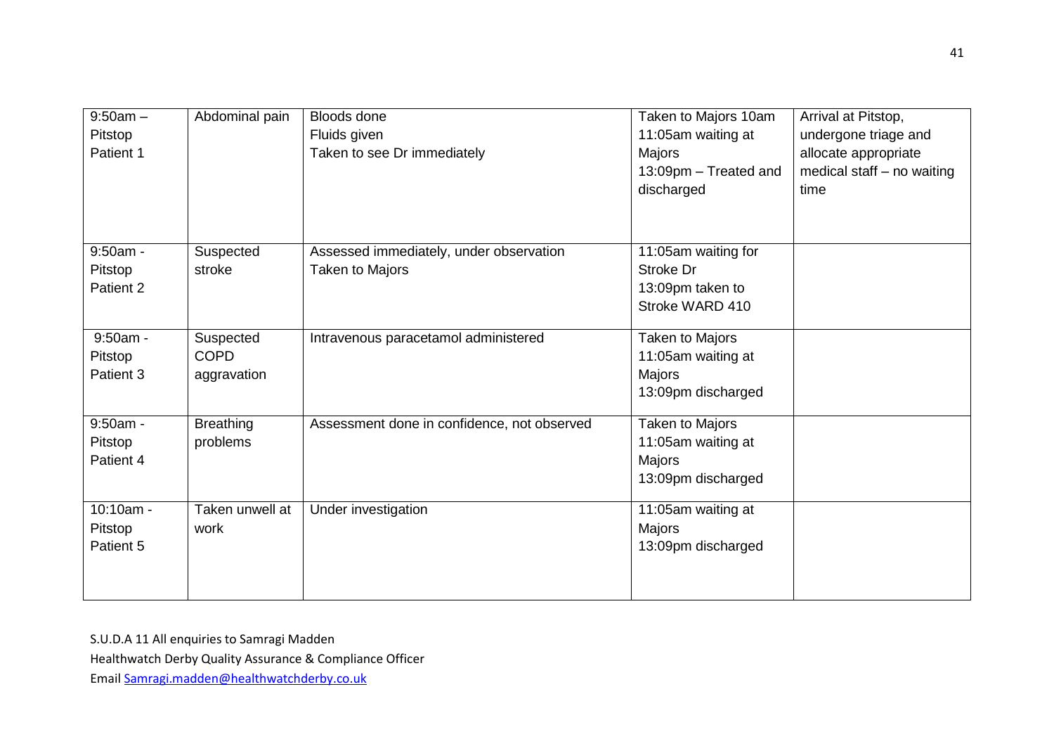| 9:50am – Pitstop Patient 1 | Abdominal pain | Bloods done<br>Fluids given<br>Taken to see Dr immediately | Taken to Majors 10am<br>11:05am waiting at Majors<br>13:09pm – Treated and discharged | Arrival at Pitstop, undergone triage and allocate appropriate medical staff – no waiting time |
|---|---|---|---|---|
| 9:50am - Pitstop Patient 2 | Suspected stroke | Assessed immediately, under observation<br>Taken to Majors | 11:05am waiting for Stroke Dr<br>13:09pm taken to Stroke WARD 410 | |
| 9:50am - Pitstop Patient 3 | Suspected COPD aggravation | Intravenous paracetamol administered | Taken to Majors<br>11:05am waiting at Majors<br>13:09pm discharged | |
| 9:50am - Pitstop Patient 4 | Breathing problems | Assessment done in confidence, not observed | Taken to Majors<br>11:05am waiting at Majors<br>13:09pm discharged | |
| 10:10am - Pitstop Patient 5 | Taken unwell at work | Under investigation | 11:05am waiting at Majors<br>13:09pm discharged | |

S.U.D.A 11 All enquiries to Samragi Madden

Healthwatch Derby Quality Assurance & Compliance Officer

Email Samragi.madden@healthwatchderby.co.uk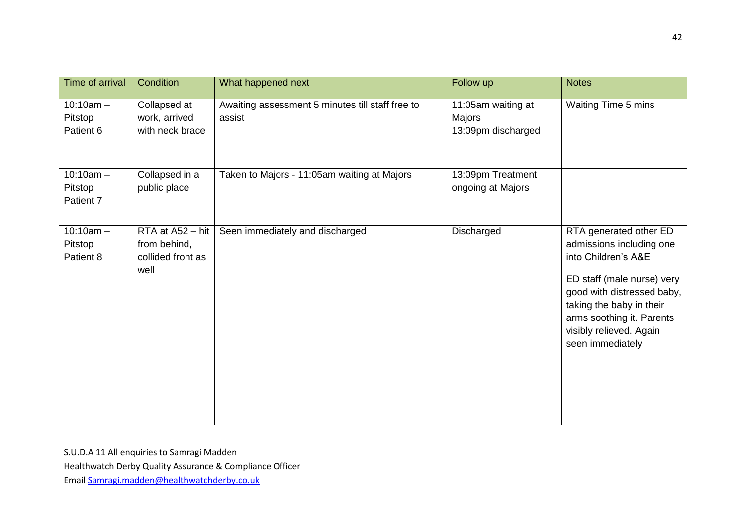| Time of arrival | Condition | What happened next | Follow up | Notes |
|---|---|---|---|---|
| 10:10am – Pitstop Patient 6 | Collapsed at work, arrived with neck brace | Awaiting assessment 5 minutes till staff free to assist | 11:05am waiting at Majors 13:09pm discharged | Waiting Time 5 mins |
| 10:10am – Pitstop Patient 7 | Collapsed in a public place | Taken to Majors - 11:05am waiting at Majors | 13:09pm Treatment ongoing at Majors | |
| 10:10am – Pitstop Patient 8 | RTA at A52 – hit from behind, collided front as well | Seen immediately and discharged | Discharged | RTA generated other ED admissions including one into Children's A&E<br><br>ED staff (male nurse) very good with distressed baby, taking the baby in their arms soothing it. Parents visibly relieved. Again seen immediately |

S.U.D.A 11 All enquiries to Samragi Madden
Healthwatch Derby Quality Assurance & Compliance Officer
Email Samragi.madden@healthwatchderby.co.uk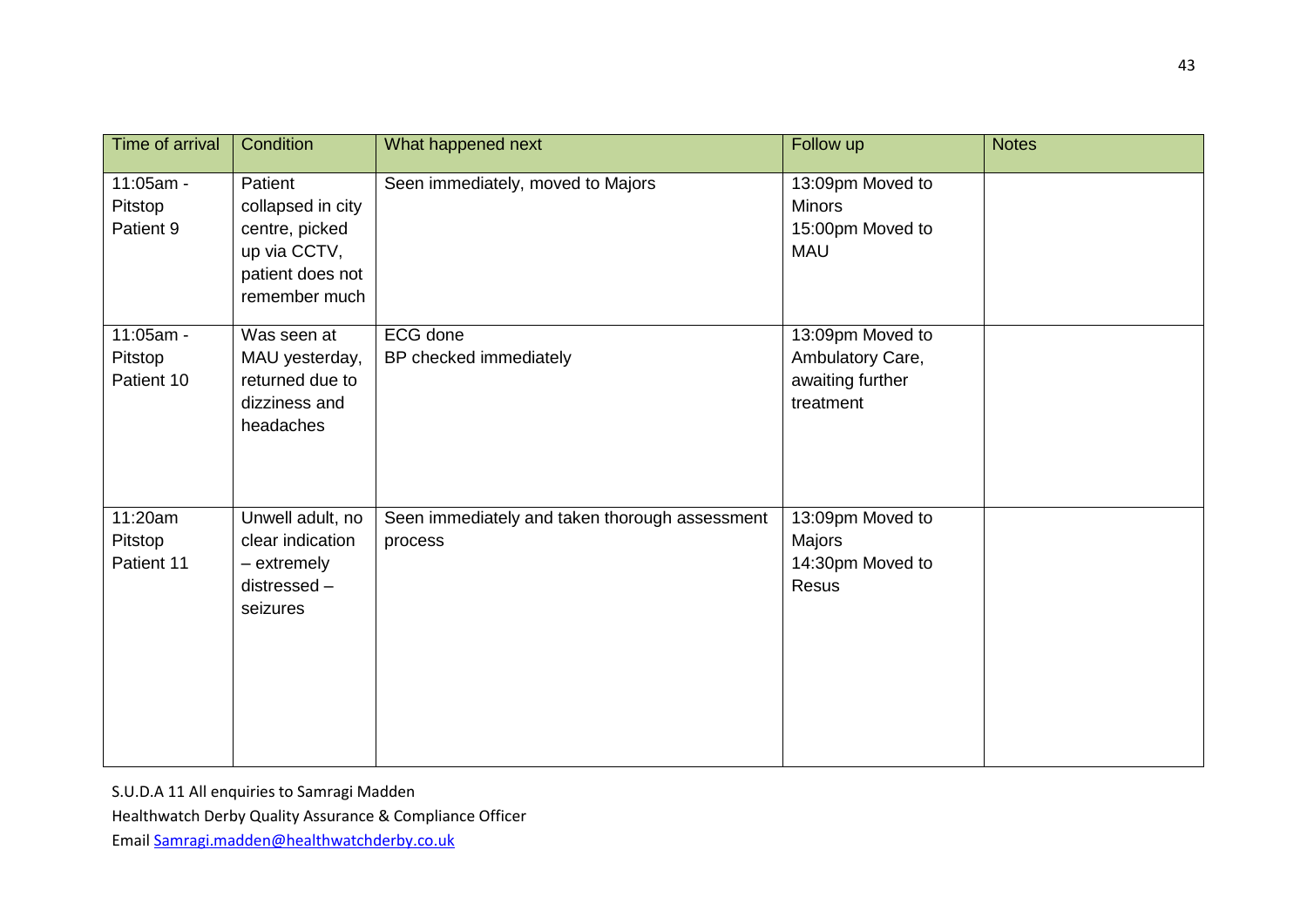| Time of arrival | Condition | What happened next | Follow up | Notes |
|---|---|---|---|---|
| 11:05am - Pitstop Patient 9 | Patient collapsed in city centre, picked up via CCTV, patient does not remember much | Seen immediately, moved to Majors | 13:09pm Moved to Minors<br>15:00pm Moved to MAU | |
| 11:05am - Pitstop Patient 10 | Was seen at MAU yesterday, returned due to dizziness and headaches | ECG done<br>BP checked immediately | 13:09pm Moved to Ambulatory Care, awaiting further treatment | |
| 11:20am Pitstop Patient 11 | Unwell adult, no clear indication – extremely distressed – seizures | Seen immediately and taken thorough assessment process | 13:09pm Moved to Majors<br>14:30pm Moved to Resus | |

S.U.D.A 11 All enquiries to Samragi Madden

Healthwatch Derby Quality Assurance & Compliance Officer

Email Samragi.madden@healthwatchderby.co.uk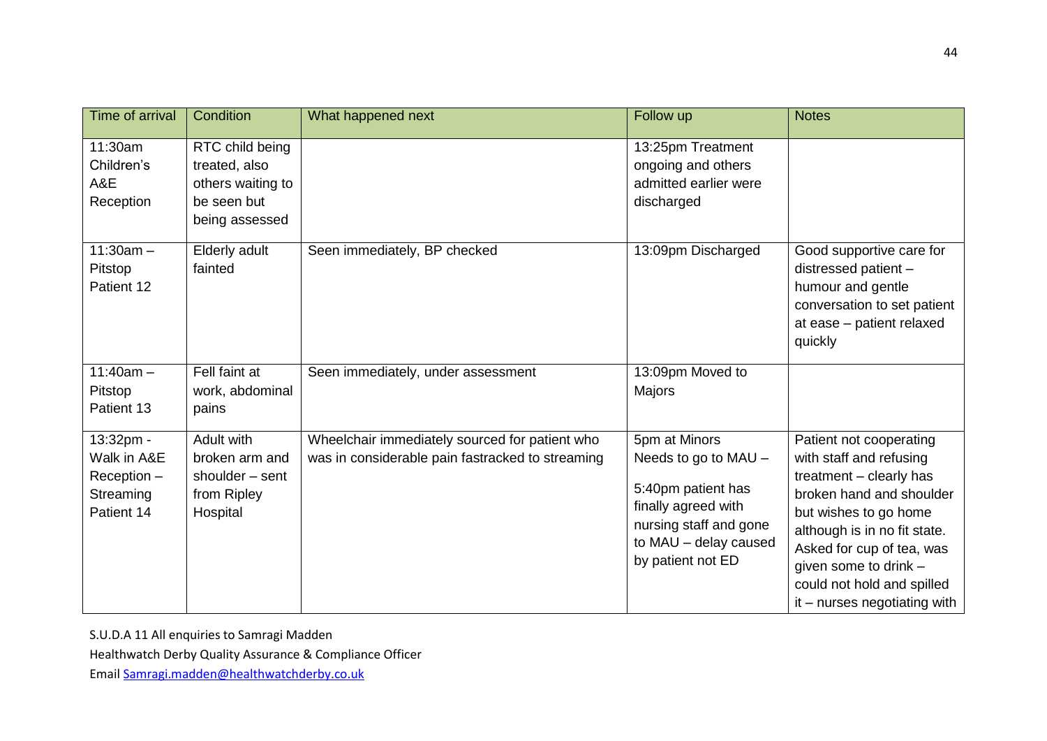| Time of arrival | Condition | What happened next | Follow up | Notes |
|---|---|---|---|---|
| 11:30am Children's A&E Reception | RTC child being treated, also others waiting to be seen but being assessed | | 13:25pm Treatment ongoing and others admitted earlier were discharged | |
| 11:30am – Pitstop Patient 12 | Elderly adult fainted | Seen immediately, BP checked | 13:09pm Discharged | Good supportive care for distressed patient – humour and gentle conversation to set patient at ease – patient relaxed quickly |
| 11:40am – Pitstop Patient 13 | Fell faint at work, abdominal pains | Seen immediately, under assessment | 13:09pm Moved to Majors | |
| 13:32pm - Walk in A&E Reception – Streaming Patient 14 | Adult with broken arm and shoulder – sent from Ripley Hospital | Wheelchair immediately sourced for patient who was in considerable pain fastracked to streaming | 5pm at Minors Needs to go to MAU – 5:40pm patient has finally agreed with nursing staff and gone to MAU – delay caused by patient not ED | Patient not cooperating with staff and refusing treatment – clearly has broken hand and shoulder but wishes to go home although is in no fit state. Asked for cup of tea, was given some to drink – could not hold and spilled it – nurses negotiating with |

S.U.D.A 11 All enquiries to Samragi Madden

Healthwatch Derby Quality Assurance & Compliance Officer

Email Samragi.madden@healthwatchderby.co.uk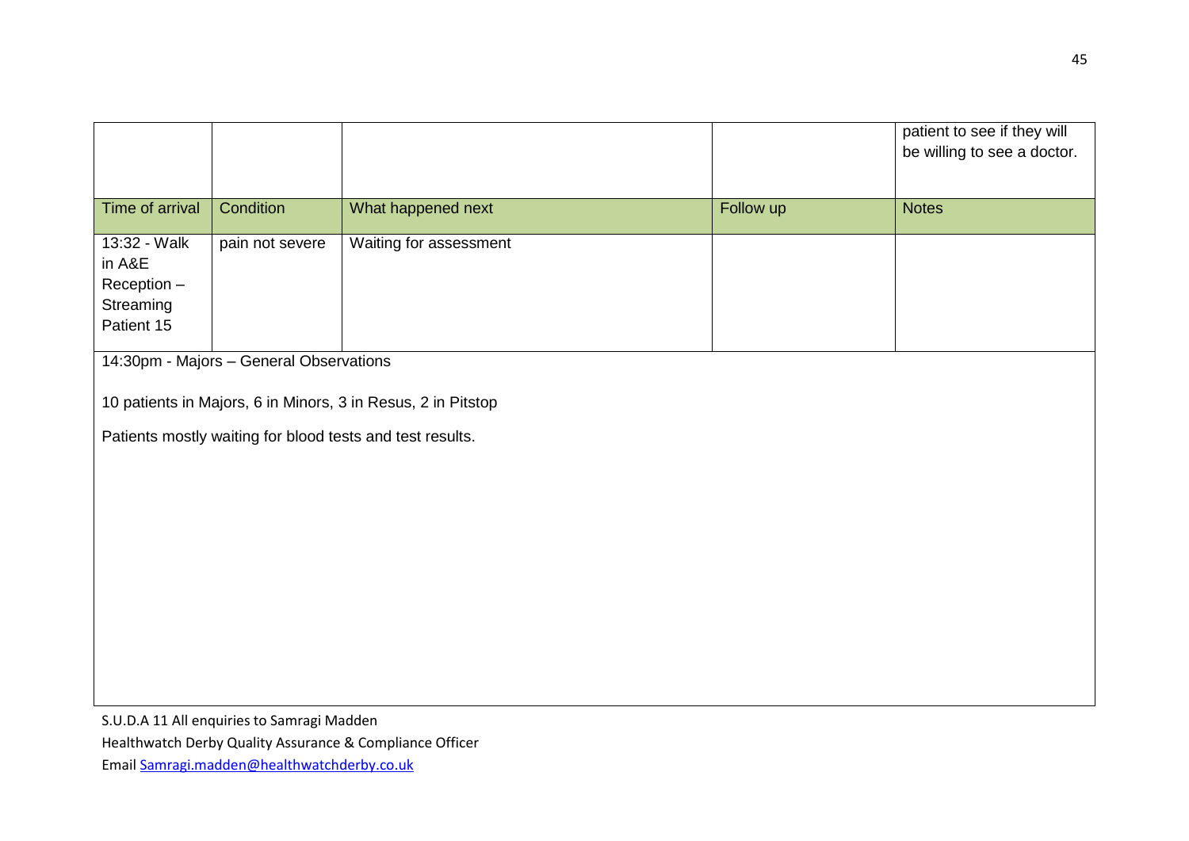| | | | | patient to see if they will be willing to see a doctor. |
|---|---|---|---|---|
| **Time of arrival** | **Condition** | **What happened next** | **Follow up** | **Notes** |
| 13:32 - Walk in A&E Reception – Streaming Patient 15 | pain not severe | Waiting for assessment | | |

14:30pm - Majors – General Observations

10 patients in Majors, 6 in Minors, 3 in Resus, 2 in Pitstop

Patients mostly waiting for blood tests and test results.

S.U.D.A 11 All enquiries to Samragi Madden
Healthwatch Derby Quality Assurance & Compliance Officer
Email Samragi.madden@healthwatchderby.co.uk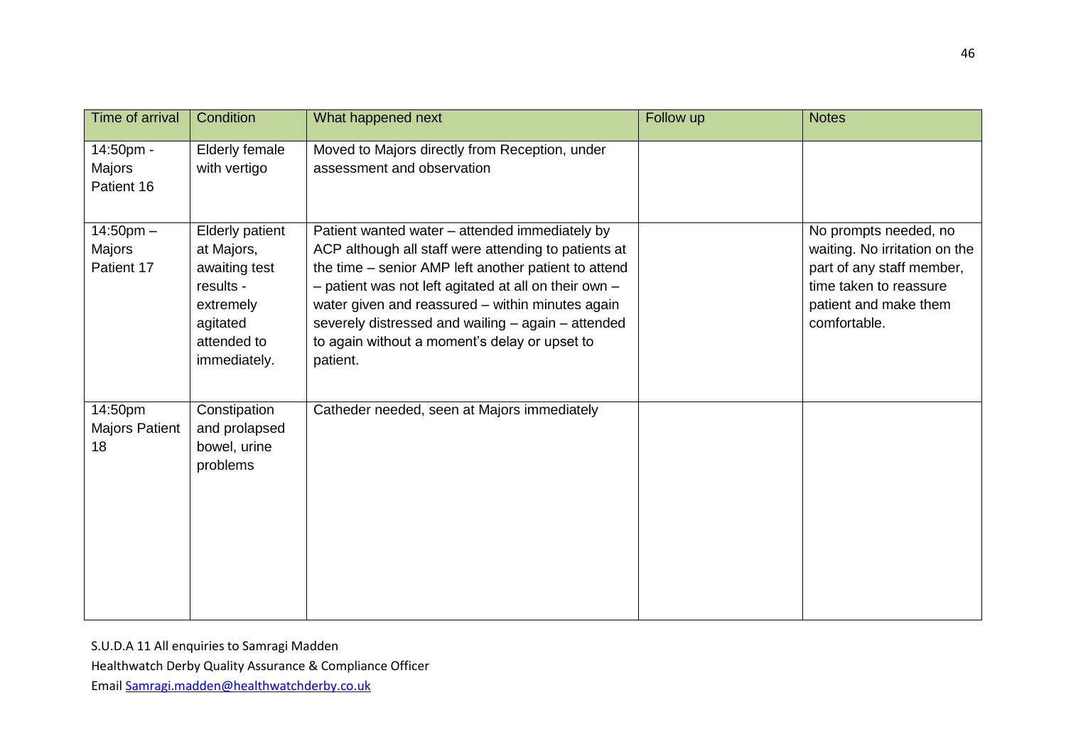| Time of arrival | Condition | What happened next | Follow up | Notes |
|---|---|---|---|---|
| 14:50pm - Majors Patient 16 | Elderly female with vertigo | Moved to Majors directly from Reception, under assessment and observation | | |
| 14:50pm – Majors Patient 17 | Elderly patient at Majors, awaiting test results - extremely agitated attended to immediately. | Patient wanted water – attended immediately by ACP although all staff were attending to patients at the time – senior AMP left another patient to attend – patient was not left agitated at all on their own – water given and reassured – within minutes again severely distressed and wailing – again – attended to again without a moment's delay or upset to patient. | | No prompts needed, no waiting. No irritation on the part of any staff member, time taken to reassure patient and make them comfortable. |
| 14:50pm Majors Patient 18 | Constipation and prolapsed bowel, urine problems | Catheder needed, seen at Majors immediately | | |

S.U.D.A 11 All enquiries to Samragi Madden

Healthwatch Derby Quality Assurance & Compliance Officer

Email Samragi.madden@healthwatchderby.co.uk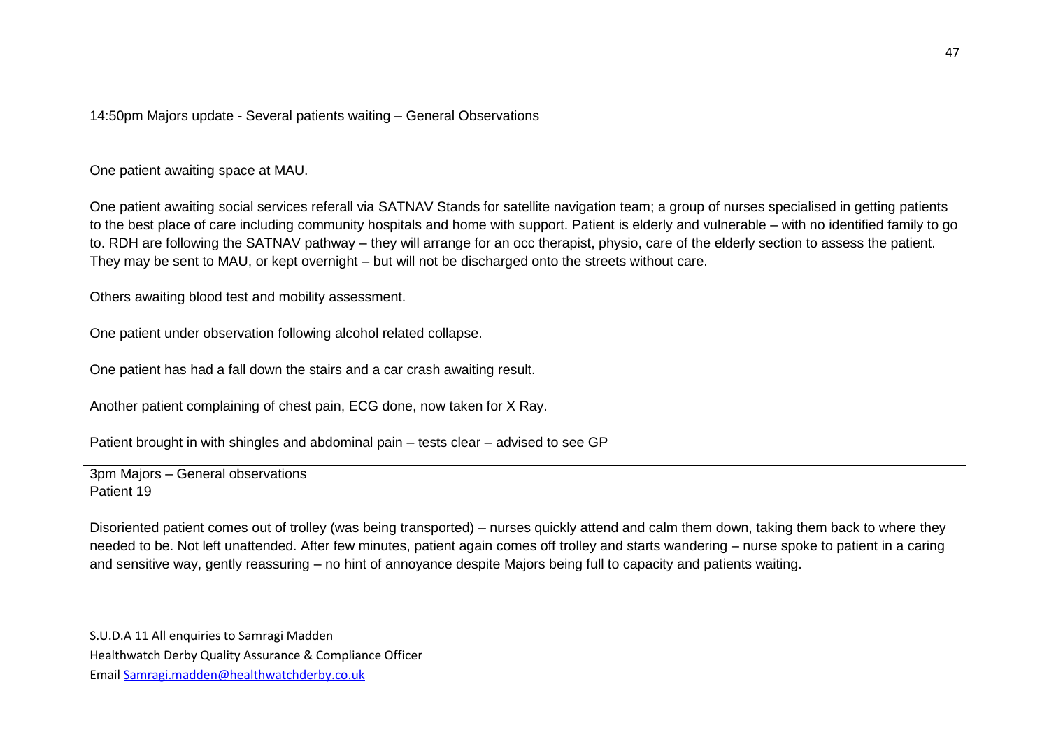| 14:50pm Majors update - Several patients waiting – General Observations<br><br>One patient awaiting space at MAU.<br><br>One patient awaiting social services referall via SATNAV Stands for satellite navigation team; a group of nurses specialised in getting patients to the best place of care including community hospitals and home with support. Patient is elderly and vulnerable – with no identified family to go to. RDH are following the SATNAV pathway – they will arrange for an occ therapist, physio, care of the elderly section to assess the patient. They may be sent to MAU, or kept overnight – but will not be discharged onto the streets without care.<br><br>Others awaiting blood test and mobility assessment.<br><br>One patient under observation following alcohol related collapse.<br><br>One patient has had a fall down the stairs and a car crash awaiting result.<br><br>Another patient complaining of chest pain, ECG done, now taken for X Ray.<br><br>Patient brought in with shingles and abdominal pain – tests clear – advised to see GP |
|---|
| 3pm Majors – General observations<br>Patient 19<br><br>Disoriented patient comes out of trolley (was being transported) – nurses quickly attend and calm them down, taking them back to where they needed to be. Not left unattended. After few minutes, patient again comes off trolley and starts wandering – nurse spoke to patient in a caring and sensitive way, gently reassuring – no hint of annoyance despite Majors being full to capacity and patients waiting. |

S.U.D.A 11 All enquiries to Samragi Madden
Healthwatch Derby Quality Assurance & Compliance Officer
Email Samragi.madden@healthwatchderby.co.uk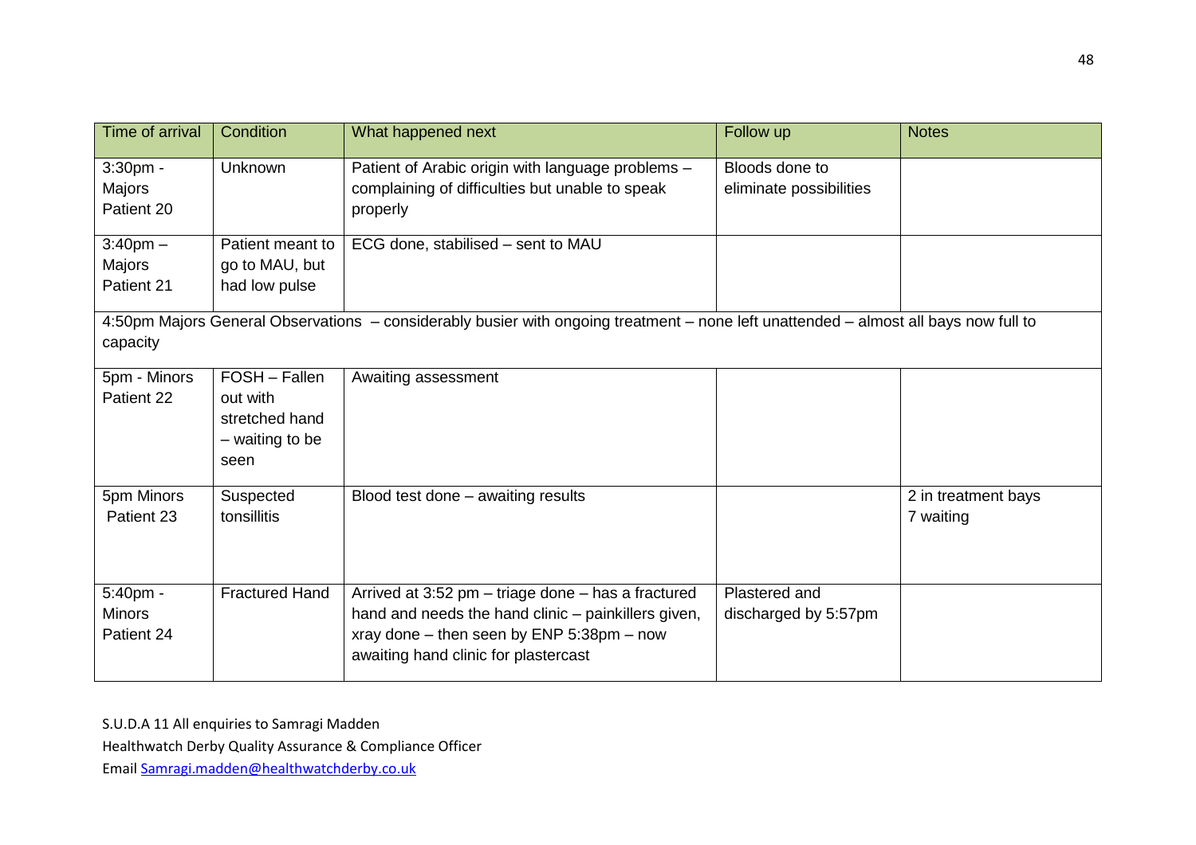| Time of arrival | Condition | What happened next | Follow up | Notes |
| --- | --- | --- | --- | --- |
| 3:30pm - Majors Patient 20 | Unknown | Patient of Arabic origin with language problems – complaining of difficulties but unable to speak properly | Bloods done to eliminate possibilities | |
| 3:40pm – Majors Patient 21 | Patient meant to go to MAU, but had low pulse | ECG done, stabilised – sent to MAU | | |
| 4:50pm Majors General Observations – considerably busier with ongoing treatment – none left unattended – almost all bays now full to capacity | | | | |
| 5pm - Minors Patient 22 | FOSH – Fallen out with stretched hand – waiting to be seen | Awaiting assessment | | |
| 5pm Minors Patient 23 | Suspected tonsillitis | Blood test done – awaiting results | | 2 in treatment bays 7 waiting |
| 5:40pm - Minors Patient 24 | Fractured Hand | Arrived at 3:52 pm – triage done – has a fractured hand and needs the hand clinic – painkillers given, xray done – then seen by ENP 5:38pm – now awaiting hand clinic for plastercast | Plastered and discharged by 5:57pm | |

S.U.D.A 11 All enquiries to Samragi Madden

Healthwatch Derby Quality Assurance & Compliance Officer

Email Samragi.madden@healthwatchderby.co.uk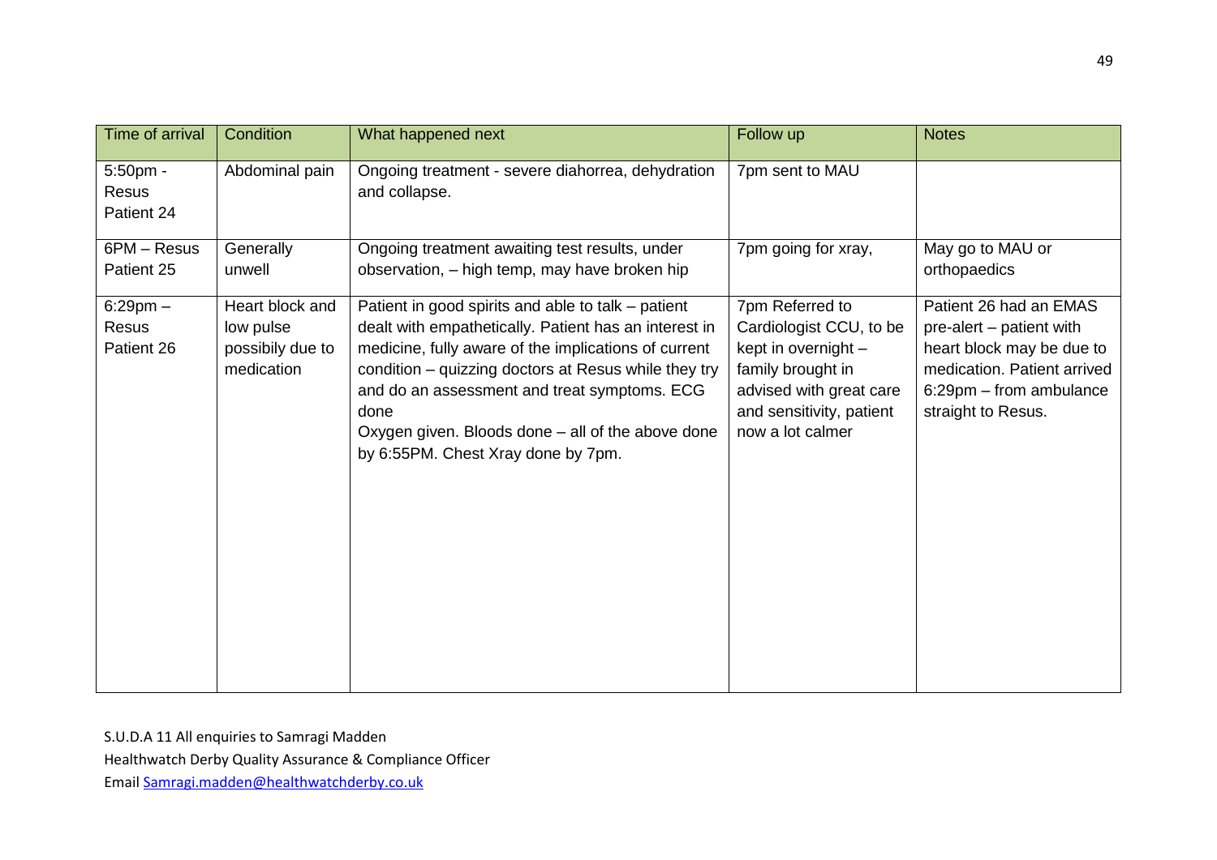| Time of arrival | Condition | What happened next | Follow up | Notes |
|---|---|---|---|---|
| 5:50pm - Resus Patient 24 | Abdominal pain | Ongoing treatment - severe diahorrea, dehydration and collapse. | 7pm sent to MAU | |
| 6PM – Resus Patient 25 | Generally unwell | Ongoing treatment awaiting test results, under observation, – high temp, may have broken hip | 7pm going for xray, | May go to MAU or orthopaedics |
| 6:29pm – Resus Patient 26 | Heart block and low pulse possibily due to medication | Patient in good spirits and able to talk – patient dealt with empathetically. Patient has an interest in medicine, fully aware of the implications of current condition – quizzing doctors at Resus while they try and do an assessment and treat symptoms. ECG done<br>Oxygen given. Bloods done – all of the above done by 6:55PM. Chest Xray done by 7pm. | 7pm Referred to Cardiologist CCU, to be kept in overnight – family brought in advised with great care and sensitivity, patient now a lot calmer | Patient 26 had an EMAS pre-alert – patient with heart block may be due to medication. Patient arrived 6:29pm – from ambulance straight to Resus. |

S.U.D.A 11 All enquiries to Samragi Madden
Healthwatch Derby Quality Assurance & Compliance Officer
Email Samragi.madden@healthwatchderby.co.uk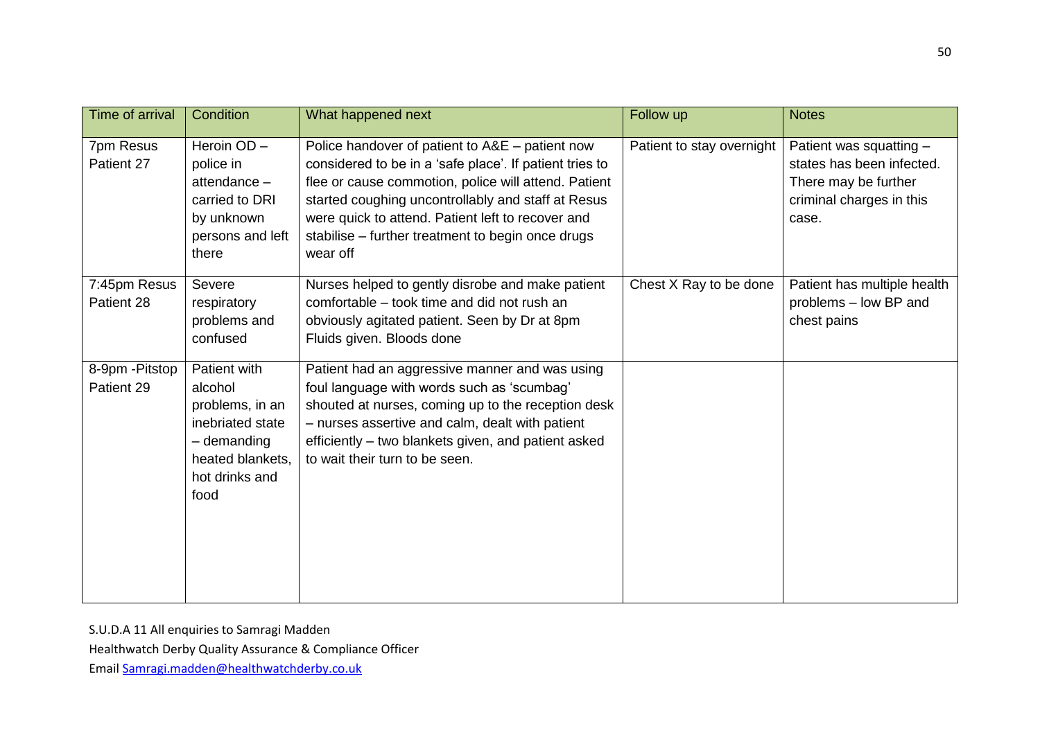| Time of arrival | Condition | What happened next | Follow up | Notes |
|---|---|---|---|---|
| 7pm Resus Patient 27 | Heroin OD – police in attendance – carried to DRI by unknown persons and left there | Police handover of patient to A&E – patient now considered to be in a 'safe place'. If patient tries to flee or cause commotion, police will attend. Patient started coughing uncontrollably and staff at Resus were quick to attend. Patient left to recover and stabilise – further treatment to begin once drugs wear off | Patient to stay overnight | Patient was squatting – states has been infected. There may be further criminal charges in this case. |
| 7:45pm Resus Patient 28 | Severe respiratory problems and confused | Nurses helped to gently disrobe and make patient comfortable – took time and did not rush an obviously agitated patient. Seen by Dr at 8pm Fluids given. Bloods done | Chest X Ray to be done | Patient has multiple health problems – low BP and chest pains |
| 8-9pm -Pitstop Patient 29 | Patient with alcohol problems, in an inebriated state – demanding heated blankets, hot drinks and food | Patient had an aggressive manner and was using foul language with words such as 'scumbag' shouted at nurses, coming up to the reception desk – nurses assertive and calm, dealt with patient efficiently – two blankets given, and patient asked to wait their turn to be seen. | | |

S.U.D.A 11 All enquiries to Samragi Madden

Healthwatch Derby Quality Assurance & Compliance Officer

Email Samragi.madden@healthwatchderby.co.uk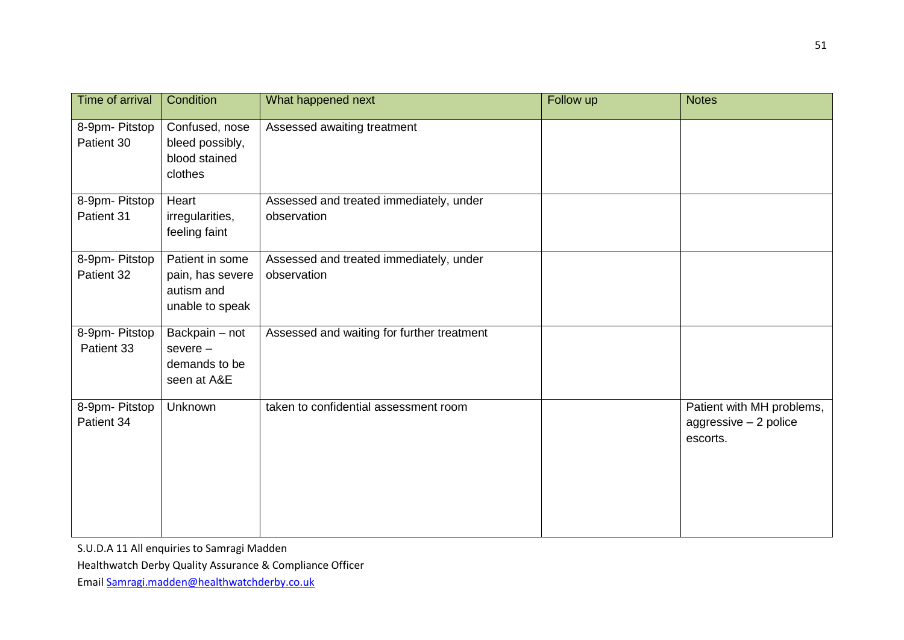| Time of arrival | Condition | What happened next | Follow up | Notes |
|---|---|---|---|---|
| 8-9pm- Pitstop Patient 30 | Confused, nose bleed possibly, blood stained clothes | Assessed awaiting treatment | | |
| 8-9pm- Pitstop Patient 31 | Heart irregularities, feeling faint | Assessed and treated immediately, under observation | | |
| 8-9pm- Pitstop Patient 32 | Patient in some pain, has severe autism and unable to speak | Assessed and treated immediately, under observation | | |
| 8-9pm- Pitstop Patient 33 | Backpain – not severe – demands to be seen at A&E | Assessed and waiting for further treatment | | |
| 8-9pm- Pitstop Patient 34 | Unknown | taken to confidential assessment room | | Patient with MH problems, aggressive – 2 police escorts. |

S.U.D.A 11 All enquiries to Samragi Madden

Healthwatch Derby Quality Assurance & Compliance Officer

Email [Samragi.madden@healthwatchderby.co.uk](mailto:Samragi.madden@healthwatchderby.co.uk)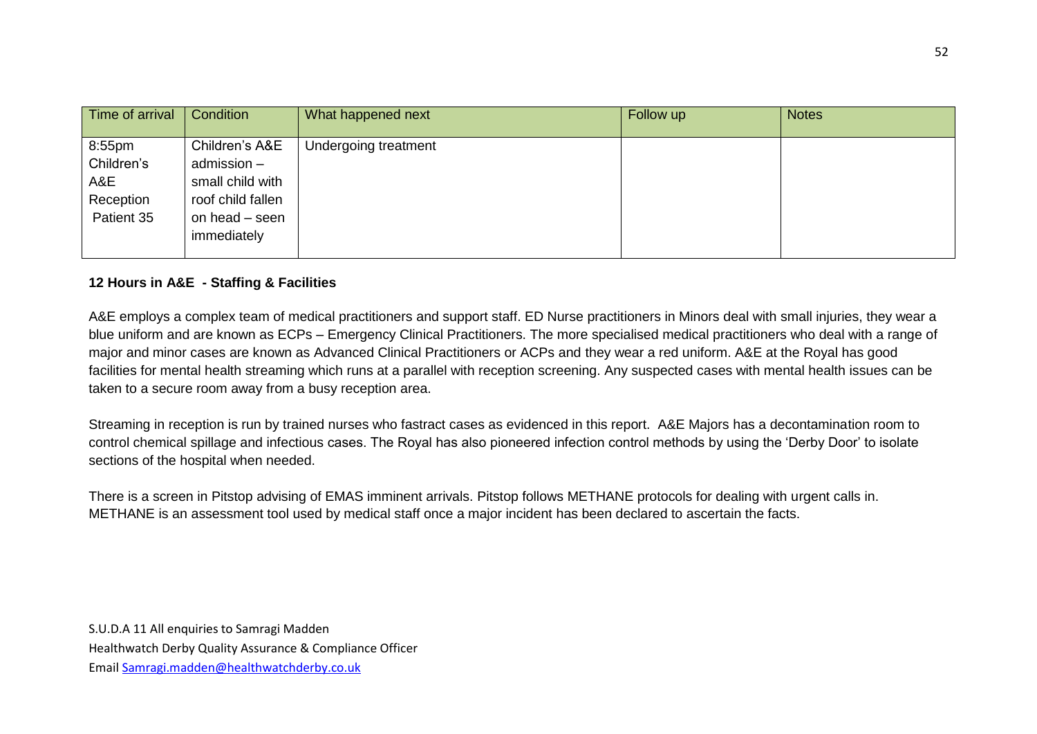| Time of arrival | Condition | What happened next | Follow up | Notes |
| --- | --- | --- | --- | --- |
| 8:55pm Children's A&E Reception Patient 35 | Children's A&E admission – small child with roof child fallen on head – seen immediately | Undergoing treatment | | |

**12 Hours in A&E - Staffing & Facilities**

A&E employs a complex team of medical practitioners and support staff. ED Nurse practitioners in Minors deal with small injuries, they wear a blue uniform and are known as ECPs – Emergency Clinical Practitioners. The more specialised medical practitioners who deal with a range of major and minor cases are known as Advanced Clinical Practitioners or ACPs and they wear a red uniform. A&E at the Royal has good facilities for mental health streaming which runs at a parallel with reception screening. Any suspected cases with mental health issues can be taken to a secure room away from a busy reception area.

Streaming in reception is run by trained nurses who fastract cases as evidenced in this report. A&E Majors has a decontamination room to control chemical spillage and infectious cases. The Royal has also pioneered infection control methods by using the 'Derby Door' to isolate sections of the hospital when needed.

There is a screen in Pitstop advising of EMAS imminent arrivals. Pitstop follows METHANE protocols for dealing with urgent calls in. METHANE is an assessment tool used by medical staff once a major incident has been declared to ascertain the facts.

S.U.D.A 11 All enquiries to Samragi Madden
Healthwatch Derby Quality Assurance & Compliance Officer
Email Samragi.madden@healthwatchderby.co.uk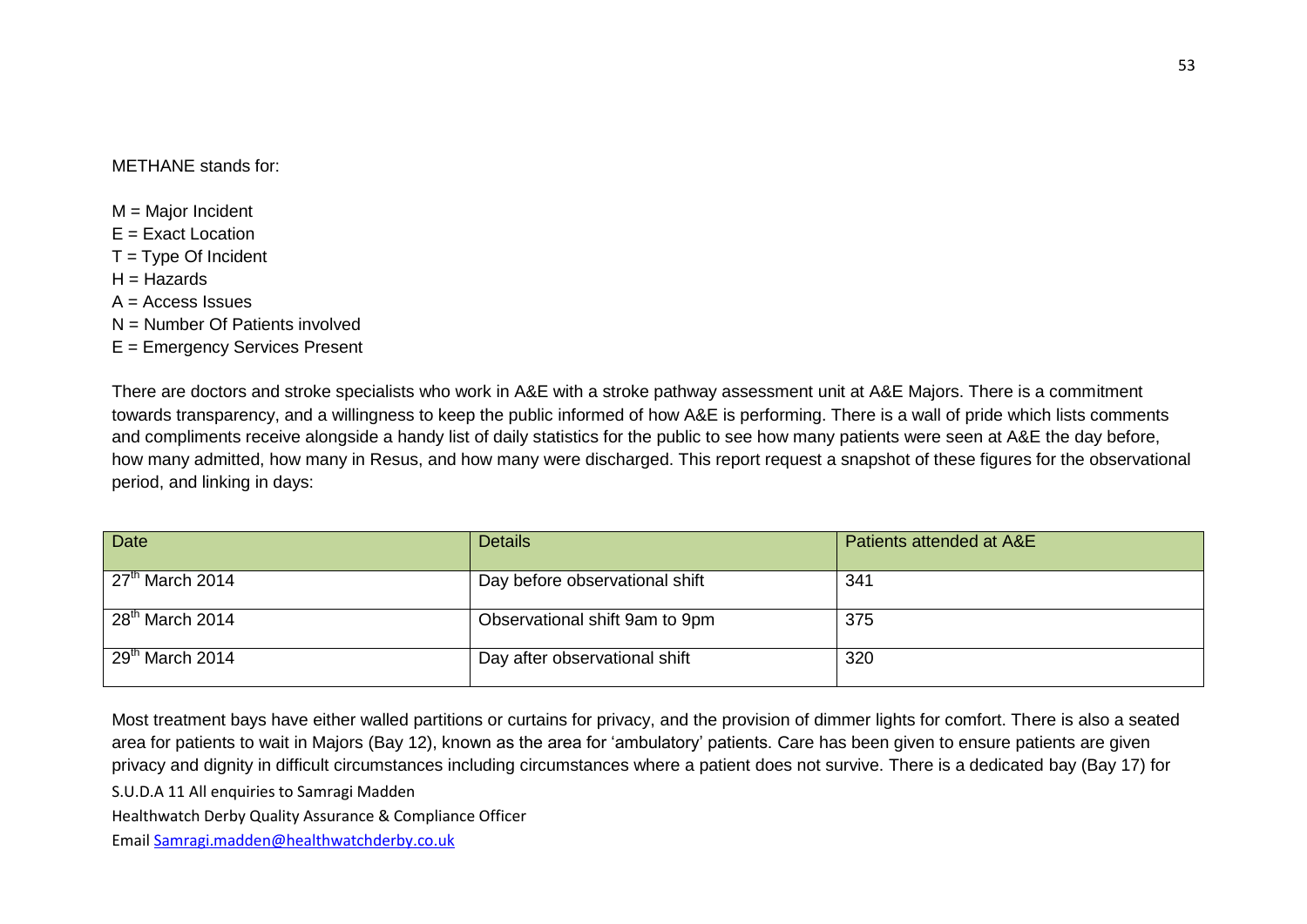METHANE stands for:

M = Major Incident
E = Exact Location
T = Type Of Incident
H = Hazards
A = Access Issues
N = Number Of Patients involved
E = Emergency Services Present

There are doctors and stroke specialists who work in A&E with a stroke pathway assessment unit at A&E Majors. There is a commitment towards transparency, and a willingness to keep the public informed of how A&E is performing. There is a wall of pride which lists comments and compliments receive alongside a handy list of daily statistics for the public to see how many patients were seen at A&E the day before, how many admitted, how many in Resus, and how many were discharged. This report request a snapshot of these figures for the observational period, and linking in days:

| Date | Details | Patients attended at A&E |
|---|---|---|
| 27th March 2014 | Day before observational shift | 341 |
| 28th March 2014 | Observational shift 9am to 9pm | 375 |
| 29th March 2014 | Day after observational shift | 320 |

Most treatment bays have either walled partitions or curtains for privacy, and the provision of dimmer lights for comfort. There is also a seated area for patients to wait in Majors (Bay 12), known as the area for 'ambulatory' patients. Care has been given to ensure patients are given privacy and dignity in difficult circumstances including circumstances where a patient does not survive. There is a dedicated bay (Bay 17) for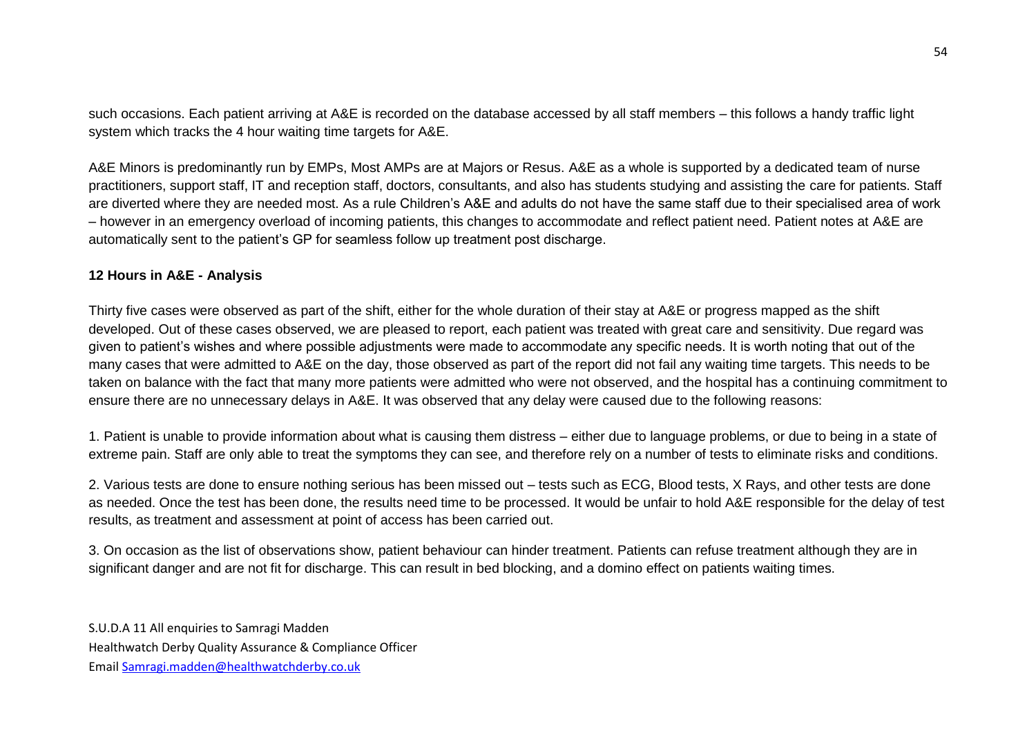such occasions. Each patient arriving at A&E is recorded on the database accessed by all staff members – this follows a handy traffic light system which tracks the 4 hour waiting time targets for A&E.

A&E Minors is predominantly run by EMPs, Most AMPs are at Majors or Resus. A&E as a whole is supported by a dedicated team of nurse practitioners, support staff, IT and reception staff, doctors, consultants, and also has students studying and assisting the care for patients. Staff are diverted where they are needed most. As a rule Children's A&E and adults do not have the same staff due to their specialised area of work – however in an emergency overload of incoming patients, this changes to accommodate and reflect patient need. Patient notes at A&E are automatically sent to the patient's GP for seamless follow up treatment post discharge.

**12 Hours in A&E - Analysis**

Thirty five cases were observed as part of the shift, either for the whole duration of their stay at A&E or progress mapped as the shift developed. Out of these cases observed, we are pleased to report, each patient was treated with great care and sensitivity. Due regard was given to patient's wishes and where possible adjustments were made to accommodate any specific needs. It is worth noting that out of the many cases that were admitted to A&E on the day, those observed as part of the report did not fail any waiting time targets. This needs to be taken on balance with the fact that many more patients were admitted who were not observed, and the hospital has a continuing commitment to ensure there are no unnecessary delays in A&E. It was observed that any delay were caused due to the following reasons:

1. Patient is unable to provide information about what is causing them distress – either due to language problems, or due to being in a state of extreme pain. Staff are only able to treat the symptoms they can see, and therefore rely on a number of tests to eliminate risks and conditions.

2. Various tests are done to ensure nothing serious has been missed out – tests such as ECG, Blood tests, X Rays, and other tests are done as needed. Once the test has been done, the results need time to be processed. It would be unfair to hold A&E responsible for the delay of test results, as treatment and assessment at point of access has been carried out.

3. On occasion as the list of observations show, patient behaviour can hinder treatment. Patients can refuse treatment although they are in significant danger and are not fit for discharge. This can result in bed blocking, and a domino effect on patients waiting times.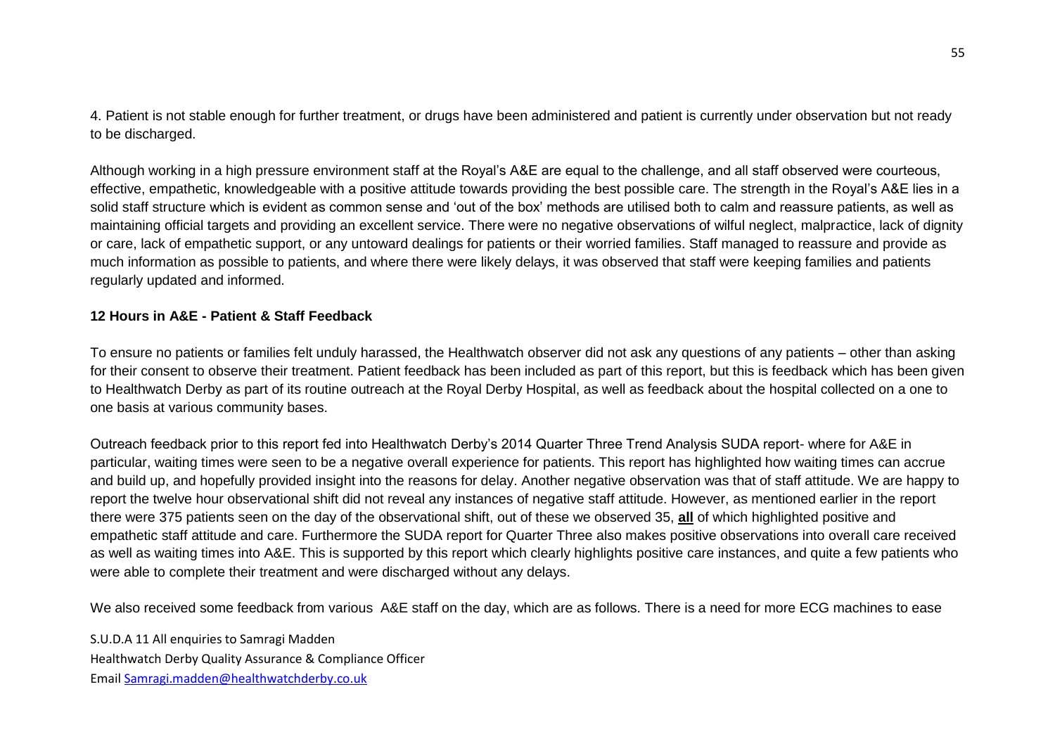4. Patient is not stable enough for further treatment, or drugs have been administered and patient is currently under observation but not ready to be discharged.

Although working in a high pressure environment staff at the Royal's A&E are equal to the challenge, and all staff observed were courteous, effective, empathetic, knowledgeable with a positive attitude towards providing the best possible care. The strength in the Royal's A&E lies in a solid staff structure which is evident as common sense and 'out of the box' methods are utilised both to calm and reassure patients, as well as maintaining official targets and providing an excellent service. There were no negative observations of wilful neglect, malpractice, lack of dignity or care, lack of empathetic support, or any untoward dealings for patients or their worried families. Staff managed to reassure and provide as much information as possible to patients, and where there were likely delays, it was observed that staff were keeping families and patients regularly updated and informed.

**12 Hours in A&E - Patient & Staff Feedback**

To ensure no patients or families felt unduly harassed, the Healthwatch observer did not ask any questions of any patients – other than asking for their consent to observe their treatment. Patient feedback has been included as part of this report, but this is feedback which has been given to Healthwatch Derby as part of its routine outreach at the Royal Derby Hospital, as well as feedback about the hospital collected on a one to one basis at various community bases.

Outreach feedback prior to this report fed into Healthwatch Derby's 2014 Quarter Three Trend Analysis SUDA report- where for A&E in particular, waiting times were seen to be a negative overall experience for patients. This report has highlighted how waiting times can accrue and build up, and hopefully provided insight into the reasons for delay. Another negative observation was that of staff attitude. We are happy to report the twelve hour observational shift did not reveal any instances of negative staff attitude. However, as mentioned earlier in the report there were 375 patients seen on the day of the observational shift, out of these we observed 35, **all** of which highlighted positive and empathetic staff attitude and care. Furthermore the SUDA report for Quarter Three also makes positive observations into overall care received as well as waiting times into A&E. This is supported by this report which clearly highlights positive care instances, and quite a few patients who were able to complete their treatment and were discharged without any delays.

We also received some feedback from various A&E staff on the day, which are as follows. There is a need for more ECG machines to ease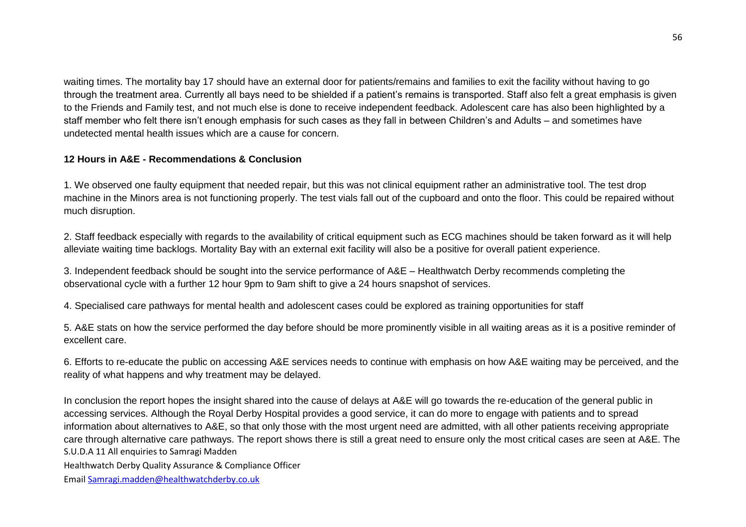waiting times. The mortality bay 17 should have an external door for patients/remains and families to exit the facility without having to go through the treatment area. Currently all bays need to be shielded if a patient's remains is transported. Staff also felt a great emphasis is given to the Friends and Family test, and not much else is done to receive independent feedback. Adolescent care has also been highlighted by a staff member who felt there isn't enough emphasis for such cases as they fall in between Children's and Adults – and sometimes have undetected mental health issues which are a cause for concern.

**12 Hours in A&E - Recommendations & Conclusion**

1. We observed one faulty equipment that needed repair, but this was not clinical equipment rather an administrative tool. The test drop machine in the Minors area is not functioning properly. The test vials fall out of the cupboard and onto the floor. This could be repaired without much disruption.

2. Staff feedback especially with regards to the availability of critical equipment such as ECG machines should be taken forward as it will help alleviate waiting time backlogs. Mortality Bay with an external exit facility will also be a positive for overall patient experience.

3. Independent feedback should be sought into the service performance of A&E – Healthwatch Derby recommends completing the observational cycle with a further 12 hour 9pm to 9am shift to give a 24 hours snapshot of services.

4. Specialised care pathways for mental health and adolescent cases could be explored as training opportunities for staff

5. A&E stats on how the service performed the day before should be more prominently visible in all waiting areas as it is a positive reminder of excellent care.

6. Efforts to re-educate the public on accessing A&E services needs to continue with emphasis on how A&E waiting may be perceived, and the reality of what happens and why treatment may be delayed.

In conclusion the report hopes the insight shared into the cause of delays at A&E will go towards the re-education of the general public in accessing services. Although the Royal Derby Hospital provides a good service, it can do more to engage with patients and to spread information about alternatives to A&E, so that only those with the most urgent need are admitted, with all other patients receiving appropriate care through alternative care pathways. The report shows there is still a great need to ensure only the most critical cases are seen at A&E. The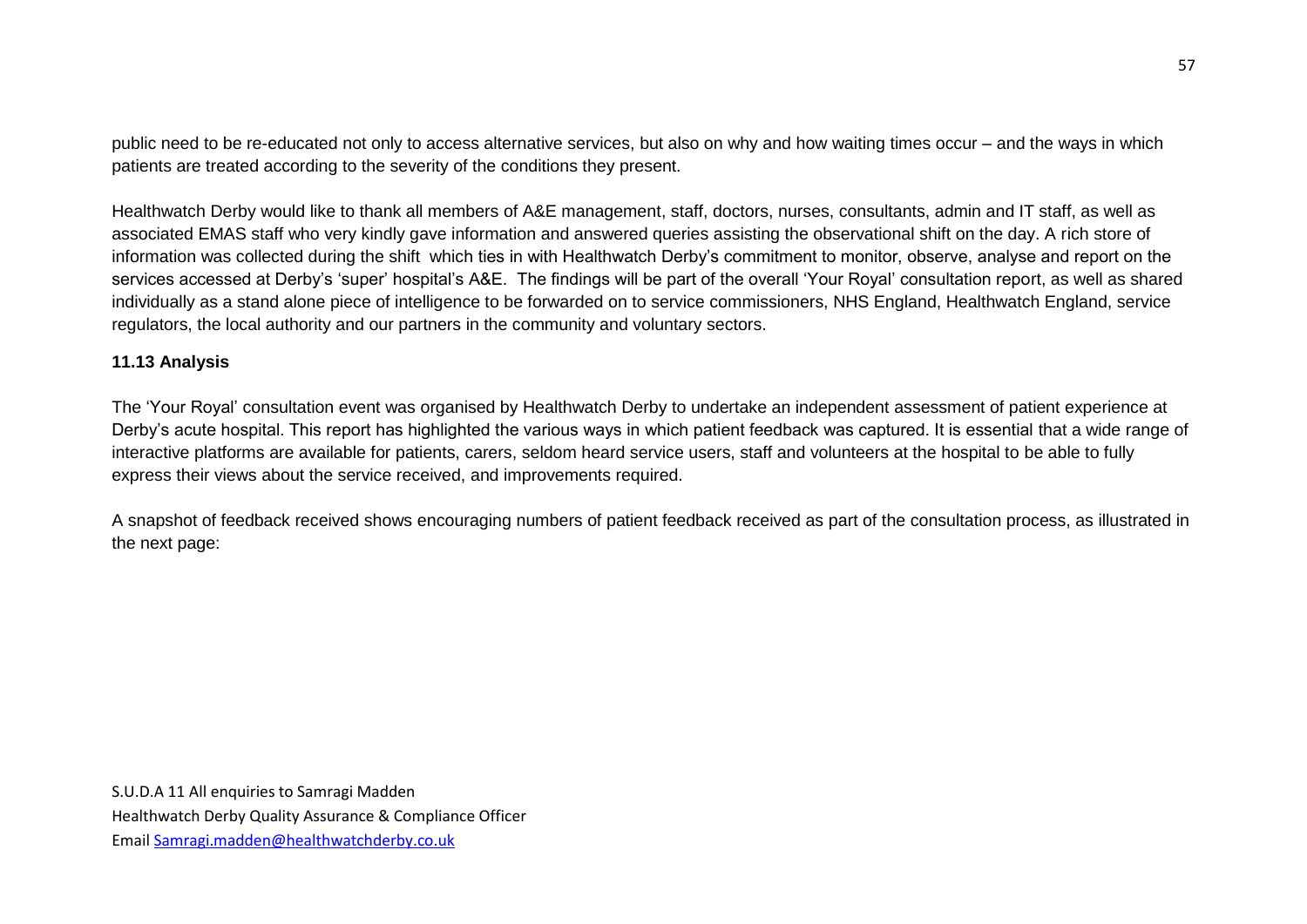public need to be re-educated not only to access alternative services, but also on why and how waiting times occur – and the ways in which patients are treated according to the severity of the conditions they present.

Healthwatch Derby would like to thank all members of A&E management, staff, doctors, nurses, consultants, admin and IT staff, as well as associated EMAS staff who very kindly gave information and answered queries assisting the observational shift on the day. A rich store of information was collected during the shift which ties in with Healthwatch Derby's commitment to monitor, observe, analyse and report on the services accessed at Derby's 'super' hospital's A&E. The findings will be part of the overall 'Your Royal' consultation report, as well as shared individually as a stand alone piece of intelligence to be forwarded on to service commissioners, NHS England, Healthwatch England, service regulators, the local authority and our partners in the community and voluntary sectors.

### 11.13 Analysis

The 'Your Royal' consultation event was organised by Healthwatch Derby to undertake an independent assessment of patient experience at Derby's acute hospital. This report has highlighted the various ways in which patient feedback was captured. It is essential that a wide range of interactive platforms are available for patients, carers, seldom heard service users, staff and volunteers at the hospital to be able to fully express their views about the service received, and improvements required.

A snapshot of feedback received shows encouraging numbers of patient feedback received as part of the consultation process, as illustrated in the next page:

S.U.D.A 11 All enquiries to Samragi Madden
Healthwatch Derby Quality Assurance & Compliance Officer
Email Samragi.madden@healthwatchderby.co.uk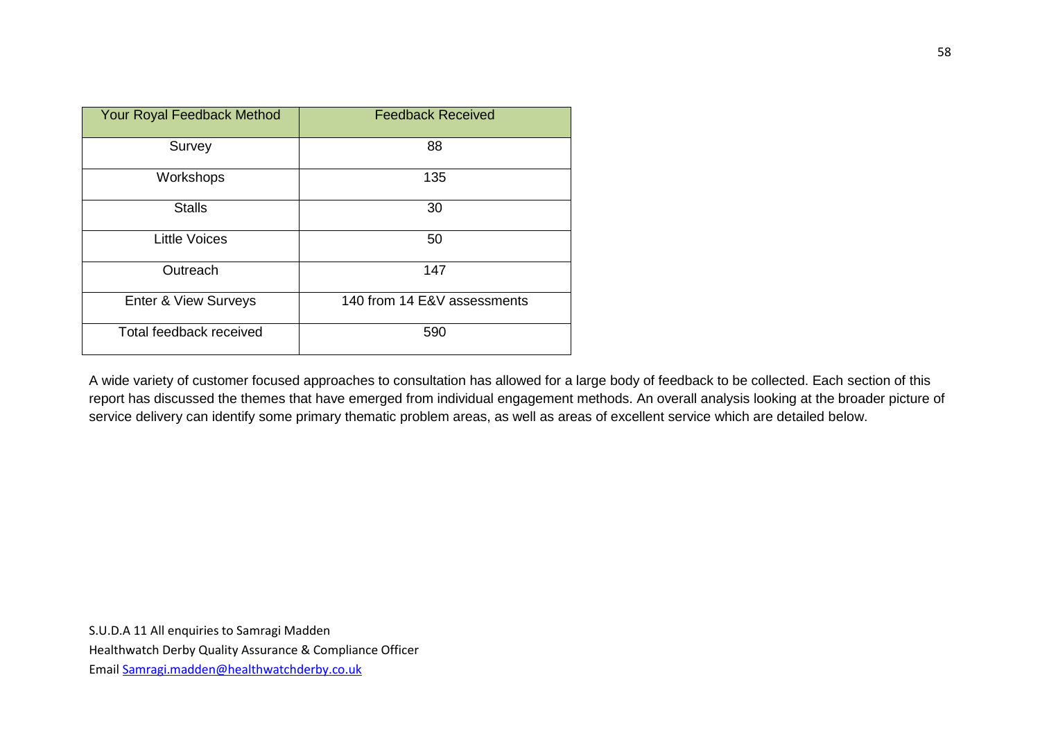| Your Royal Feedback Method | Feedback Received |
|---|---|
| Survey | 88 |
| Workshops | 135 |
| Stalls | 30 |
| Little Voices | 50 |
| Outreach | 147 |
| Enter & View Surveys | 140 from 14 E&V assessments |
| Total feedback received | 590 |

A wide variety of customer focused approaches to consultation has allowed for a large body of feedback to be collected. Each section of this report has discussed the themes that have emerged from individual engagement methods. An overall analysis looking at the broader picture of service delivery can identify some primary thematic problem areas, as well as areas of excellent service which are detailed below.

S.U.D.A 11 All enquiries to Samragi Madden
Healthwatch Derby Quality Assurance & Compliance Officer
Email Samragi.madden@healthwatchderby.co.uk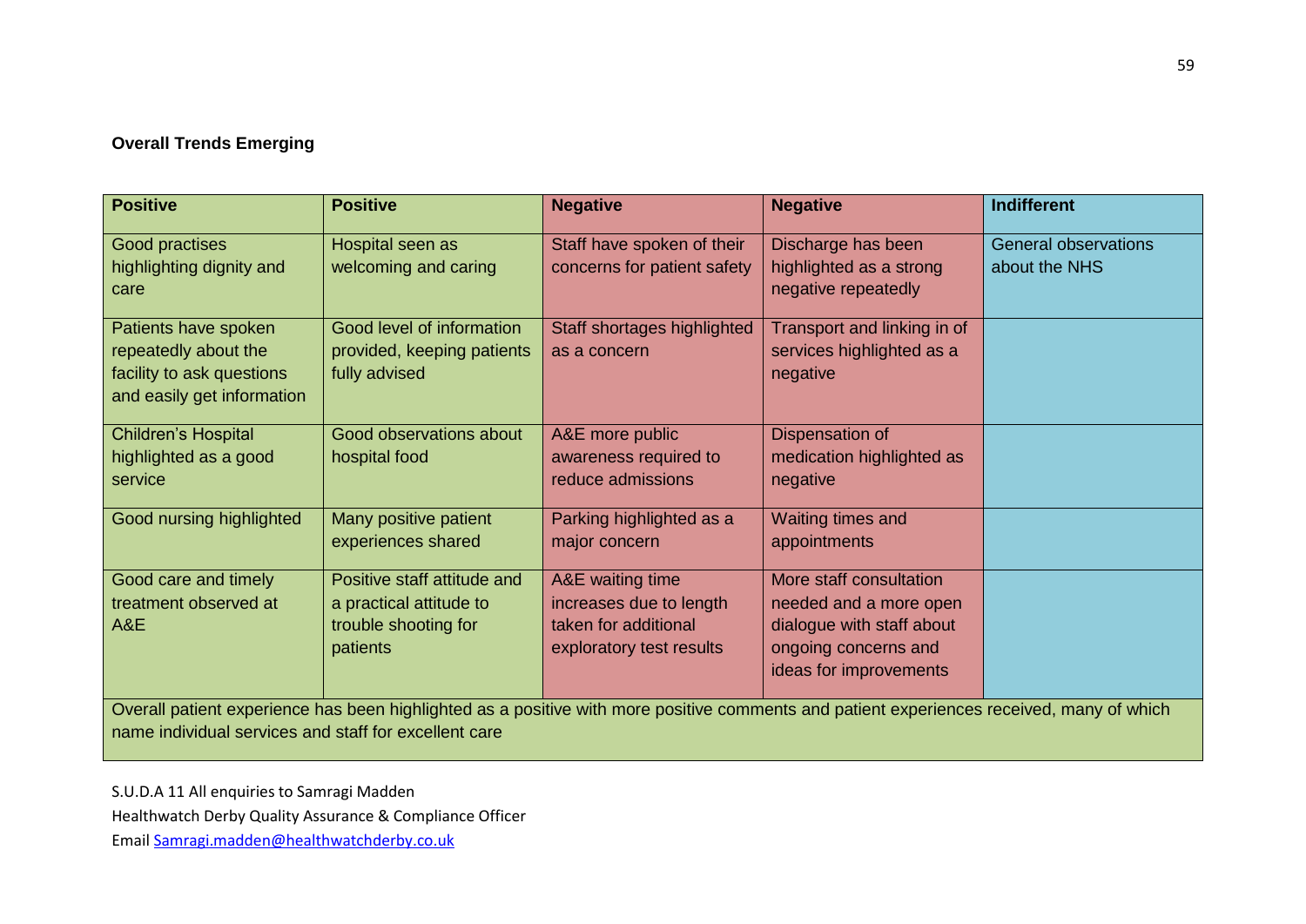**Overall Trends Emerging**

| Positive | Positive | Negative | Negative | Indifferent |
|---|---|---|---|---|
| Good practises highlighting dignity and care | Hospital seen as welcoming and caring | Staff have spoken of their concerns for patient safety | Discharge has been highlighted as a strong negative repeatedly | General observations about the NHS |
| Patients have spoken repeatedly about the facility to ask questions and easily get information | Good level of information provided, keeping patients fully advised | Staff shortages highlighted as a concern | Transport and linking in of services highlighted as a negative | |
| Children's Hospital highlighted as a good service | Good observations about hospital food | A&E more public awareness required to reduce admissions | Dispensation of medication highlighted as negative | |
| Good nursing highlighted | Many positive patient experiences shared | Parking highlighted as a major concern | Waiting times and appointments | |
| Good care and timely treatment observed at A&E | Positive staff attitude and a practical attitude to trouble shooting for patients | A&E waiting time increases due to length taken for additional exploratory test results | More staff consultation needed and a more open dialogue with staff about ongoing concerns and ideas for improvements | |
| Overall patient experience has been highlighted as a positive with more positive comments and patient experiences received, many of which name individual services and staff for excellent care | | | | |

S.U.D.A 11 All enquiries to Samragi Madden

Healthwatch Derby Quality Assurance & Compliance Officer

Email [Samragi.madden@healthwatchderby.co.uk](mailto:Samragi.madden@healthwatchderby.co.uk)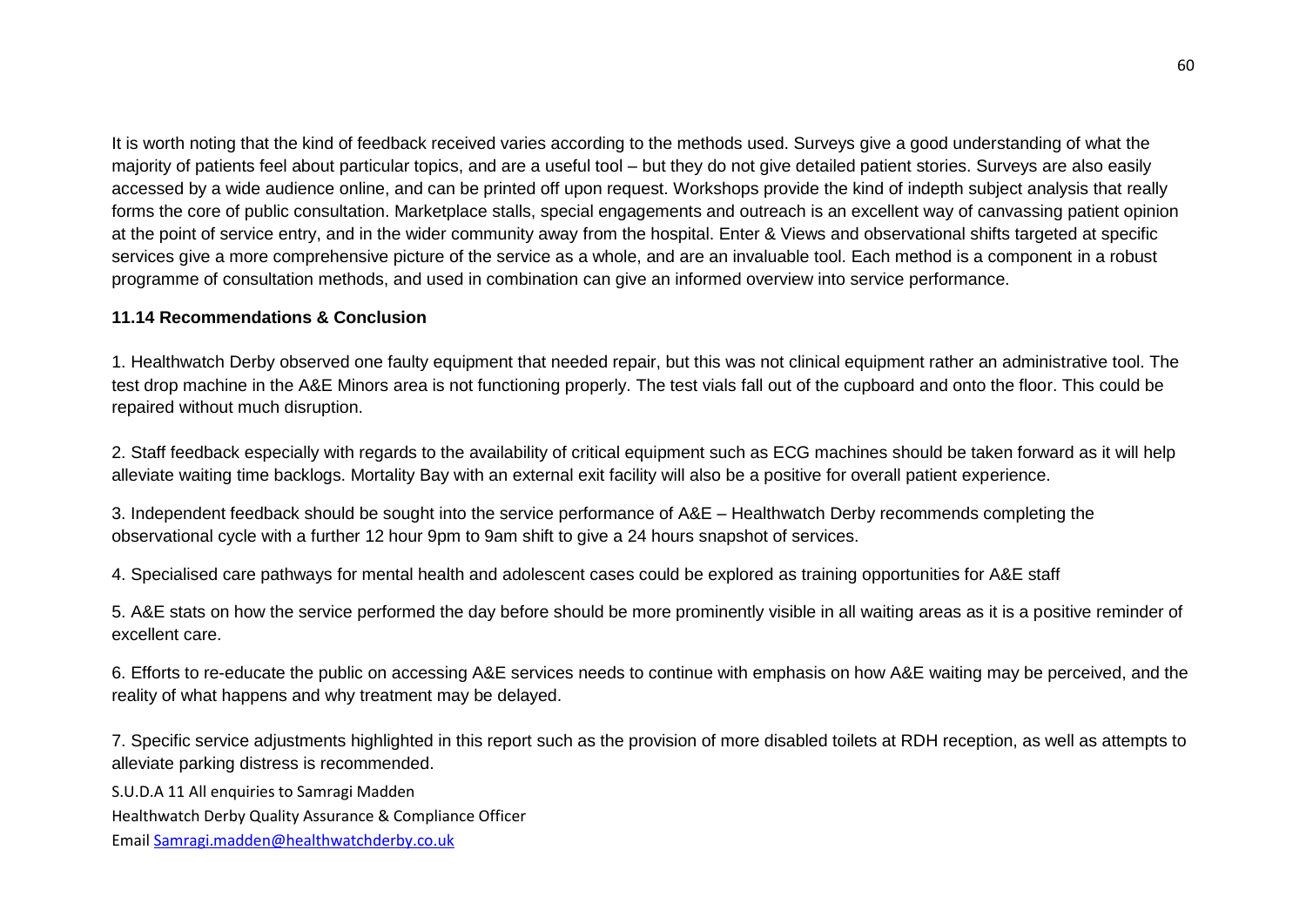It is worth noting that the kind of feedback received varies according to the methods used. Surveys give a good understanding of what the majority of patients feel about particular topics, and are a useful tool – but they do not give detailed patient stories. Surveys are also easily accessed by a wide audience online, and can be printed off upon request. Workshops provide the kind of indepth subject analysis that really forms the core of public consultation. Marketplace stalls, special engagements and outreach is an excellent way of canvassing patient opinion at the point of service entry, and in the wider community away from the hospital. Enter & Views and observational shifts targeted at specific services give a more comprehensive picture of the service as a whole, and are an invaluable tool. Each method is a component in a robust programme of consultation methods, and used in combination can give an informed overview into service performance.

**11.14 Recommendations & Conclusion**

1. Healthwatch Derby observed one faulty equipment that needed repair, but this was not clinical equipment rather an administrative tool. The test drop machine in the A&E Minors area is not functioning properly. The test vials fall out of the cupboard and onto the floor. This could be repaired without much disruption.

2. Staff feedback especially with regards to the availability of critical equipment such as ECG machines should be taken forward as it will help alleviate waiting time backlogs. Mortality Bay with an external exit facility will also be a positive for overall patient experience.

3. Independent feedback should be sought into the service performance of A&E – Healthwatch Derby recommends completing the observational cycle with a further 12 hour 9pm to 9am shift to give a 24 hours snapshot of services.

4. Specialised care pathways for mental health and adolescent cases could be explored as training opportunities for A&E staff

5. A&E stats on how the service performed the day before should be more prominently visible in all waiting areas as it is a positive reminder of excellent care.

6. Efforts to re-educate the public on accessing A&E services needs to continue with emphasis on how A&E waiting may be perceived, and the reality of what happens and why treatment may be delayed.

7. Specific service adjustments highlighted in this report such as the provision of more disabled toilets at RDH reception, as well as attempts to alleviate parking distress is recommended.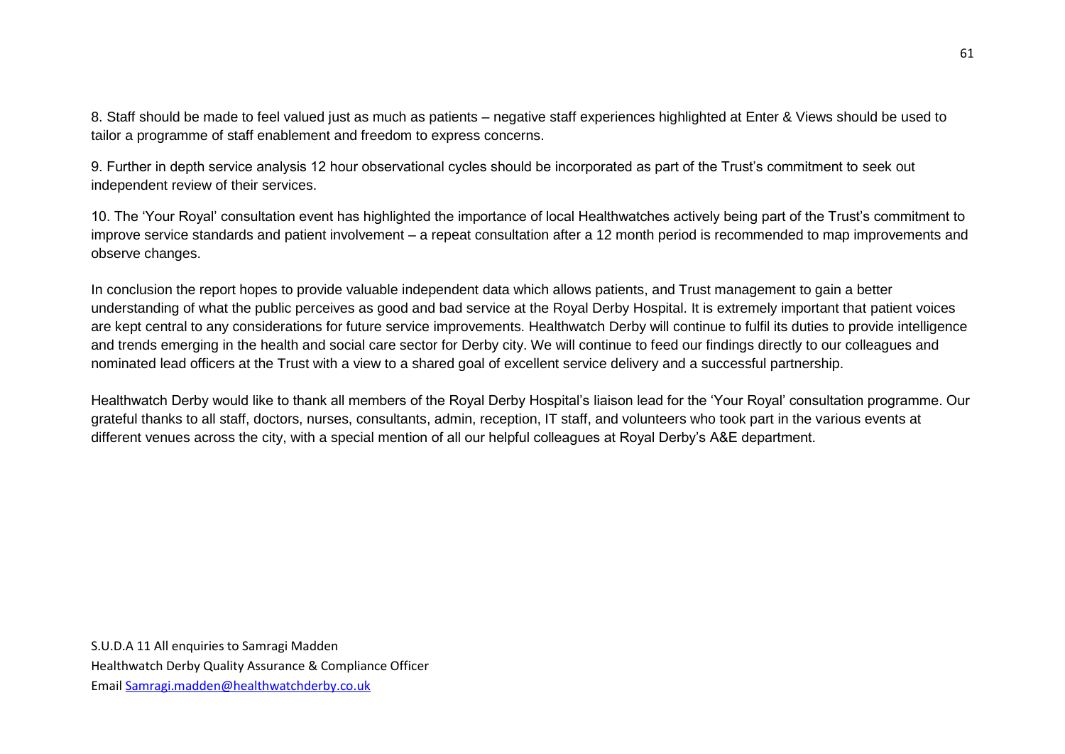8. Staff should be made to feel valued just as much as patients – negative staff experiences highlighted at Enter & Views should be used to tailor a programme of staff enablement and freedom to express concerns.

9. Further in depth service analysis 12 hour observational cycles should be incorporated as part of the Trust's commitment to seek out independent review of their services.

10. The 'Your Royal' consultation event has highlighted the importance of local Healthwatches actively being part of the Trust's commitment to improve service standards and patient involvement – a repeat consultation after a 12 month period is recommended to map improvements and observe changes.

In conclusion the report hopes to provide valuable independent data which allows patients, and Trust management to gain a better understanding of what the public perceives as good and bad service at the Royal Derby Hospital. It is extremely important that patient voices are kept central to any considerations for future service improvements. Healthwatch Derby will continue to fulfil its duties to provide intelligence and trends emerging in the health and social care sector for Derby city. We will continue to feed our findings directly to our colleagues and nominated lead officers at the Trust with a view to a shared goal of excellent service delivery and a successful partnership.

Healthwatch Derby would like to thank all members of the Royal Derby Hospital's liaison lead for the 'Your Royal' consultation programme. Our grateful thanks to all staff, doctors, nurses, consultants, admin, reception, IT staff, and volunteers who took part in the various events at different venues across the city, with a special mention of all our helpful colleagues at Royal Derby's A&E department.

S.U.D.A 11 All enquiries to Samragi Madden
Healthwatch Derby Quality Assurance & Compliance Officer
Email Samragi.madden@healthwatchderby.co.uk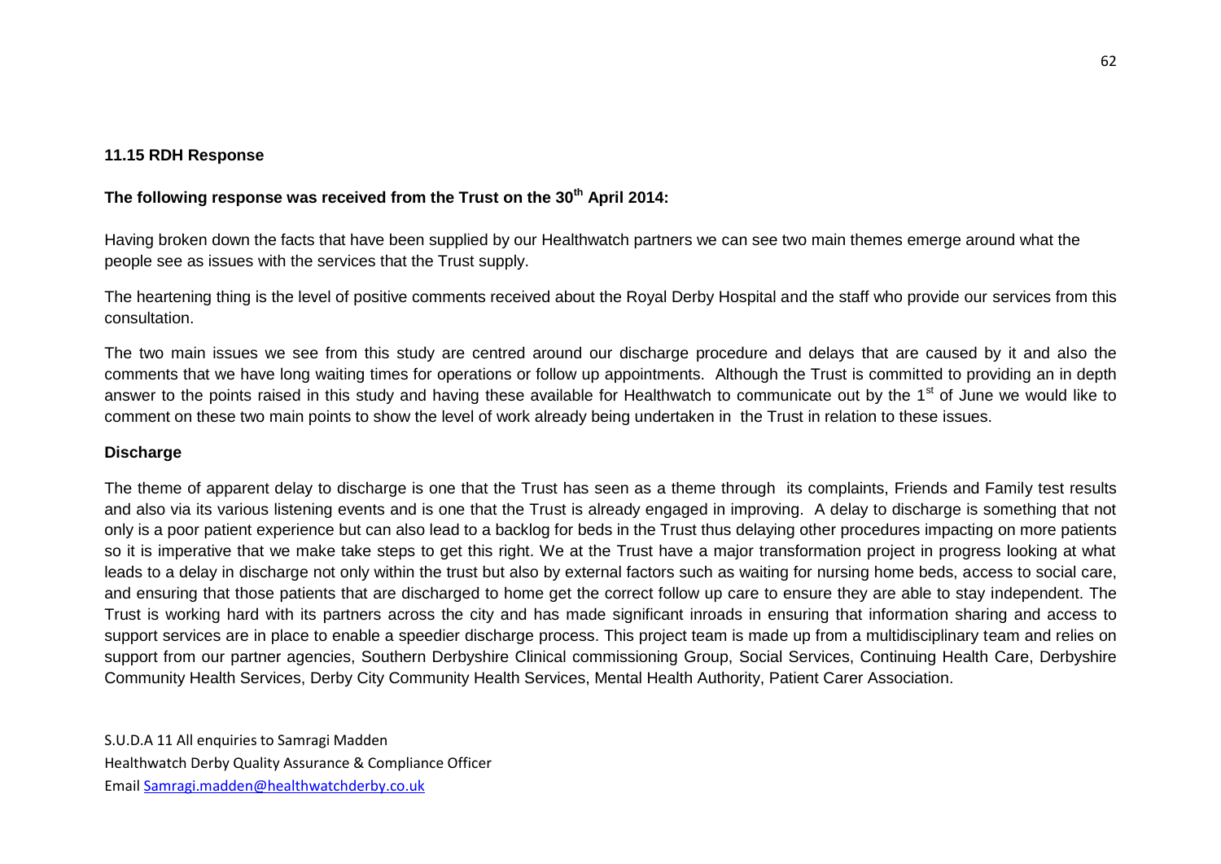#### 11.15 RDH Response

**The following response was received from the Trust on the 30th April 2014:**

Having broken down the facts that have been supplied by our Healthwatch partners we can see two main themes emerge around what the people see as issues with the services that the Trust supply.

The heartening thing is the level of positive comments received about the Royal Derby Hospital and the staff who provide our services from this consultation.

The two main issues we see from this study are centred around our discharge procedure and delays that are caused by it and also the comments that we have long waiting times for operations or follow up appointments. Although the Trust is committed to providing an in depth answer to the points raised in this study and having these available for Healthwatch to communicate out by the 1st of June we would like to comment on these two main points to show the level of work already being undertaken in the Trust in relation to these issues.

**Discharge**

The theme of apparent delay to discharge is one that the Trust has seen as a theme through its complaints, Friends and Family test results and also via its various listening events and is one that the Trust is already engaged in improving. A delay to discharge is something that not only is a poor patient experience but can also lead to a backlog for beds in the Trust thus delaying other procedures impacting on more patients so it is imperative that we make take steps to get this right. We at the Trust have a major transformation project in progress looking at what leads to a delay in discharge not only within the trust but also by external factors such as waiting for nursing home beds, access to social care, and ensuring that those patients that are discharged to home get the correct follow up care to ensure they are able to stay independent. The Trust is working hard with its partners across the city and has made significant inroads in ensuring that information sharing and access to support services are in place to enable a speedier discharge process. This project team is made up from a multidisciplinary team and relies on support from our partner agencies, Southern Derbyshire Clinical commissioning Group, Social Services, Continuing Health Care, Derbyshire Community Health Services, Derby City Community Health Services, Mental Health Authority, Patient Carer Association.

S.U.D.A 11 All enquiries to Samragi Madden
Healthwatch Derby Quality Assurance & Compliance Officer
Email Samragi.madden@healthwatchderby.co.uk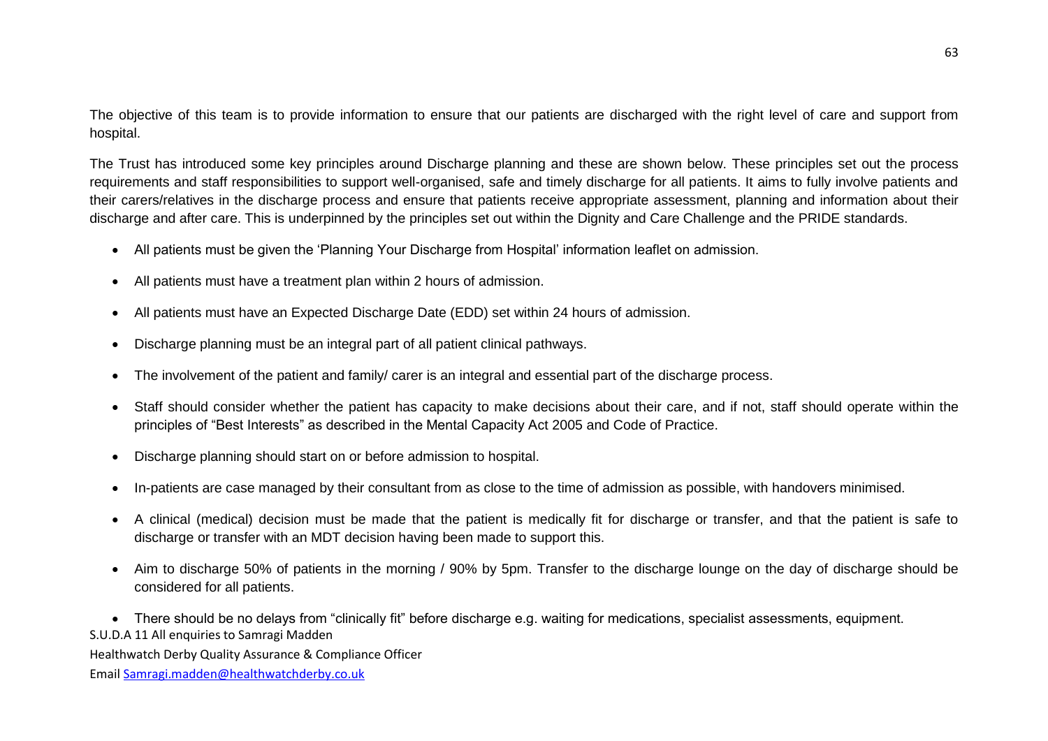The objective of this team is to provide information to ensure that our patients are discharged with the right level of care and support from hospital.

The Trust has introduced some key principles around Discharge planning and these are shown below. These principles set out the process requirements and staff responsibilities to support well-organised, safe and timely discharge for all patients. It aims to fully involve patients and their carers/relatives in the discharge process and ensure that patients receive appropriate assessment, planning and information about their discharge and after care. This is underpinned by the principles set out within the Dignity and Care Challenge and the PRIDE standards.

- All patients must be given the 'Planning Your Discharge from Hospital' information leaflet on admission.
- All patients must have a treatment plan within 2 hours of admission.
- All patients must have an Expected Discharge Date (EDD) set within 24 hours of admission.
- Discharge planning must be an integral part of all patient clinical pathways.
- The involvement of the patient and family/ carer is an integral and essential part of the discharge process.
- Staff should consider whether the patient has capacity to make decisions about their care, and if not, staff should operate within the principles of "Best Interests" as described in the Mental Capacity Act 2005 and Code of Practice.
- Discharge planning should start on or before admission to hospital.
- In-patients are case managed by their consultant from as close to the time of admission as possible, with handovers minimised.
- A clinical (medical) decision must be made that the patient is medically fit for discharge or transfer, and that the patient is safe to discharge or transfer with an MDT decision having been made to support this.
- Aim to discharge 50% of patients in the morning / 90% by 5pm. Transfer to the discharge lounge on the day of discharge should be considered for all patients.
- There should be no delays from "clinically fit" before discharge e.g. waiting for medications, specialist assessments, equipment.

S.U.D.A 11 All enquiries to Samragi Madden

Healthwatch Derby Quality Assurance & Compliance Officer

Email Samragi.madden@healthwatchderby.co.uk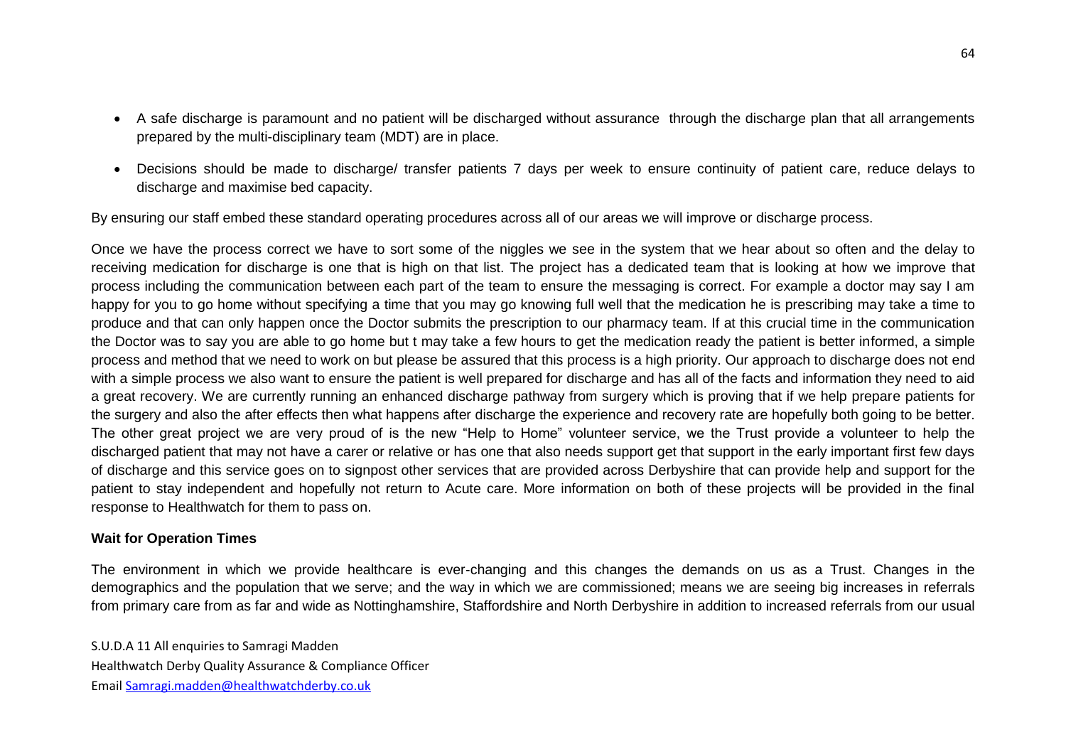- A safe discharge is paramount and no patient will be discharged without assurance through the discharge plan that all arrangements prepared by the multi-disciplinary team (MDT) are in place.
- Decisions should be made to discharge/ transfer patients 7 days per week to ensure continuity of patient care, reduce delays to discharge and maximise bed capacity.

By ensuring our staff embed these standard operating procedures across all of our areas we will improve or discharge process.

Once we have the process correct we have to sort some of the niggles we see in the system that we hear about so often and the delay to receiving medication for discharge is one that is high on that list. The project has a dedicated team that is looking at how we improve that process including the communication between each part of the team to ensure the messaging is correct. For example a doctor may say I am happy for you to go home without specifying a time that you may go knowing full well that the medication he is prescribing may take a time to produce and that can only happen once the Doctor submits the prescription to our pharmacy team. If at this crucial time in the communication the Doctor was to say you are able to go home but t may take a few hours to get the medication ready the patient is better informed, a simple process and method that we need to work on but please be assured that this process is a high priority. Our approach to discharge does not end with a simple process we also want to ensure the patient is well prepared for discharge and has all of the facts and information they need to aid a great recovery. We are currently running an enhanced discharge pathway from surgery which is proving that if we help prepare patients for the surgery and also the after effects then what happens after discharge the experience and recovery rate are hopefully both going to be better. The other great project we are very proud of is the new "Help to Home" volunteer service, we the Trust provide a volunteer to help the discharged patient that may not have a carer or relative or has one that also needs support get that support in the early important first few days of discharge and this service goes on to signpost other services that are provided across Derbyshire that can provide help and support for the patient to stay independent and hopefully not return to Acute care. More information on both of these projects will be provided in the final response to Healthwatch for them to pass on.

**Wait for Operation Times**

The environment in which we provide healthcare is ever-changing and this changes the demands on us as a Trust. Changes in the demographics and the population that we serve; and the way in which we are commissioned; means we are seeing big increases in referrals from primary care from as far and wide as Nottinghamshire, Staffordshire and North Derbyshire in addition to increased referrals from our usual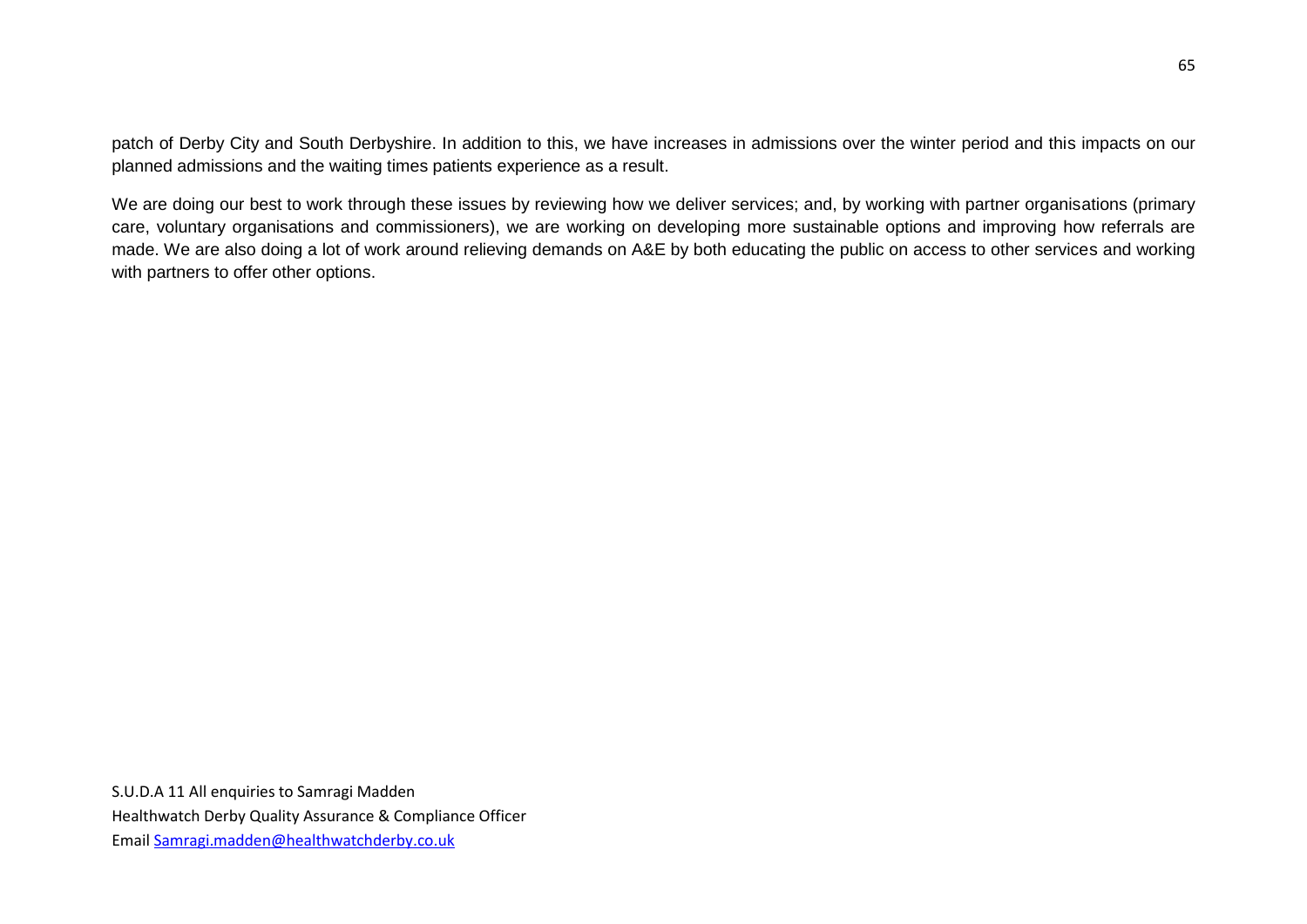patch of Derby City and South Derbyshire. In addition to this, we have increases in admissions over the winter period and this impacts on our planned admissions and the waiting times patients experience as a result.

We are doing our best to work through these issues by reviewing how we deliver services; and, by working with partner organisations (primary care, voluntary organisations and commissioners), we are working on developing more sustainable options and improving how referrals are made. We are also doing a lot of work around relieving demands on A&E by both educating the public on access to other services and working with partners to offer other options.

S.U.D.A 11 All enquiries to Samragi Madden
Healthwatch Derby Quality Assurance & Compliance Officer
Email Samragi.madden@healthwatchderby.co.uk